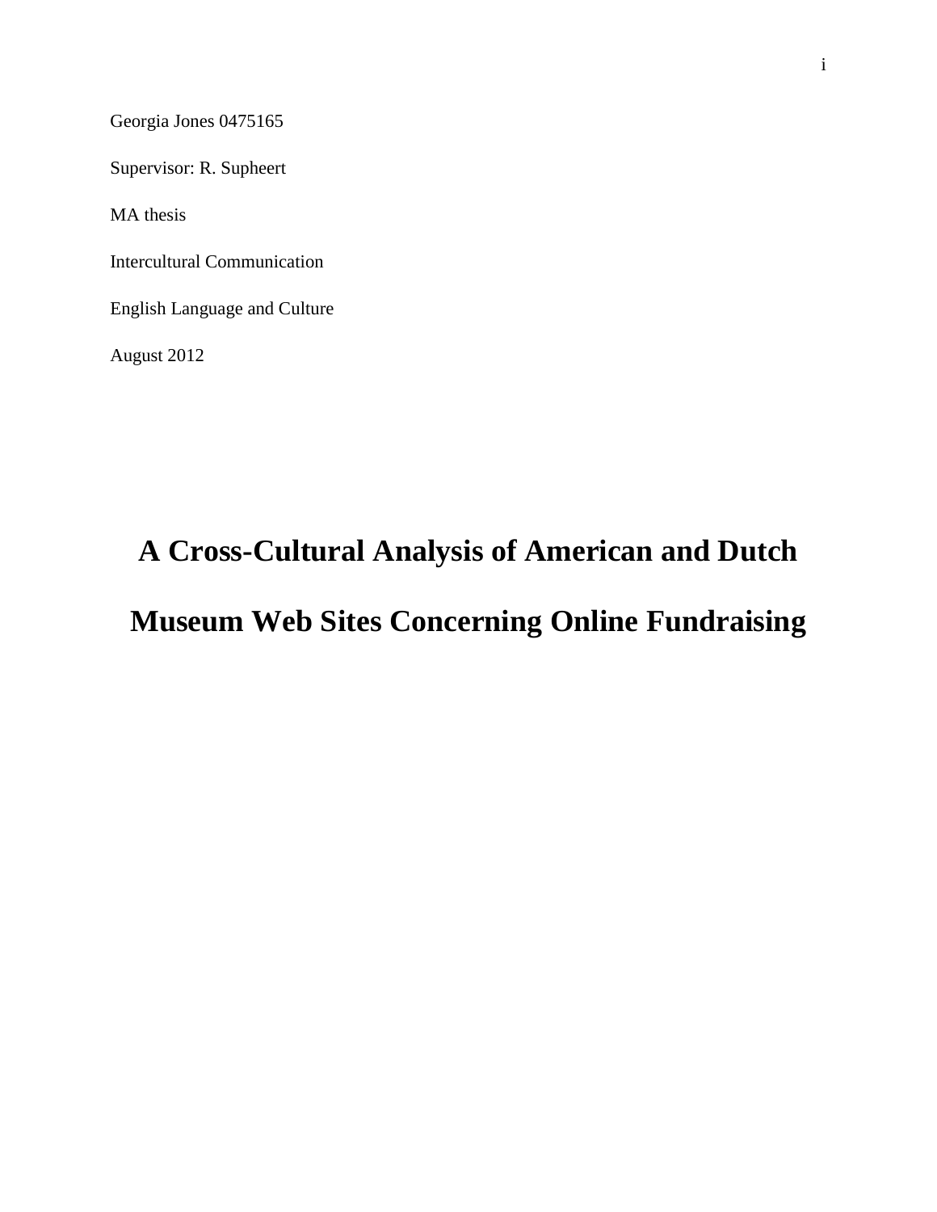Georgia Jones 0475165

Supervisor: R. Supheert

MA thesis

Intercultural Communication

English Language and Culture

August 2012

# A Cross-Cultural Analysis of American and Dutch Museum Web Sites Concerning Online Fundraising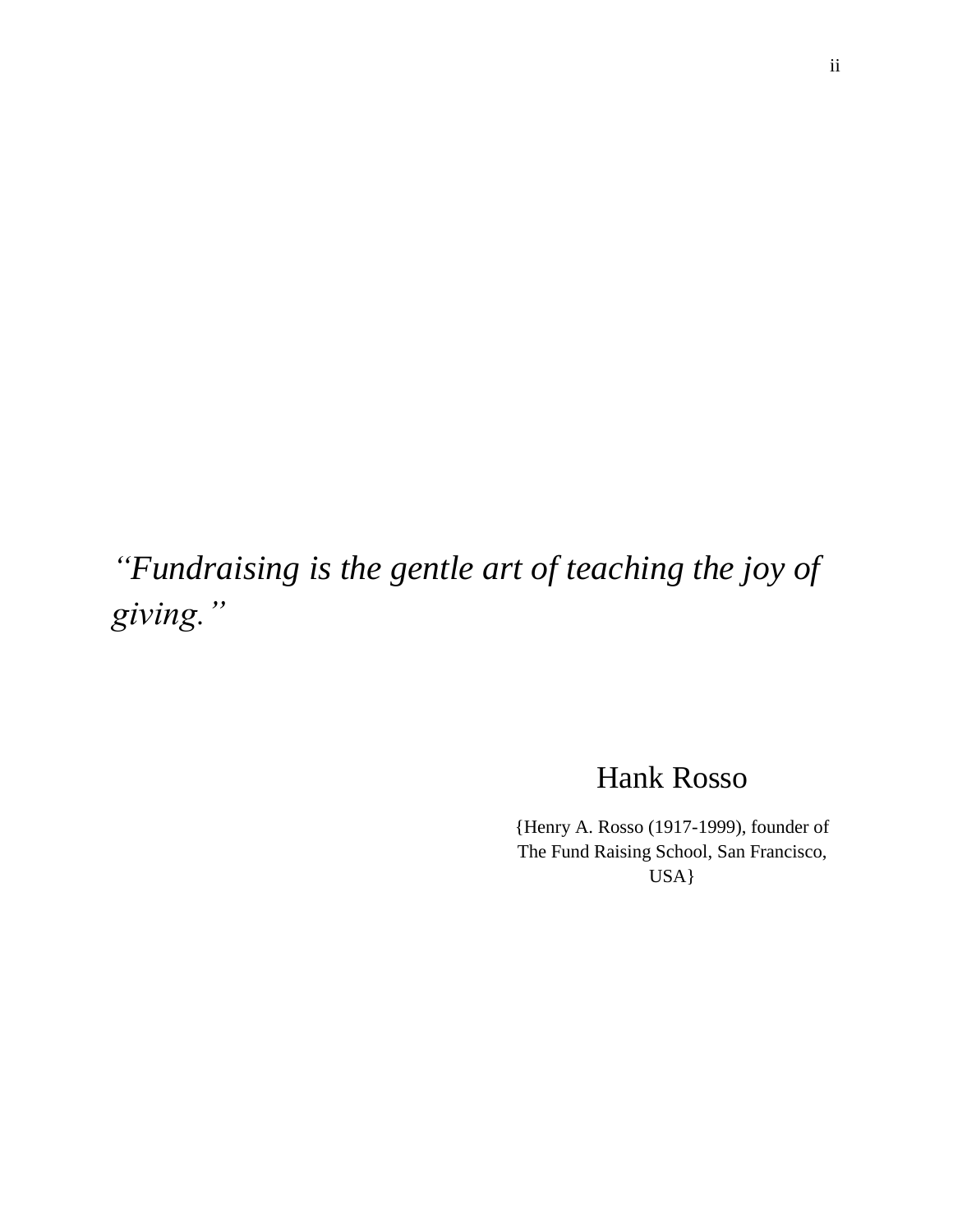*''Fundraising is the gentle art of teaching the joy of giving.''*

Hank Rosso

{Henry A. Rosso (1917-1999), founder of The Fund Raising School, San Francisco, USA}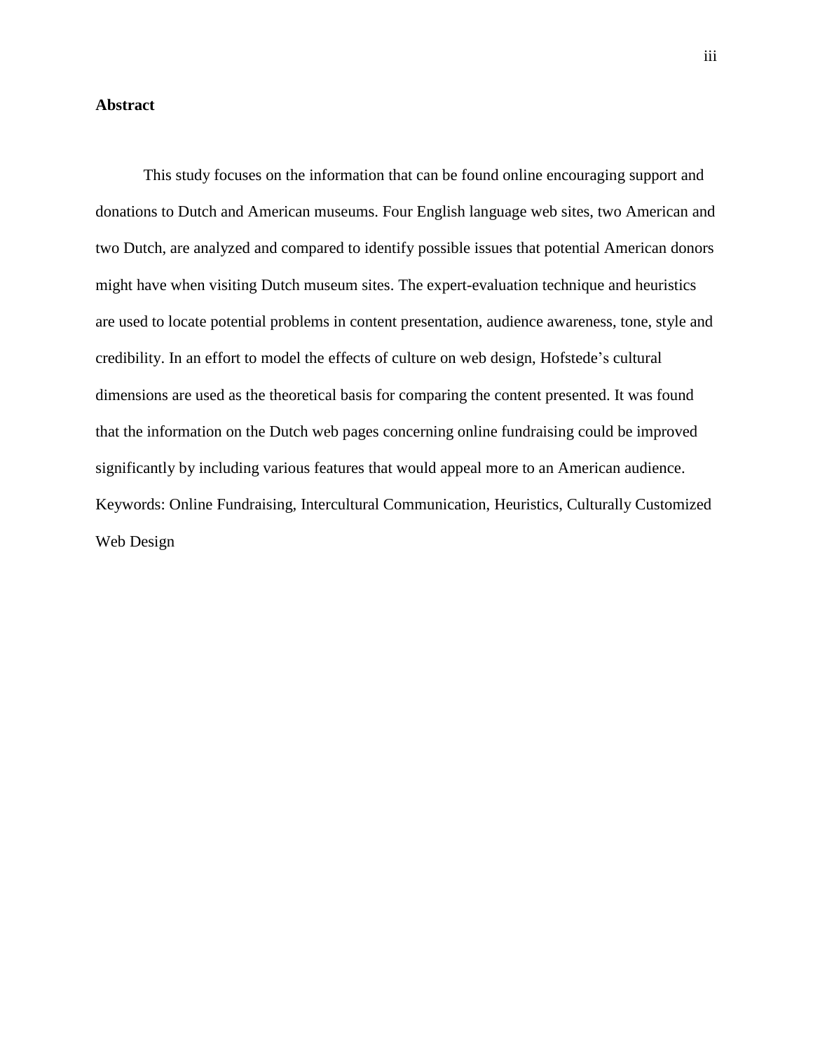# Abstract

This study focuses on the information that can be found online encouraging support and donations to Dutch and American museums. Four English language web sites, two American and two Dutch, are analyzed and compared to identify possible issues that potential American donors might have when visiting Dutch museum sites. The expert-evaluation technique and heuristics are used to locate potential problems in content presentation, audience awareness, tone, style and credibility. In an effort to model the effects of culture on web design, Hofstede's cultural dimensions are used as the theoretical basis for comparing the content presented. It was found that the information on the Dutch web pages concerning online fundraising could be improved significantly by including various features that would appeal more to an American audience.
Keywords: Online Fundraising, Intercultural Communication, Heuristics, Culturally Customized Web Design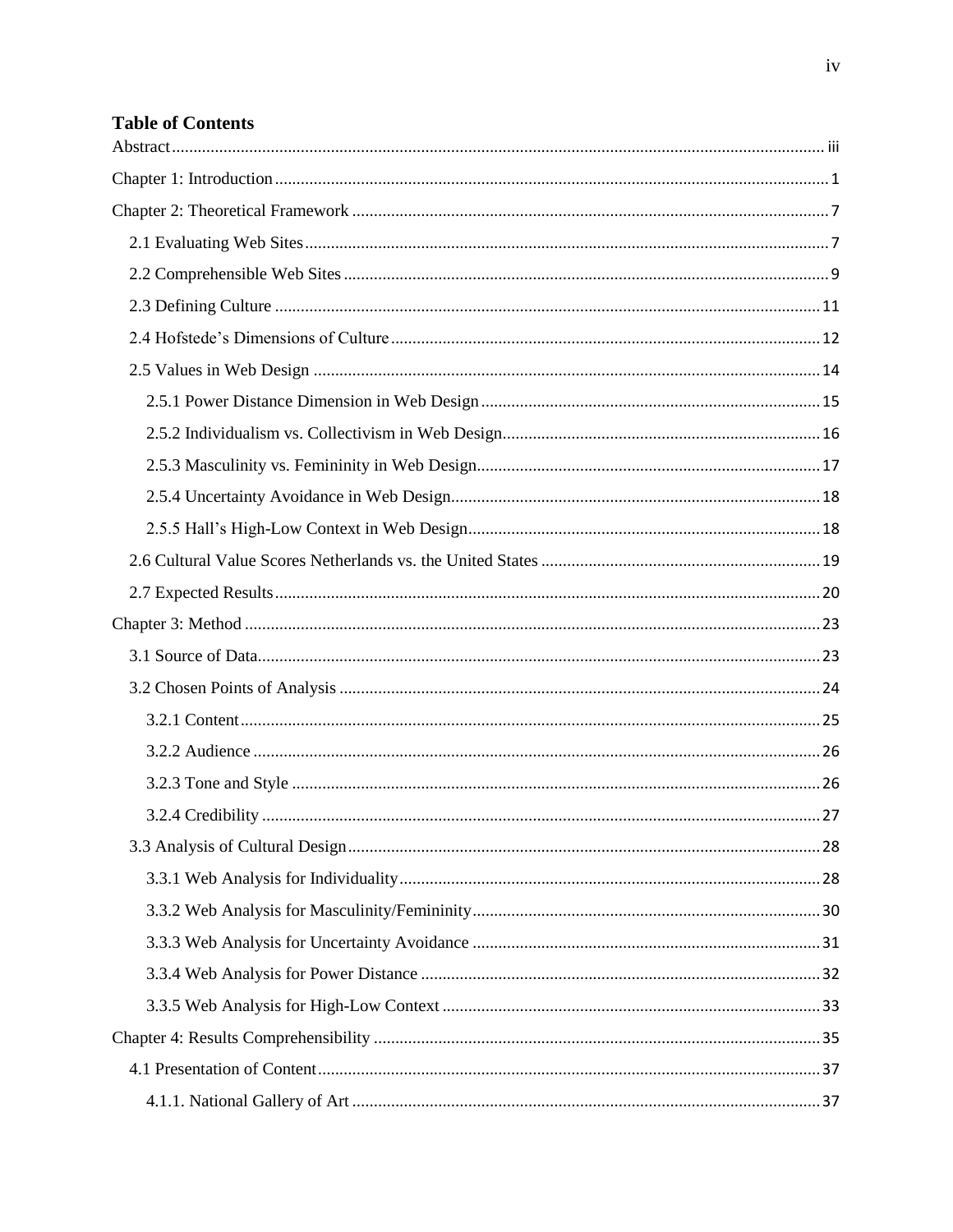# Table of Contents

Abstract ........ iii

Chapter 1: Introduction ........ 1

Chapter 2: Theoretical Framework ........ 7

- 2.1 Evaluating Web Sites ........ 7
- 2.2 Comprehensible Web Sites ........ 9
- 2.3 Defining Culture ........ 11
- 2.4 Hofstede's Dimensions of Culture ........ 12
- 2.5 Values in Web Design ........ 14
  - 2.5.1 Power Distance Dimension in Web Design ........ 15
  - 2.5.2 Individualism vs. Collectivism in Web Design ........ 16
  - 2.5.3 Masculinity vs. Femininity in Web Design ........ 17
  - 2.5.4 Uncertainty Avoidance in Web Design ........ 18
  - 2.5.5 Hall's High-Low Context in Web Design ........ 18
- 2.6 Cultural Value Scores Netherlands vs. the United States ........ 19
- 2.7 Expected Results ........ 20

Chapter 3: Method ........ 23

- 3.1 Source of Data ........ 23
- 3.2 Chosen Points of Analysis ........ 24
  - 3.2.1 Content ........ 25
  - 3.2.2 Audience ........ 26
  - 3.2.3 Tone and Style ........ 26
  - 3.2.4 Credibility ........ 27
- 3.3 Analysis of Cultural Design ........ 28
  - 3.3.1 Web Analysis for Individuality ........ 28
  - 3.3.2 Web Analysis for Masculinity/Femininity ........ 30
  - 3.3.3 Web Analysis for Uncertainty Avoidance ........ 31
  - 3.3.4 Web Analysis for Power Distance ........ 32
  - 3.3.5 Web Analysis for High-Low Context ........ 33

Chapter 4: Results Comprehensibility ........ 35

- 4.1 Presentation of Content ........ 37
  - 4.1.1. National Gallery of Art ........ 37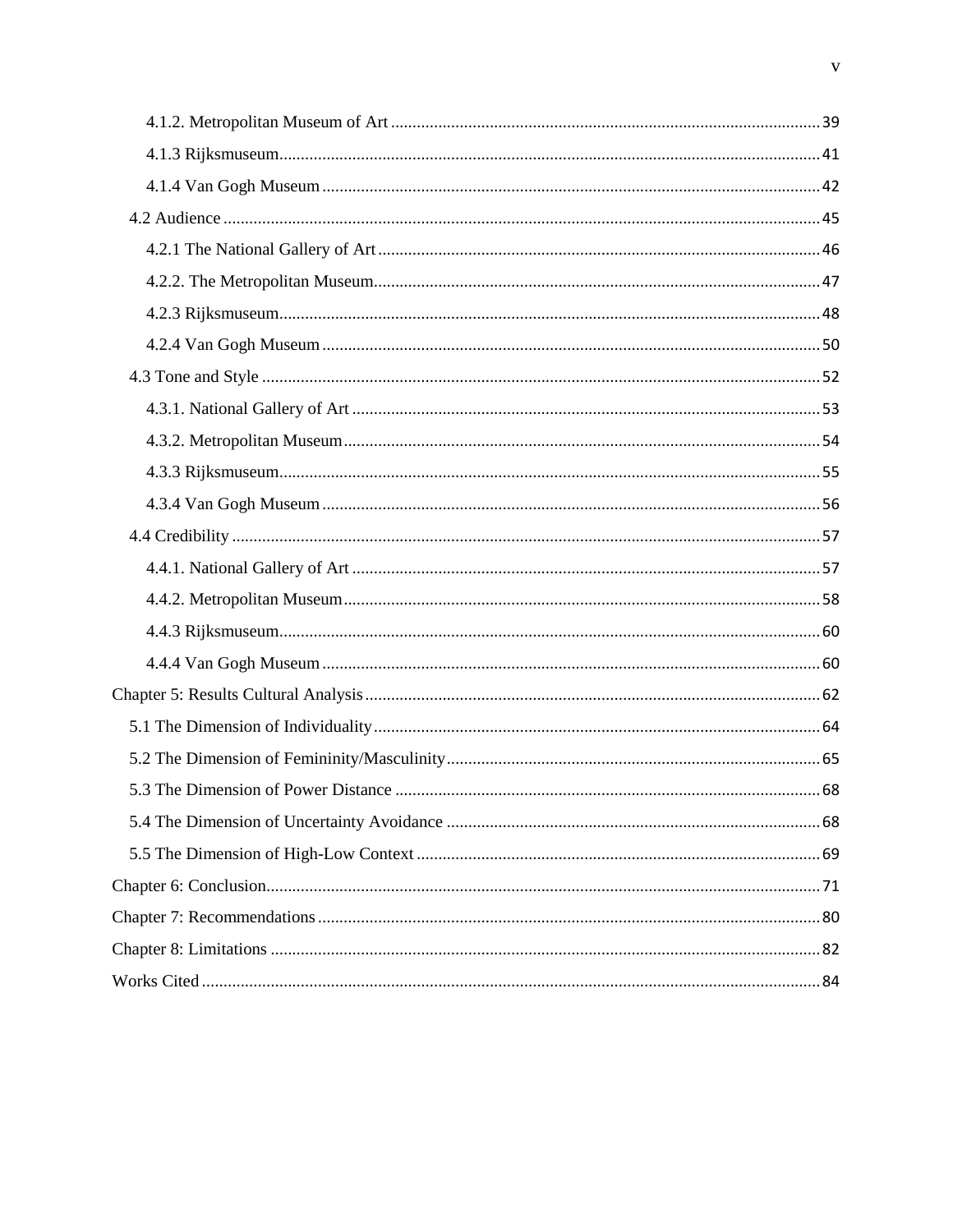4.1.2. Metropolitan Museum of Art ..... 39

4.1.3 Rijksmuseum ..... 41

4.1.4 Van Gogh Museum ..... 42

4.2 Audience ..... 45

4.2.1 The National Gallery of Art ..... 46

4.2.2. The Metropolitan Museum ..... 47

4.2.3 Rijksmuseum ..... 48

4.2.4 Van Gogh Museum ..... 50

4.3 Tone and Style ..... 52

4.3.1. National Gallery of Art ..... 53

4.3.2. Metropolitan Museum ..... 54

4.3.3 Rijksmuseum ..... 55

4.3.4 Van Gogh Museum ..... 56

4.4 Credibility ..... 57

4.4.1. National Gallery of Art ..... 57

4.4.2. Metropolitan Museum ..... 58

4.4.3 Rijksmuseum ..... 60

4.4.4 Van Gogh Museum ..... 60

Chapter 5: Results Cultural Analysis ..... 62

5.1 The Dimension of Individuality ..... 64

5.2 The Dimension of Femininity/Masculinity ..... 65

5.3 The Dimension of Power Distance ..... 68

5.4 The Dimension of Uncertainty Avoidance ..... 68

5.5 The Dimension of High-Low Context ..... 69

Chapter 6: Conclusion ..... 71

Chapter 7: Recommendations ..... 80

Chapter 8: Limitations ..... 82

Works Cited ..... 84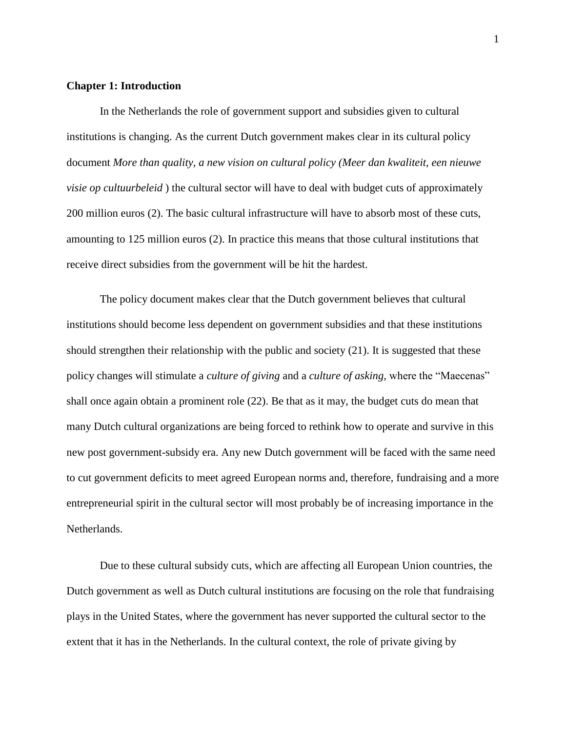## Chapter 1: Introduction

In the Netherlands the role of government support and subsidies given to cultural institutions is changing. As the current Dutch government makes clear in its cultural policy document *More than quality, a new vision on cultural policy (Meer dan kwaliteit, een nieuwe visie op cultuurbeleid* ) the cultural sector will have to deal with budget cuts of approximately 200 million euros (2). The basic cultural infrastructure will have to absorb most of these cuts, amounting to 125 million euros (2). In practice this means that those cultural institutions that receive direct subsidies from the government will be hit the hardest.

The policy document makes clear that the Dutch government believes that cultural institutions should become less dependent on government subsidies and that these institutions should strengthen their relationship with the public and society (21). It is suggested that these policy changes will stimulate a *culture of giving* and a *culture of asking,* where the "Maecenas" shall once again obtain a prominent role (22). Be that as it may, the budget cuts do mean that many Dutch cultural organizations are being forced to rethink how to operate and survive in this new post government-subsidy era. Any new Dutch government will be faced with the same need to cut government deficits to meet agreed European norms and, therefore, fundraising and a more entrepreneurial spirit in the cultural sector will most probably be of increasing importance in the Netherlands.

Due to these cultural subsidy cuts, which are affecting all European Union countries, the Dutch government as well as Dutch cultural institutions are focusing on the role that fundraising plays in the United States, where the government has never supported the cultural sector to the extent that it has in the Netherlands. In the cultural context, the role of private giving by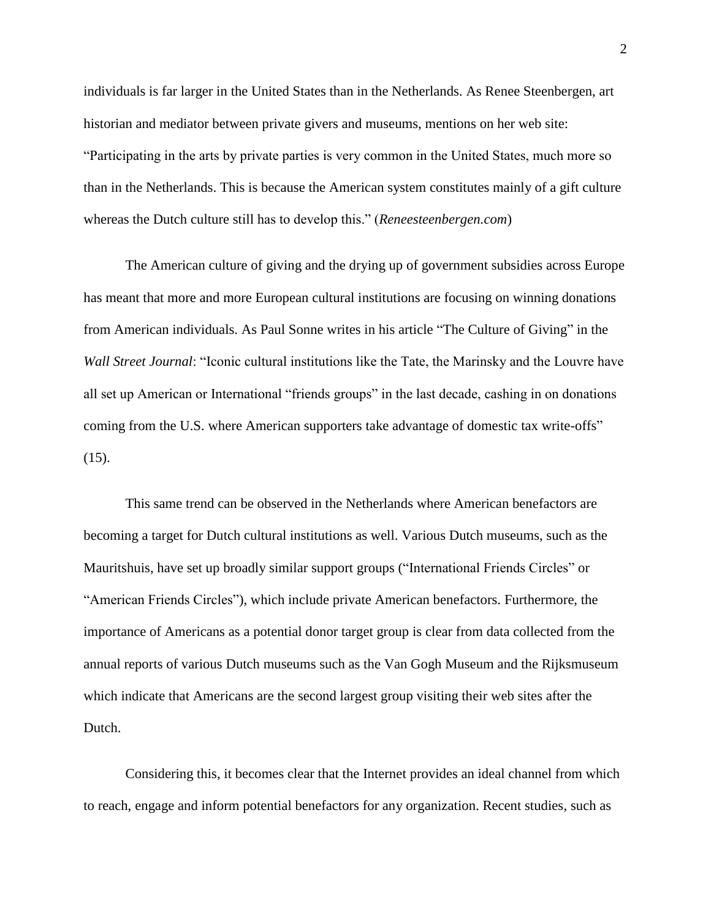individuals is far larger in the United States than in the Netherlands. As Renee Steenbergen, art historian and mediator between private givers and museums, mentions on her web site: "Participating in the arts by private parties is very common in the United States, much more so than in the Netherlands. This is because the American system constitutes mainly of a gift culture whereas the Dutch culture still has to develop this." (*Reneesteenbergen.com*)

The American culture of giving and the drying up of government subsidies across Europe has meant that more and more European cultural institutions are focusing on winning donations from American individuals. As Paul Sonne writes in his article "The Culture of Giving" in the *Wall Street Journal*: "Iconic cultural institutions like the Tate, the Marinsky and the Louvre have all set up American or International "friends groups" in the last decade, cashing in on donations coming from the U.S. where American supporters take advantage of domestic tax write-offs" (15).

This same trend can be observed in the Netherlands where American benefactors are becoming a target for Dutch cultural institutions as well. Various Dutch museums, such as the Mauritshuis, have set up broadly similar support groups ("International Friends Circles" or "American Friends Circles"), which include private American benefactors. Furthermore, the importance of Americans as a potential donor target group is clear from data collected from the annual reports of various Dutch museums such as the Van Gogh Museum and the Rijksmuseum which indicate that Americans are the second largest group visiting their web sites after the Dutch.

Considering this, it becomes clear that the Internet provides an ideal channel from which to reach, engage and inform potential benefactors for any organization. Recent studies, such as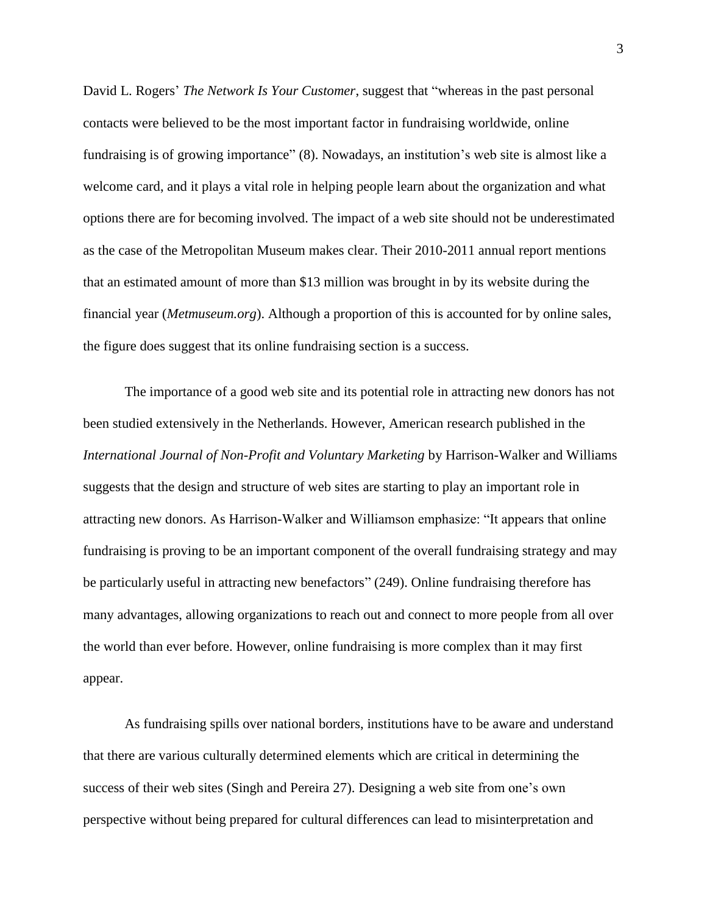David L. Rogers' *The Network Is Your Customer*, suggest that "whereas in the past personal contacts were believed to be the most important factor in fundraising worldwide, online fundraising is of growing importance" (8). Nowadays, an institution's web site is almost like a welcome card, and it plays a vital role in helping people learn about the organization and what options there are for becoming involved. The impact of a web site should not be underestimated as the case of the Metropolitan Museum makes clear. Their 2010-2011 annual report mentions that an estimated amount of more than $13 million was brought in by its website during the financial year (*Metmuseum.org*). Although a proportion of this is accounted for by online sales, the figure does suggest that its online fundraising section is a success.

The importance of a good web site and its potential role in attracting new donors has not been studied extensively in the Netherlands. However, American research published in the *International Journal of Non-Profit and Voluntary Marketing* by Harrison-Walker and Williams suggests that the design and structure of web sites are starting to play an important role in attracting new donors. As Harrison-Walker and Williamson emphasize: "It appears that online fundraising is proving to be an important component of the overall fundraising strategy and may be particularly useful in attracting new benefactors" (249). Online fundraising therefore has many advantages, allowing organizations to reach out and connect to more people from all over the world than ever before. However, online fundraising is more complex than it may first appear.

As fundraising spills over national borders, institutions have to be aware and understand that there are various culturally determined elements which are critical in determining the success of their web sites (Singh and Pereira 27). Designing a web site from one's own perspective without being prepared for cultural differences can lead to misinterpretation and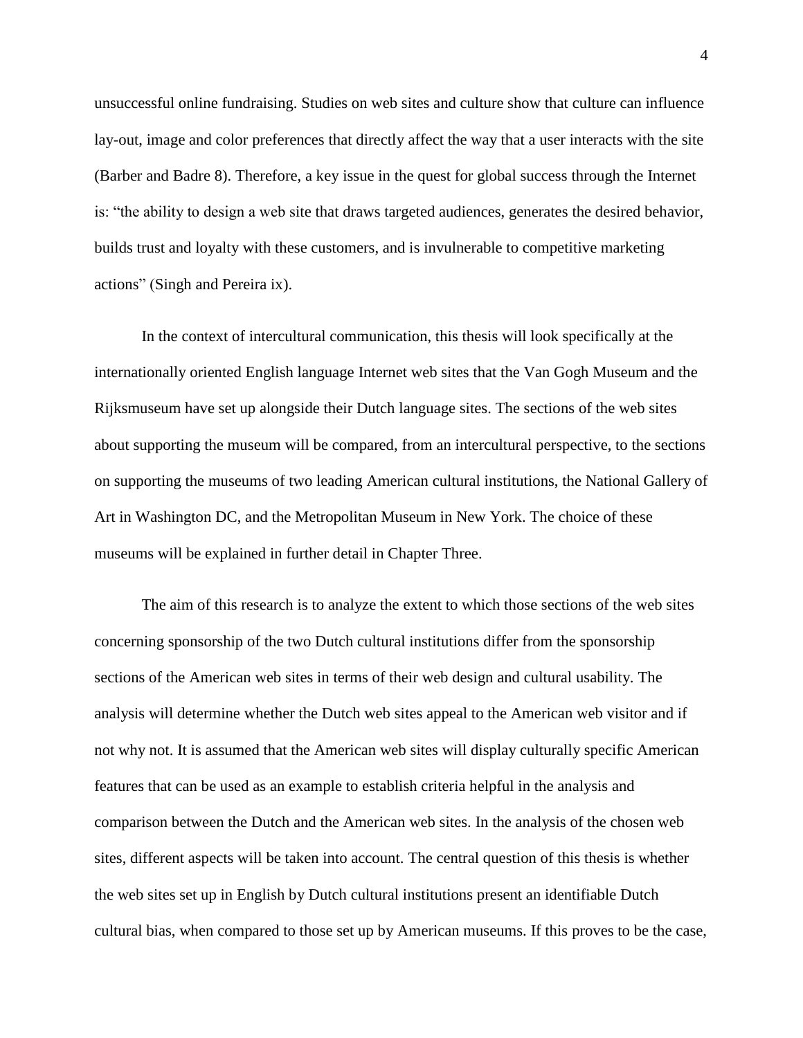unsuccessful online fundraising. Studies on web sites and culture show that culture can influence lay-out, image and color preferences that directly affect the way that a user interacts with the site (Barber and Badre 8). Therefore, a key issue in the quest for global success through the Internet is: "the ability to design a web site that draws targeted audiences, generates the desired behavior, builds trust and loyalty with these customers, and is invulnerable to competitive marketing actions" (Singh and Pereira ix).

In the context of intercultural communication, this thesis will look specifically at the internationally oriented English language Internet web sites that the Van Gogh Museum and the Rijksmuseum have set up alongside their Dutch language sites. The sections of the web sites about supporting the museum will be compared, from an intercultural perspective, to the sections on supporting the museums of two leading American cultural institutions, the National Gallery of Art in Washington DC, and the Metropolitan Museum in New York. The choice of these museums will be explained in further detail in Chapter Three.

The aim of this research is to analyze the extent to which those sections of the web sites concerning sponsorship of the two Dutch cultural institutions differ from the sponsorship sections of the American web sites in terms of their web design and cultural usability. The analysis will determine whether the Dutch web sites appeal to the American web visitor and if not why not. It is assumed that the American web sites will display culturally specific American features that can be used as an example to establish criteria helpful in the analysis and comparison between the Dutch and the American web sites. In the analysis of the chosen web sites, different aspects will be taken into account. The central question of this thesis is whether the web sites set up in English by Dutch cultural institutions present an identifiable Dutch cultural bias, when compared to those set up by American museums. If this proves to be the case,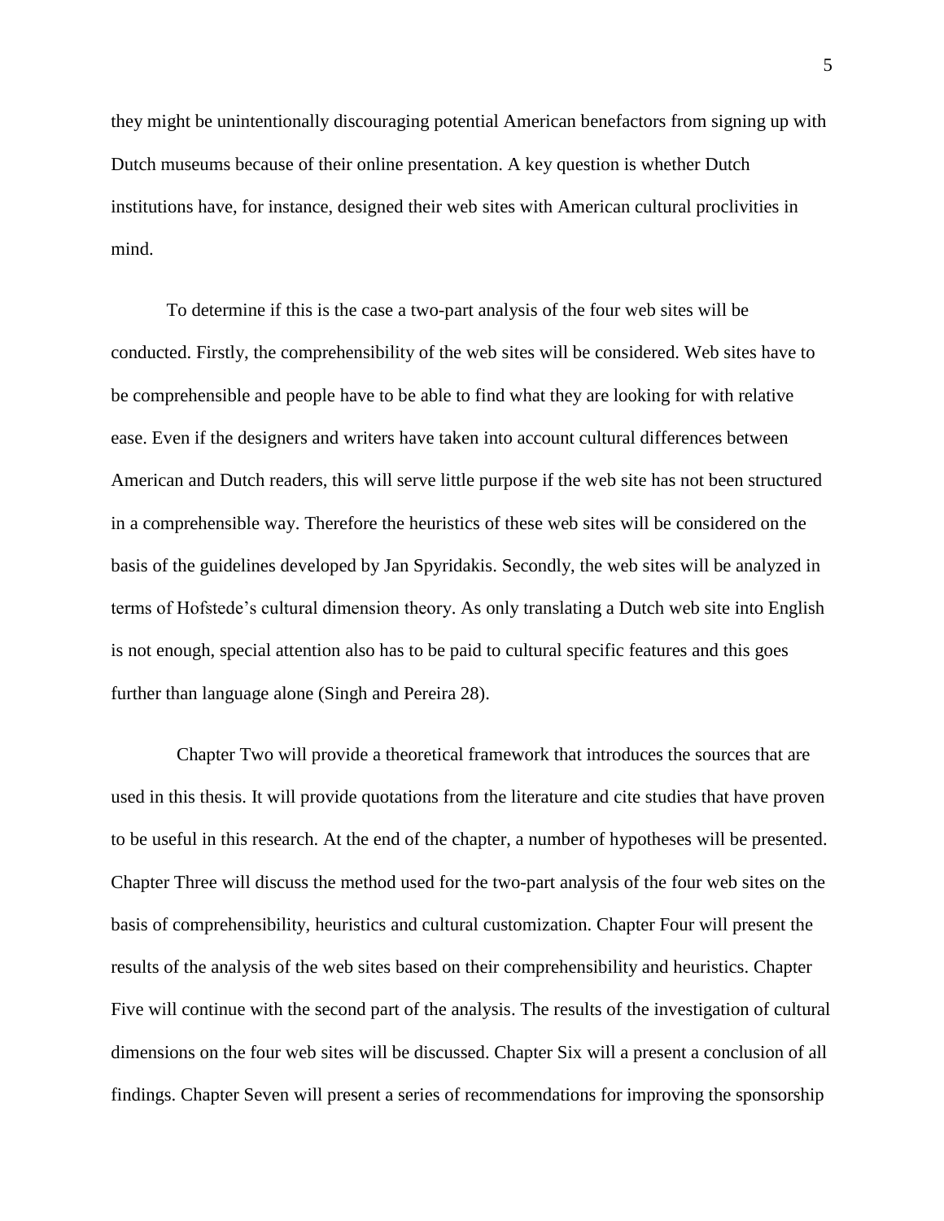they might be unintentionally discouraging potential American benefactors from signing up with Dutch museums because of their online presentation. A key question is whether Dutch institutions have, for instance, designed their web sites with American cultural proclivities in mind.

To determine if this is the case a two-part analysis of the four web sites will be conducted. Firstly, the comprehensibility of the web sites will be considered. Web sites have to be comprehensible and people have to be able to find what they are looking for with relative ease. Even if the designers and writers have taken into account cultural differences between American and Dutch readers, this will serve little purpose if the web site has not been structured in a comprehensible way. Therefore the heuristics of these web sites will be considered on the basis of the guidelines developed by Jan Spyridakis. Secondly, the web sites will be analyzed in terms of Hofstede's cultural dimension theory. As only translating a Dutch web site into English is not enough, special attention also has to be paid to cultural specific features and this goes further than language alone (Singh and Pereira 28).

Chapter Two will provide a theoretical framework that introduces the sources that are used in this thesis. It will provide quotations from the literature and cite studies that have proven to be useful in this research. At the end of the chapter, a number of hypotheses will be presented. Chapter Three will discuss the method used for the two-part analysis of the four web sites on the basis of comprehensibility, heuristics and cultural customization. Chapter Four will present the results of the analysis of the web sites based on their comprehensibility and heuristics. Chapter Five will continue with the second part of the analysis. The results of the investigation of cultural dimensions on the four web sites will be discussed. Chapter Six will a present a conclusion of all findings. Chapter Seven will present a series of recommendations for improving the sponsorship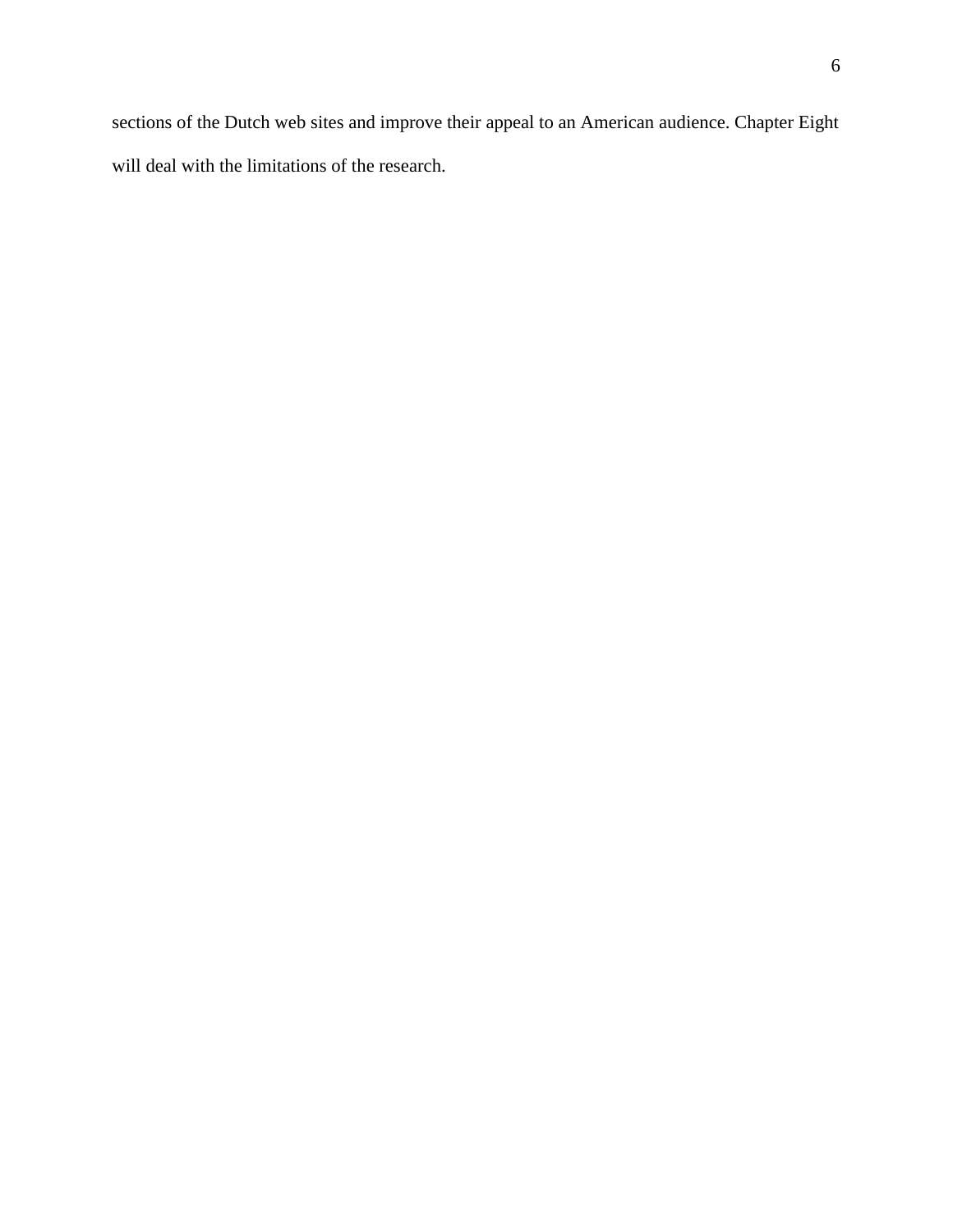sections of the Dutch web sites and improve their appeal to an American audience. Chapter Eight will deal with the limitations of the research.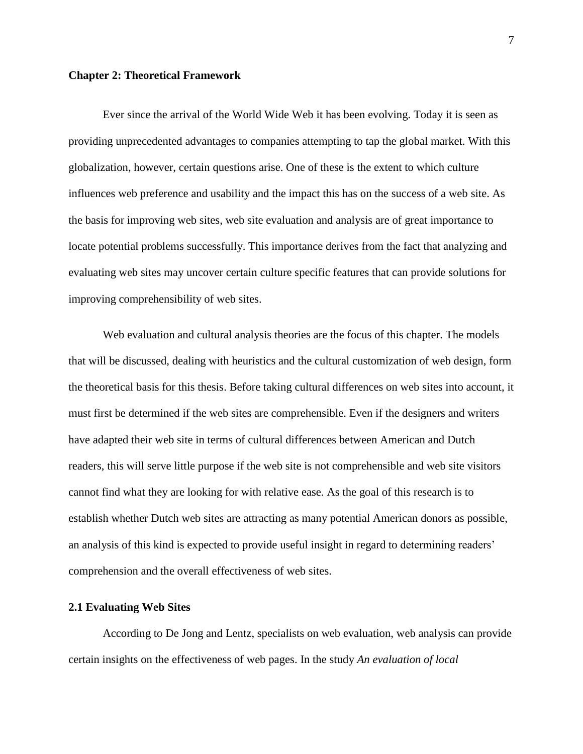## Chapter 2: Theoretical Framework

Ever since the arrival of the World Wide Web it has been evolving. Today it is seen as providing unprecedented advantages to companies attempting to tap the global market. With this globalization, however, certain questions arise. One of these is the extent to which culture influences web preference and usability and the impact this has on the success of a web site. As the basis for improving web sites, web site evaluation and analysis are of great importance to locate potential problems successfully. This importance derives from the fact that analyzing and evaluating web sites may uncover certain culture specific features that can provide solutions for improving comprehensibility of web sites.

Web evaluation and cultural analysis theories are the focus of this chapter. The models that will be discussed, dealing with heuristics and the cultural customization of web design, form the theoretical basis for this thesis. Before taking cultural differences on web sites into account, it must first be determined if the web sites are comprehensible. Even if the designers and writers have adapted their web site in terms of cultural differences between American and Dutch readers, this will serve little purpose if the web site is not comprehensible and web site visitors cannot find what they are looking for with relative ease. As the goal of this research is to establish whether Dutch web sites are attracting as many potential American donors as possible, an analysis of this kind is expected to provide useful insight in regard to determining readers' comprehension and the overall effectiveness of web sites.

### 2.1 Evaluating Web Sites

According to De Jong and Lentz, specialists on web evaluation, web analysis can provide certain insights on the effectiveness of web pages. In the study *An evaluation of local*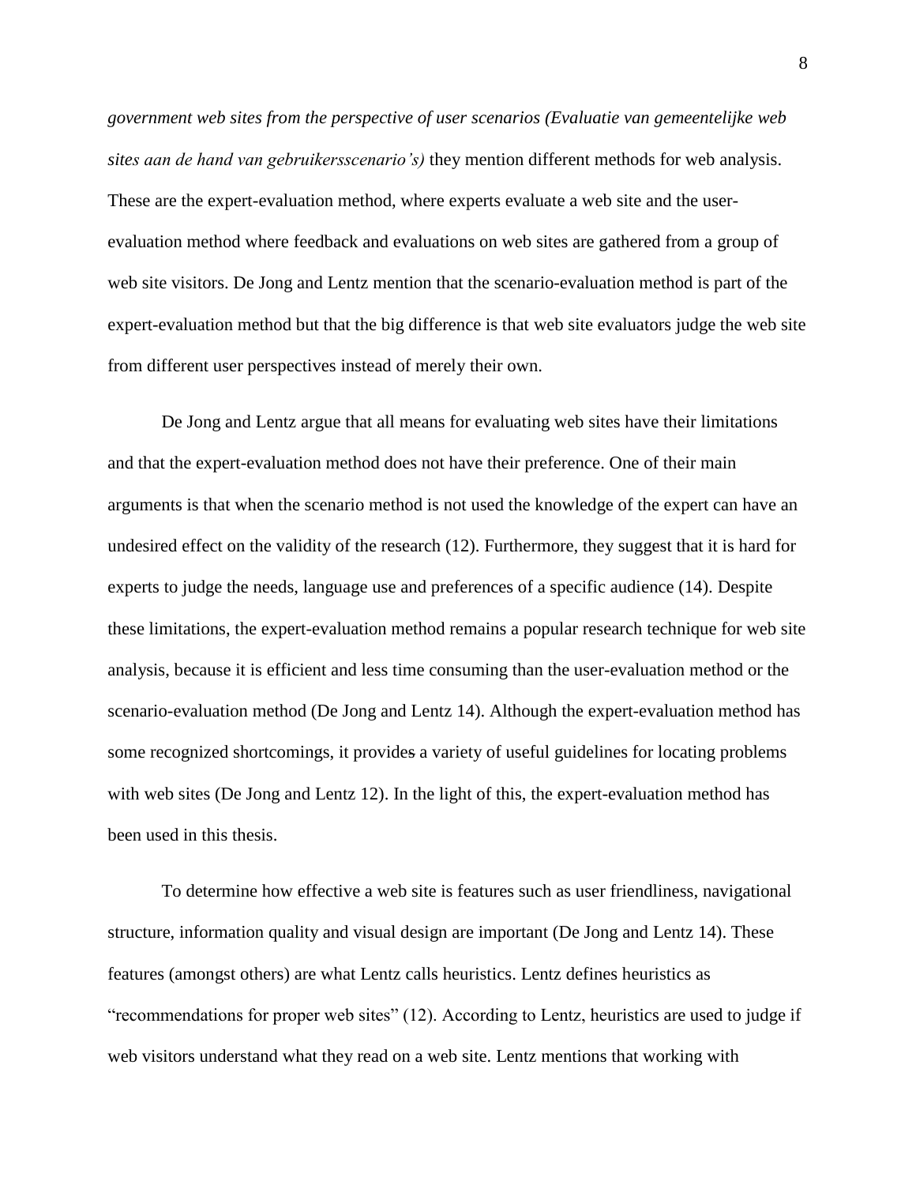*government web sites from the perspective of user scenarios (Evaluatie van gemeentelijke web sites aan de hand van gebruikersscenario's)* they mention different methods for web analysis. These are the expert-evaluation method, where experts evaluate a web site and the user-evaluation method where feedback and evaluations on web sites are gathered from a group of web site visitors. De Jong and Lentz mention that the scenario-evaluation method is part of the expert-evaluation method but that the big difference is that web site evaluators judge the web site from different user perspectives instead of merely their own.

De Jong and Lentz argue that all means for evaluating web sites have their limitations and that the expert-evaluation method does not have their preference. One of their main arguments is that when the scenario method is not used the knowledge of the expert can have an undesired effect on the validity of the research (12). Furthermore, they suggest that it is hard for experts to judge the needs, language use and preferences of a specific audience (14). Despite these limitations, the expert-evaluation method remains a popular research technique for web site analysis, because it is efficient and less time consuming than the user-evaluation method or the scenario-evaluation method (De Jong and Lentz 14). Although the expert-evaluation method has some recognized shortcomings, it provides a variety of useful guidelines for locating problems with web sites (De Jong and Lentz 12). In the light of this, the expert-evaluation method has been used in this thesis.

To determine how effective a web site is features such as user friendliness, navigational structure, information quality and visual design are important (De Jong and Lentz 14). These features (amongst others) are what Lentz calls heuristics. Lentz defines heuristics as "recommendations for proper web sites" (12). According to Lentz, heuristics are used to judge if web visitors understand what they read on a web site. Lentz mentions that working with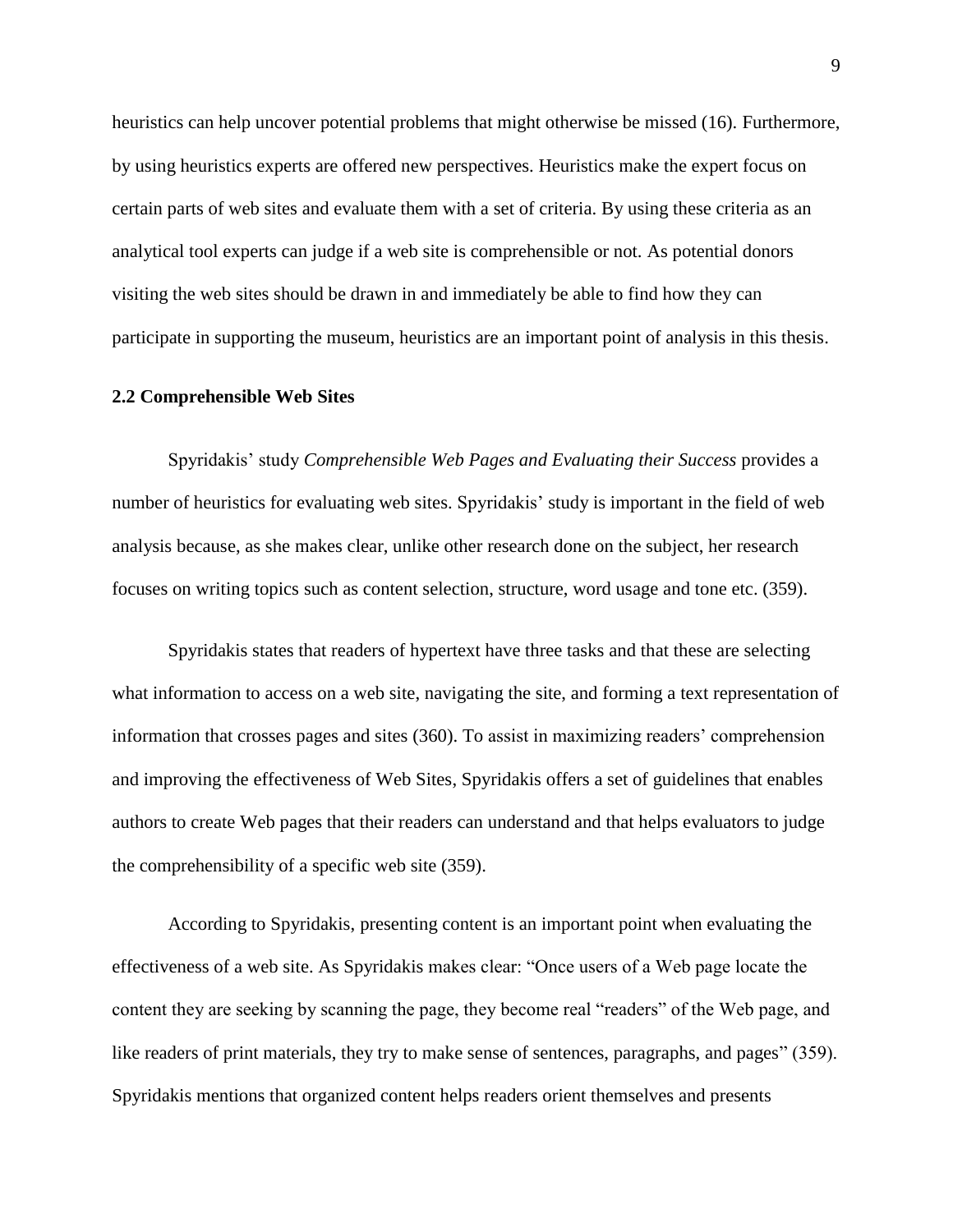heuristics can help uncover potential problems that might otherwise be missed (16). Furthermore, by using heuristics experts are offered new perspectives. Heuristics make the expert focus on certain parts of web sites and evaluate them with a set of criteria. By using these criteria as an analytical tool experts can judge if a web site is comprehensible or not. As potential donors visiting the web sites should be drawn in and immediately be able to find how they can participate in supporting the museum, heuristics are an important point of analysis in this thesis.

## 2.2 Comprehensible Web Sites

Spyridakis' study *Comprehensible Web Pages and Evaluating their Success* provides a number of heuristics for evaluating web sites. Spyridakis' study is important in the field of web analysis because, as she makes clear, unlike other research done on the subject, her research focuses on writing topics such as content selection, structure, word usage and tone etc. (359).

Spyridakis states that readers of hypertext have three tasks and that these are selecting what information to access on a web site, navigating the site, and forming a text representation of information that crosses pages and sites (360). To assist in maximizing readers' comprehension and improving the effectiveness of Web Sites, Spyridakis offers a set of guidelines that enables authors to create Web pages that their readers can understand and that helps evaluators to judge the comprehensibility of a specific web site (359).

According to Spyridakis, presenting content is an important point when evaluating the effectiveness of a web site. As Spyridakis makes clear: "Once users of a Web page locate the content they are seeking by scanning the page, they become real "readers" of the Web page, and like readers of print materials, they try to make sense of sentences, paragraphs, and pages" (359). Spyridakis mentions that organized content helps readers orient themselves and presents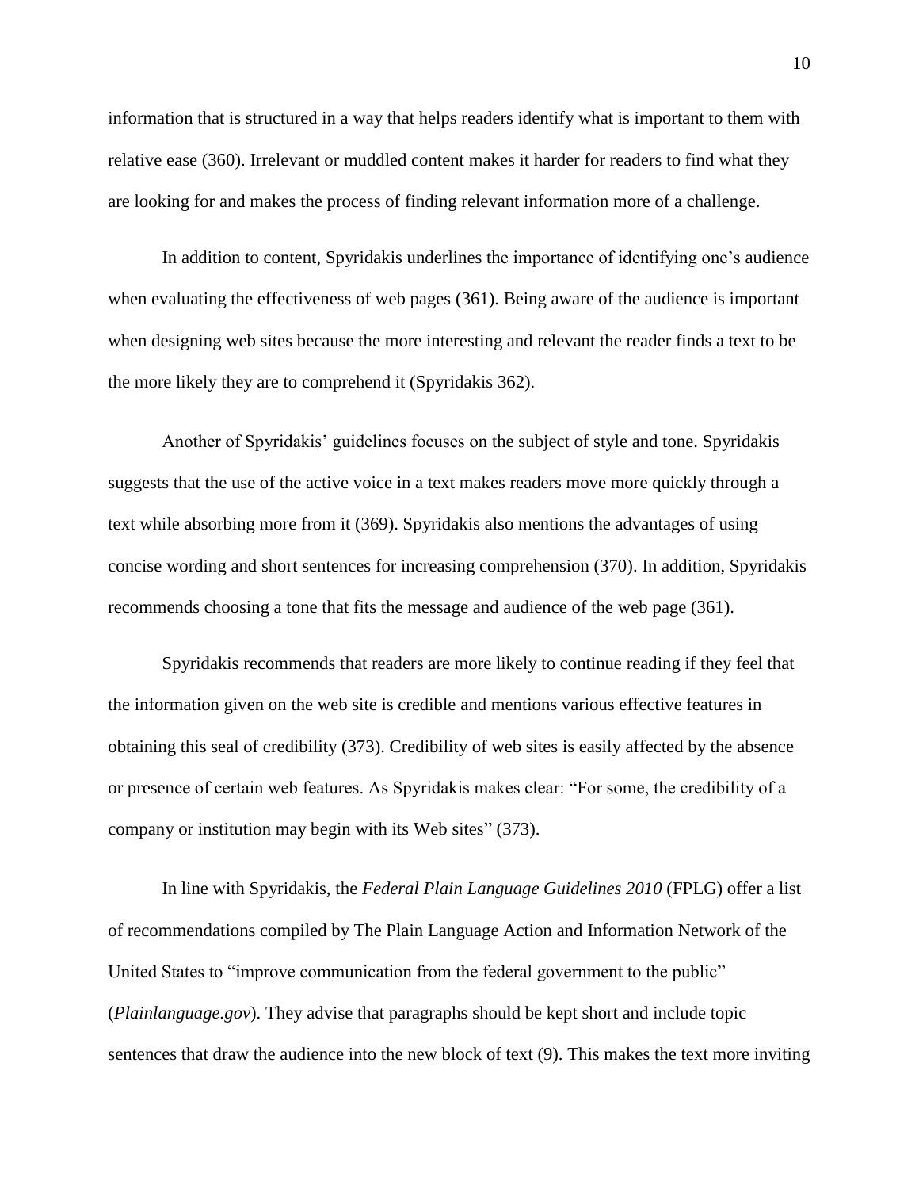information that is structured in a way that helps readers identify what is important to them with relative ease (360). Irrelevant or muddled content makes it harder for readers to find what they are looking for and makes the process of finding relevant information more of a challenge.

In addition to content, Spyridakis underlines the importance of identifying one's audience when evaluating the effectiveness of web pages (361). Being aware of the audience is important when designing web sites because the more interesting and relevant the reader finds a text to be the more likely they are to comprehend it (Spyridakis 362).

Another of Spyridakis' guidelines focuses on the subject of style and tone. Spyridakis suggests that the use of the active voice in a text makes readers move more quickly through a text while absorbing more from it (369). Spyridakis also mentions the advantages of using concise wording and short sentences for increasing comprehension (370). In addition, Spyridakis recommends choosing a tone that fits the message and audience of the web page (361).

Spyridakis recommends that readers are more likely to continue reading if they feel that the information given on the web site is credible and mentions various effective features in obtaining this seal of credibility (373). Credibility of web sites is easily affected by the absence or presence of certain web features. As Spyridakis makes clear: "For some, the credibility of a company or institution may begin with its Web sites" (373).

In line with Spyridakis, the *Federal Plain Language Guidelines 2010* (FPLG) offer a list of recommendations compiled by The Plain Language Action and Information Network of the United States to "improve communication from the federal government to the public" (*Plainlanguage.gov*). They advise that paragraphs should be kept short and include topic sentences that draw the audience into the new block of text (9). This makes the text more inviting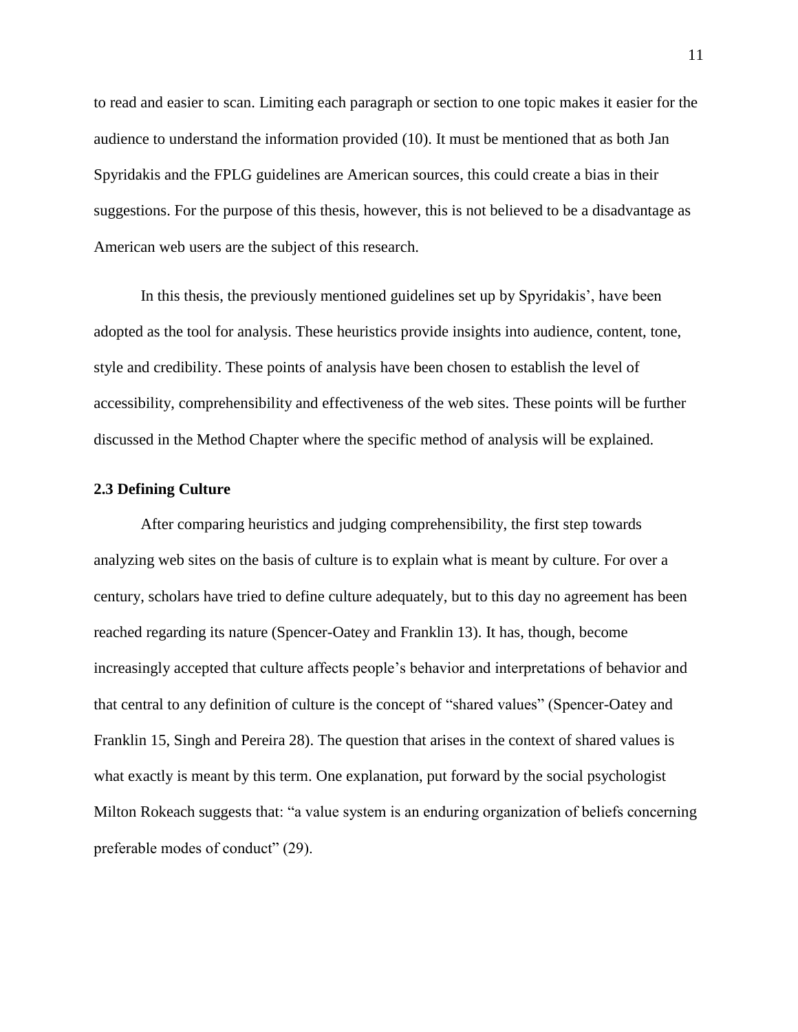to read and easier to scan. Limiting each paragraph or section to one topic makes it easier for the audience to understand the information provided (10). It must be mentioned that as both Jan Spyridakis and the FPLG guidelines are American sources, this could create a bias in their suggestions. For the purpose of this thesis, however, this is not believed to be a disadvantage as American web users are the subject of this research.

In this thesis, the previously mentioned guidelines set up by Spyridakis', have been adopted as the tool for analysis. These heuristics provide insights into audience, content, tone, style and credibility. These points of analysis have been chosen to establish the level of accessibility, comprehensibility and effectiveness of the web sites. These points will be further discussed in the Method Chapter where the specific method of analysis will be explained.

### 2.3 Defining Culture

After comparing heuristics and judging comprehensibility, the first step towards analyzing web sites on the basis of culture is to explain what is meant by culture. For over a century, scholars have tried to define culture adequately, but to this day no agreement has been reached regarding its nature (Spencer-Oatey and Franklin 13). It has, though, become increasingly accepted that culture affects people's behavior and interpretations of behavior and that central to any definition of culture is the concept of "shared values" (Spencer-Oatey and Franklin 15, Singh and Pereira 28). The question that arises in the context of shared values is what exactly is meant by this term. One explanation, put forward by the social psychologist Milton Rokeach suggests that: "a value system is an enduring organization of beliefs concerning preferable modes of conduct" (29).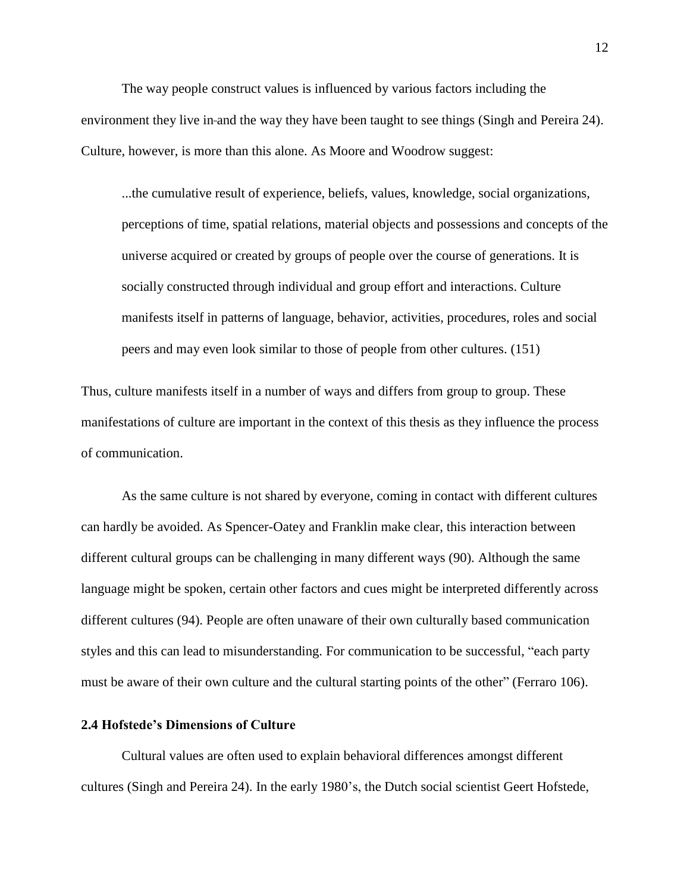The way people construct values is influenced by various factors including the environment they live in and the way they have been taught to see things (Singh and Pereira 24). Culture, however, is more than this alone. As Moore and Woodrow suggest:

> ...the cumulative result of experience, beliefs, values, knowledge, social organizations, perceptions of time, spatial relations, material objects and possessions and concepts of the universe acquired or created by groups of people over the course of generations. It is socially constructed through individual and group effort and interactions. Culture manifests itself in patterns of language, behavior, activities, procedures, roles and social peers and may even look similar to those of people from other cultures. (151)

Thus, culture manifests itself in a number of ways and differs from group to group. These manifestations of culture are important in the context of this thesis as they influence the process of communication.

As the same culture is not shared by everyone, coming in contact with different cultures can hardly be avoided. As Spencer-Oatey and Franklin make clear, this interaction between different cultural groups can be challenging in many different ways (90). Although the same language might be spoken, certain other factors and cues might be interpreted differently across different cultures (94). People are often unaware of their own culturally based communication styles and this can lead to misunderstanding. For communication to be successful, "each party must be aware of their own culture and the cultural starting points of the other" (Ferraro 106).

### 2.4 Hofstede's Dimensions of Culture

Cultural values are often used to explain behavioral differences amongst different cultures (Singh and Pereira 24). In the early 1980's, the Dutch social scientist Geert Hofstede,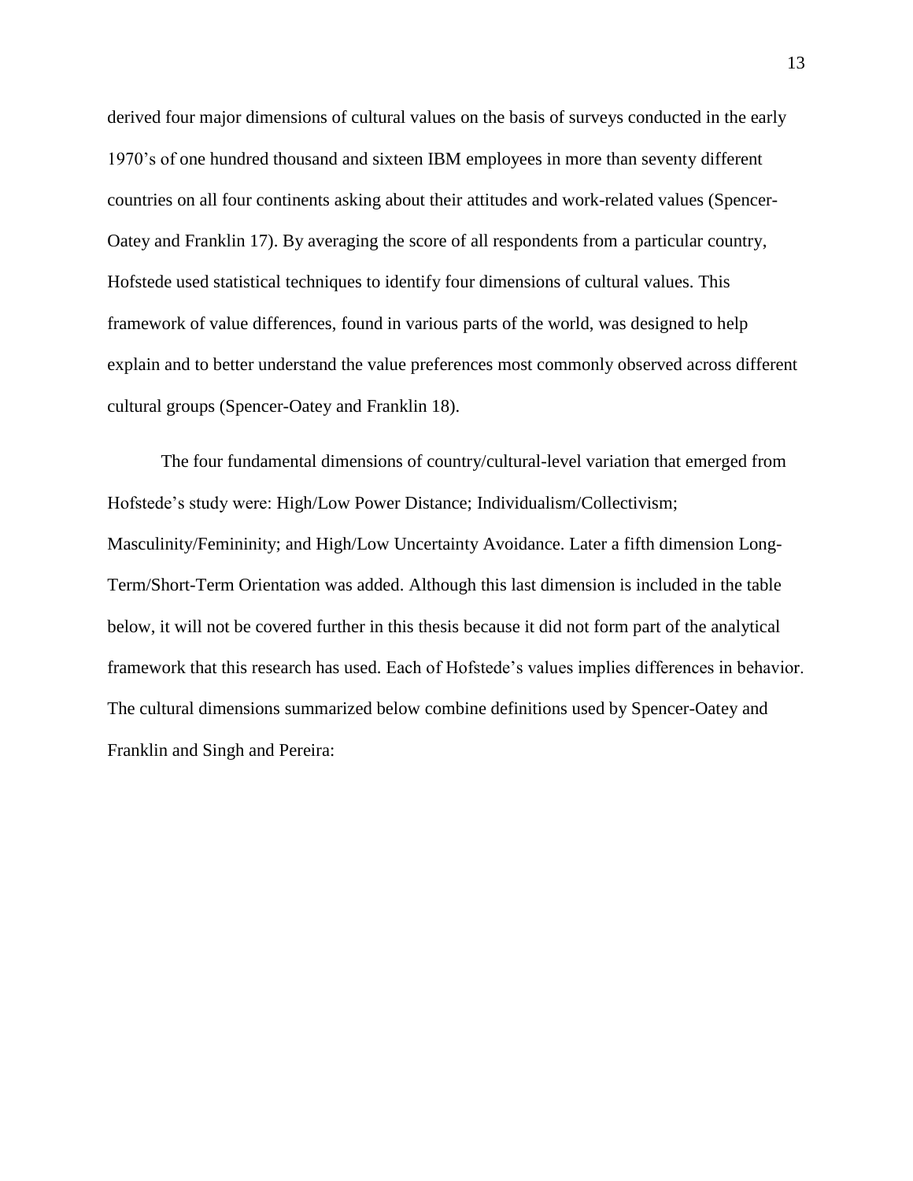derived four major dimensions of cultural values on the basis of surveys conducted in the early 1970's of one hundred thousand and sixteen IBM employees in more than seventy different countries on all four continents asking about their attitudes and work-related values (Spencer-Oatey and Franklin 17). By averaging the score of all respondents from a particular country, Hofstede used statistical techniques to identify four dimensions of cultural values. This framework of value differences, found in various parts of the world, was designed to help explain and to better understand the value preferences most commonly observed across different cultural groups (Spencer-Oatey and Franklin 18).

The four fundamental dimensions of country/cultural-level variation that emerged from Hofstede's study were: High/Low Power Distance; Individualism/Collectivism; Masculinity/Femininity; and High/Low Uncertainty Avoidance. Later a fifth dimension Long-Term/Short-Term Orientation was added. Although this last dimension is included in the table below, it will not be covered further in this thesis because it did not form part of the analytical framework that this research has used. Each of Hofstede's values implies differences in behavior. The cultural dimensions summarized below combine definitions used by Spencer-Oatey and Franklin and Singh and Pereira: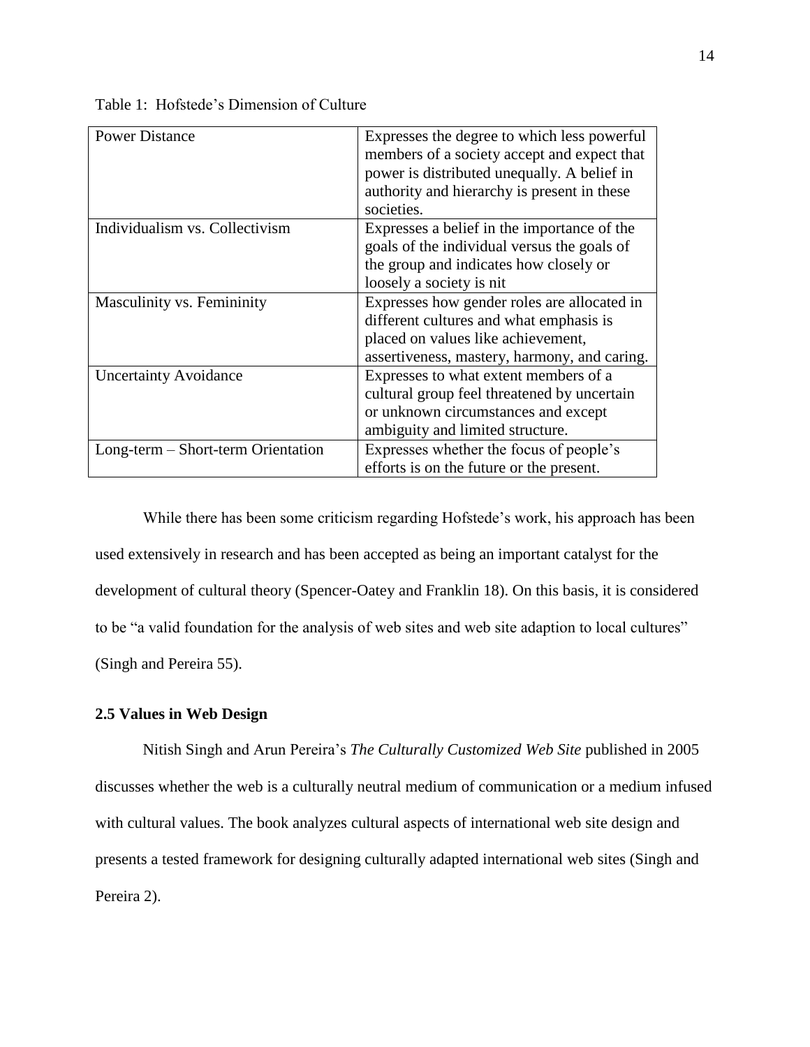Table 1: Hofstede's Dimension of Culture

| | |
|---|---|
| Power Distance | Expresses the degree to which less powerful members of a society accept and expect that power is distributed unequally. A belief in authority and hierarchy is present in these societies. |
| Individualism vs. Collectivism | Expresses a belief in the importance of the goals of the individual versus the goals of the group and indicates how closely or loosely a society is nit |
| Masculinity vs. Femininity | Expresses how gender roles are allocated in different cultures and what emphasis is placed on values like achievement, assertiveness, mastery, harmony, and caring. |
| Uncertainty Avoidance | Expresses to what extent members of a cultural group feel threatened by uncertain or unknown circumstances and except ambiguity and limited structure. |
| Long-term – Short-term Orientation | Expresses whether the focus of people's efforts is on the future or the present. |

While there has been some criticism regarding Hofstede's work, his approach has been used extensively in research and has been accepted as being an important catalyst for the development of cultural theory (Spencer-Oatey and Franklin 18). On this basis, it is considered to be "a valid foundation for the analysis of web sites and web site adaption to local cultures" (Singh and Pereira 55).

### 2.5 Values in Web Design

Nitish Singh and Arun Pereira's *The Culturally Customized Web Site* published in 2005 discusses whether the web is a culturally neutral medium of communication or a medium infused with cultural values. The book analyzes cultural aspects of international web site design and presents a tested framework for designing culturally adapted international web sites (Singh and Pereira 2).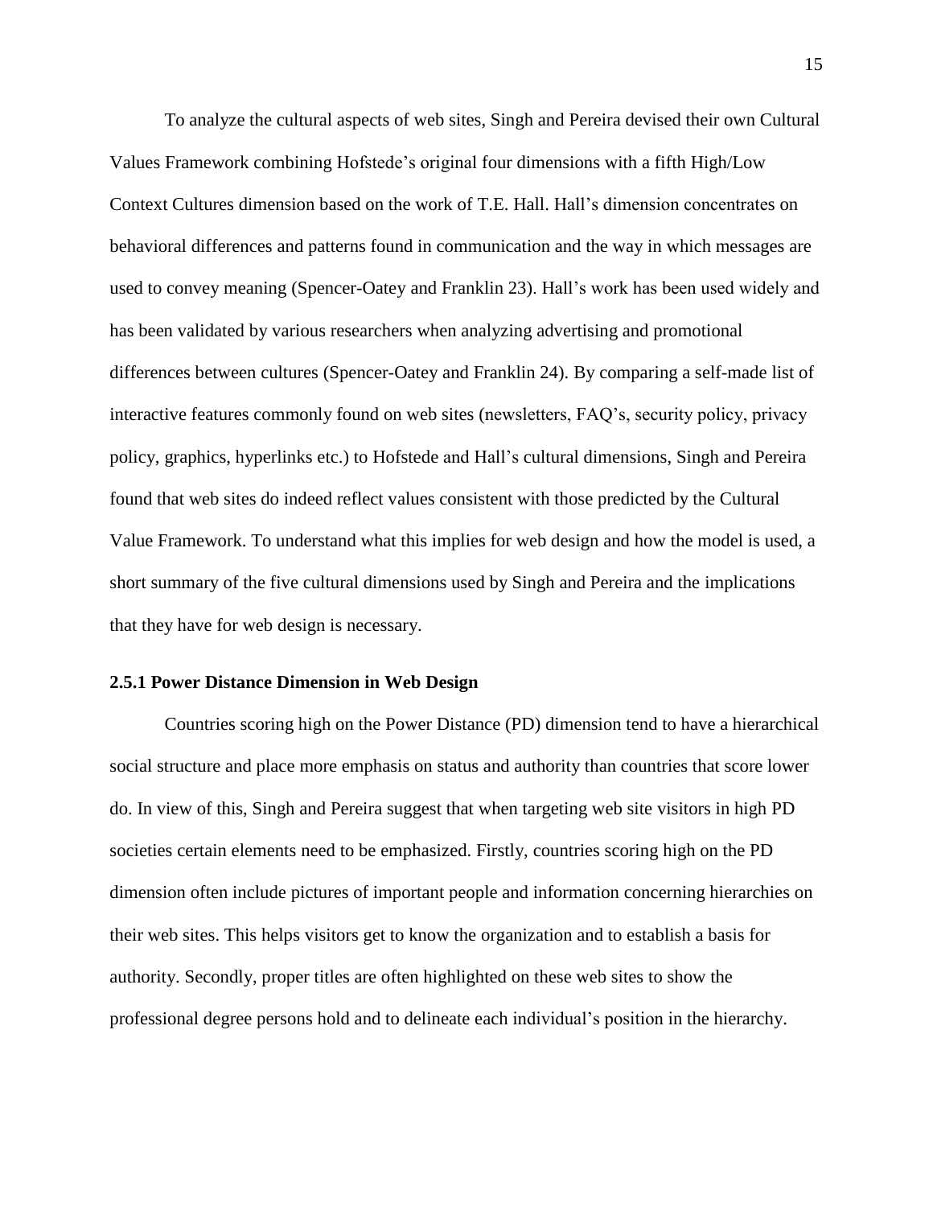To analyze the cultural aspects of web sites, Singh and Pereira devised their own Cultural Values Framework combining Hofstede's original four dimensions with a fifth High/Low Context Cultures dimension based on the work of T.E. Hall. Hall's dimension concentrates on behavioral differences and patterns found in communication and the way in which messages are used to convey meaning (Spencer-Oatey and Franklin 23). Hall's work has been used widely and has been validated by various researchers when analyzing advertising and promotional differences between cultures (Spencer-Oatey and Franklin 24). By comparing a self-made list of interactive features commonly found on web sites (newsletters, FAQ's, security policy, privacy policy, graphics, hyperlinks etc.) to Hofstede and Hall's cultural dimensions, Singh and Pereira found that web sites do indeed reflect values consistent with those predicted by the Cultural Value Framework. To understand what this implies for web design and how the model is used, a short summary of the five cultural dimensions used by Singh and Pereira and the implications that they have for web design is necessary.

### 2.5.1 Power Distance Dimension in Web Design

Countries scoring high on the Power Distance (PD) dimension tend to have a hierarchical social structure and place more emphasis on status and authority than countries that score lower do. In view of this, Singh and Pereira suggest that when targeting web site visitors in high PD societies certain elements need to be emphasized. Firstly, countries scoring high on the PD dimension often include pictures of important people and information concerning hierarchies on their web sites. This helps visitors get to know the organization and to establish a basis for authority. Secondly, proper titles are often highlighted on these web sites to show the professional degree persons hold and to delineate each individual's position in the hierarchy.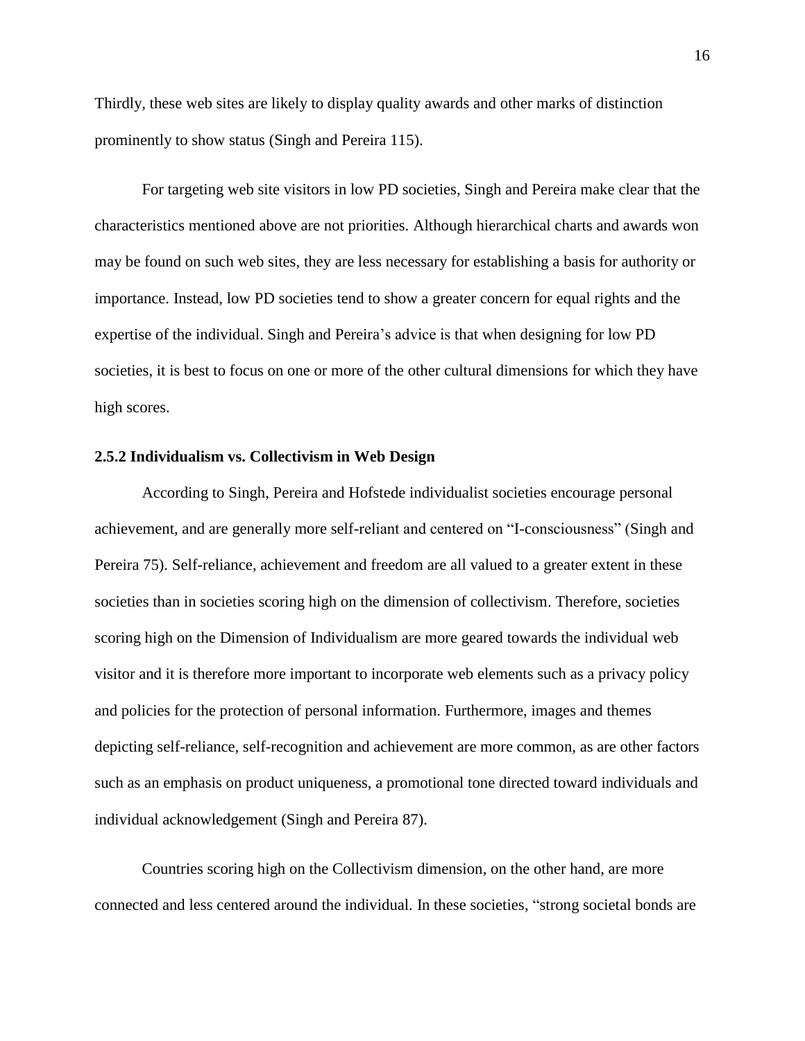Thirdly, these web sites are likely to display quality awards and other marks of distinction prominently to show status (Singh and Pereira 115).

For targeting web site visitors in low PD societies, Singh and Pereira make clear that the characteristics mentioned above are not priorities. Although hierarchical charts and awards won may be found on such web sites, they are less necessary for establishing a basis for authority or importance. Instead, low PD societies tend to show a greater concern for equal rights and the expertise of the individual. Singh and Pereira's advice is that when designing for low PD societies, it is best to focus on one or more of the other cultural dimensions for which they have high scores.

### 2.5.2 Individualism vs. Collectivism in Web Design

According to Singh, Pereira and Hofstede individualist societies encourage personal achievement, and are generally more self-reliant and centered on "I-consciousness" (Singh and Pereira 75). Self-reliance, achievement and freedom are all valued to a greater extent in these societies than in societies scoring high on the dimension of collectivism. Therefore, societies scoring high on the Dimension of Individualism are more geared towards the individual web visitor and it is therefore more important to incorporate web elements such as a privacy policy and policies for the protection of personal information. Furthermore, images and themes depicting self-reliance, self-recognition and achievement are more common, as are other factors such as an emphasis on product uniqueness, a promotional tone directed toward individuals and individual acknowledgement (Singh and Pereira 87).

Countries scoring high on the Collectivism dimension, on the other hand, are more connected and less centered around the individual. In these societies, "strong societal bonds are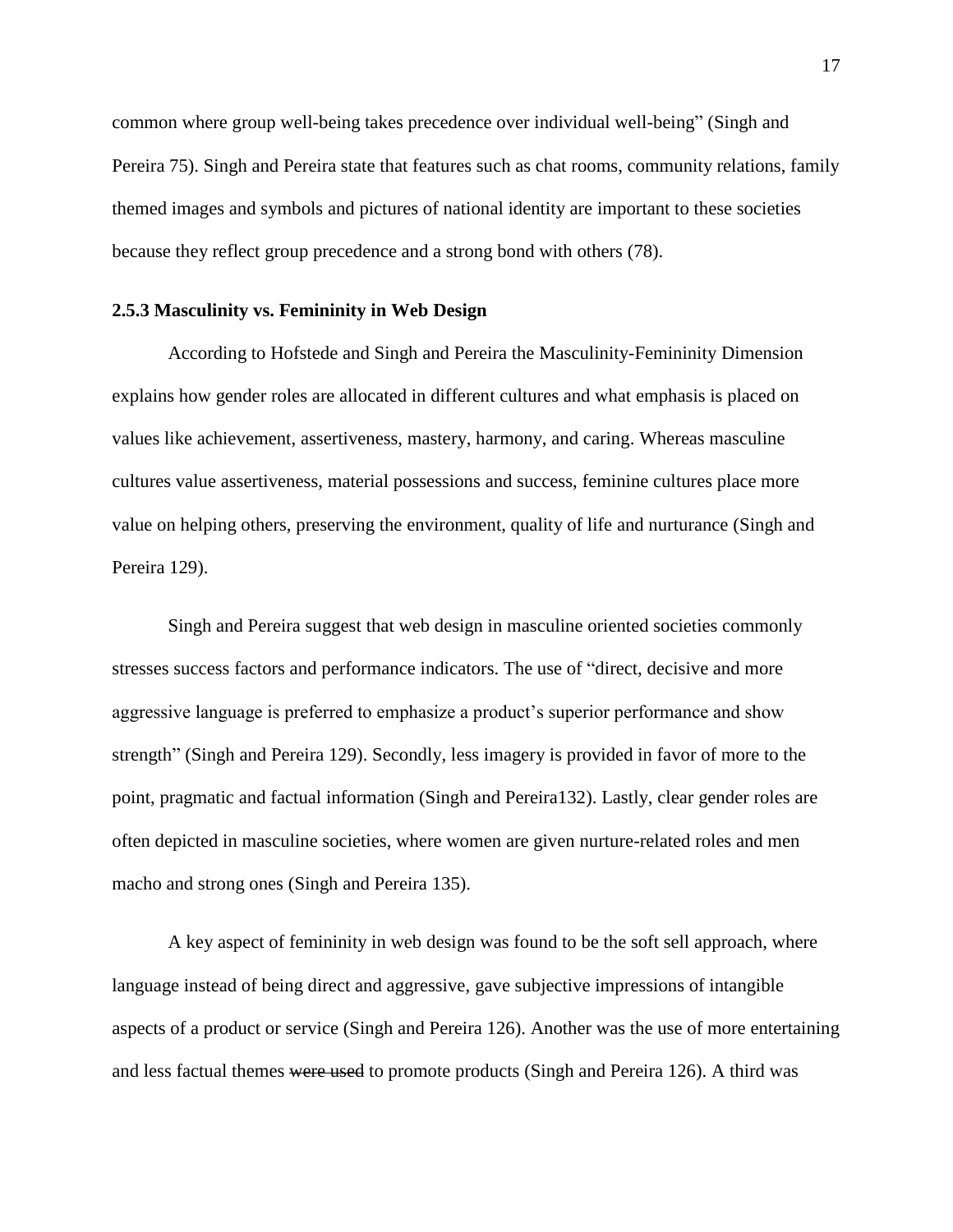common where group well-being takes precedence over individual well-being" (Singh and Pereira 75). Singh and Pereira state that features such as chat rooms, community relations, family themed images and symbols and pictures of national identity are important to these societies because they reflect group precedence and a strong bond with others (78).

### 2.5.3 Masculinity vs. Femininity in Web Design

According to Hofstede and Singh and Pereira the Masculinity-Femininity Dimension explains how gender roles are allocated in different cultures and what emphasis is placed on values like achievement, assertiveness, mastery, harmony, and caring. Whereas masculine cultures value assertiveness, material possessions and success, feminine cultures place more value on helping others, preserving the environment, quality of life and nurturance (Singh and Pereira 129).

Singh and Pereira suggest that web design in masculine oriented societies commonly stresses success factors and performance indicators. The use of "direct, decisive and more aggressive language is preferred to emphasize a product's superior performance and show strength" (Singh and Pereira 129). Secondly, less imagery is provided in favor of more to the point, pragmatic and factual information (Singh and Pereira132). Lastly, clear gender roles are often depicted in masculine societies, where women are given nurture-related roles and men macho and strong ones (Singh and Pereira 135).

A key aspect of femininity in web design was found to be the soft sell approach, where language instead of being direct and aggressive, gave subjective impressions of intangible aspects of a product or service (Singh and Pereira 126). Another was the use of more entertaining and less factual themes ~~were used~~ to promote products (Singh and Pereira 126). A third was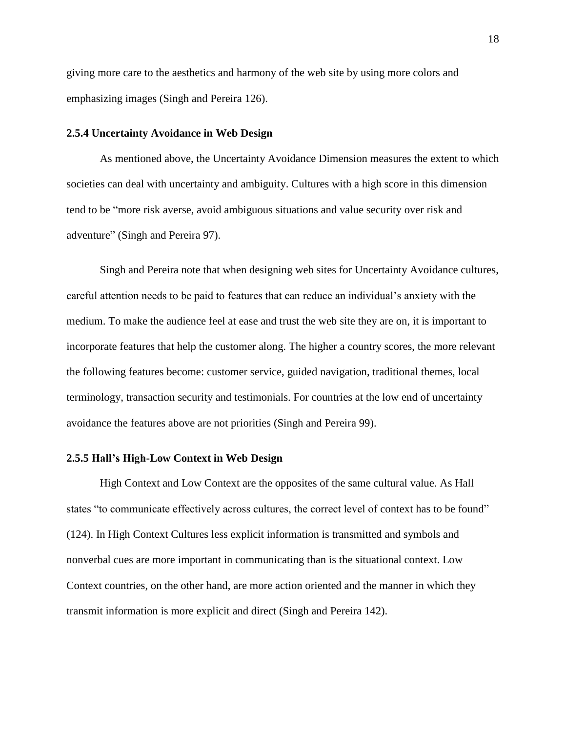giving more care to the aesthetics and harmony of the web site by using more colors and emphasizing images (Singh and Pereira 126).

### 2.5.4 Uncertainty Avoidance in Web Design

As mentioned above, the Uncertainty Avoidance Dimension measures the extent to which societies can deal with uncertainty and ambiguity. Cultures with a high score in this dimension tend to be "more risk averse, avoid ambiguous situations and value security over risk and adventure" (Singh and Pereira 97).

Singh and Pereira note that when designing web sites for Uncertainty Avoidance cultures, careful attention needs to be paid to features that can reduce an individual's anxiety with the medium. To make the audience feel at ease and trust the web site they are on, it is important to incorporate features that help the customer along. The higher a country scores, the more relevant the following features become: customer service, guided navigation, traditional themes, local terminology, transaction security and testimonials. For countries at the low end of uncertainty avoidance the features above are not priorities (Singh and Pereira 99).

### 2.5.5 Hall's High-Low Context in Web Design

High Context and Low Context are the opposites of the same cultural value. As Hall states "to communicate effectively across cultures, the correct level of context has to be found" (124). In High Context Cultures less explicit information is transmitted and symbols and nonverbal cues are more important in communicating than is the situational context. Low Context countries, on the other hand, are more action oriented and the manner in which they transmit information is more explicit and direct (Singh and Pereira 142).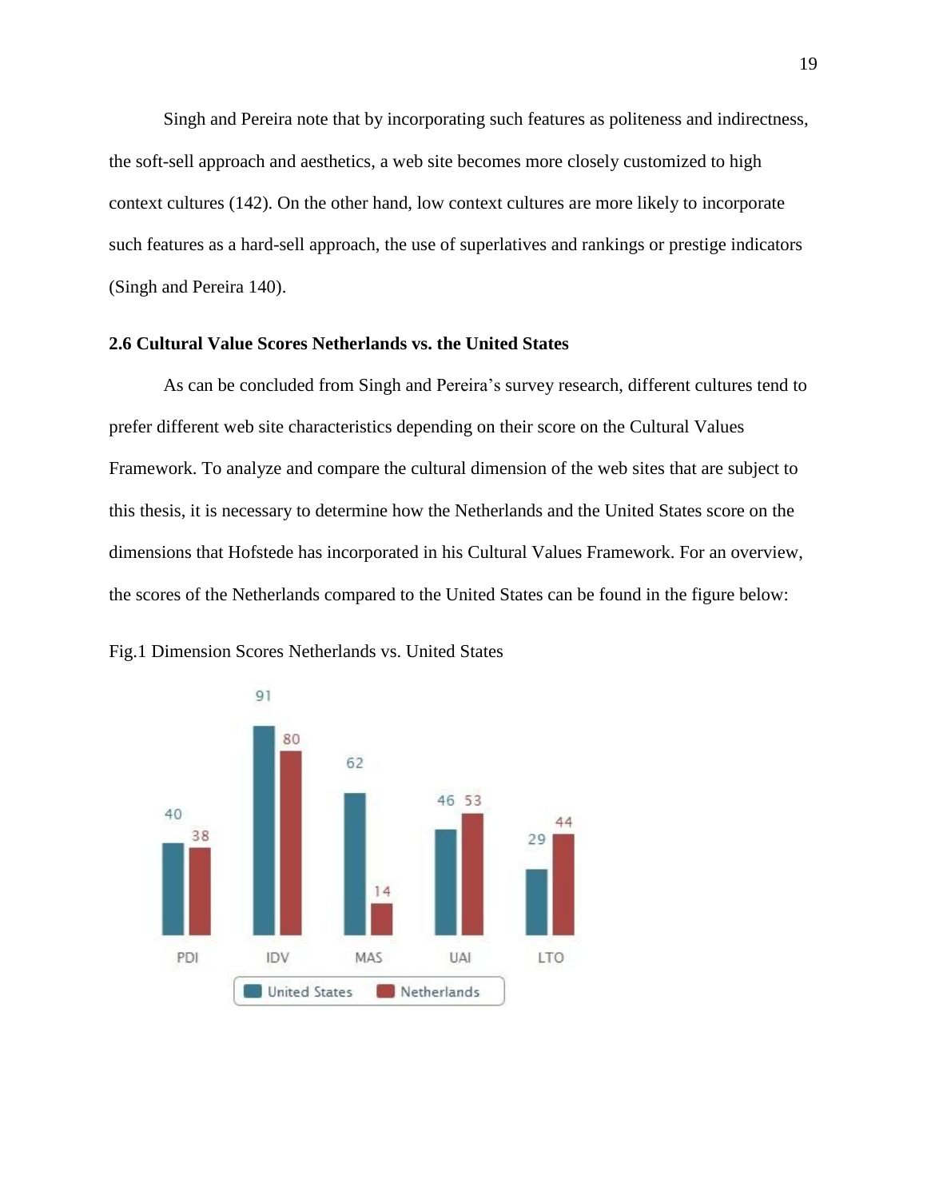Singh and Pereira note that by incorporating such features as politeness and indirectness, the soft-sell approach and aesthetics, a web site becomes more closely customized to high context cultures (142). On the other hand, low context cultures are more likely to incorporate such features as a hard-sell approach, the use of superlatives and rankings or prestige indicators (Singh and Pereira 140).

### 2.6 Cultural Value Scores Netherlands vs. the United States

As can be concluded from Singh and Pereira's survey research, different cultures tend to prefer different web site characteristics depending on their score on the Cultural Values Framework. To analyze and compare the cultural dimension of the web sites that are subject to this thesis, it is necessary to determine how the Netherlands and the United States score on the dimensions that Hofstede has incorporated in his Cultural Values Framework. For an overview, the scores of the Netherlands compared to the United States can be found in the figure below:

Fig.1 Dimension Scores Netherlands vs. United States

| | PDI | IDV | MAS | UAI | LTO |
|---|---|---|---|---|---|
| United States | 40 | 91 | 62 | 46 | 29 |
| Netherlands | 38 | 80 | 14 | 53 | 44 |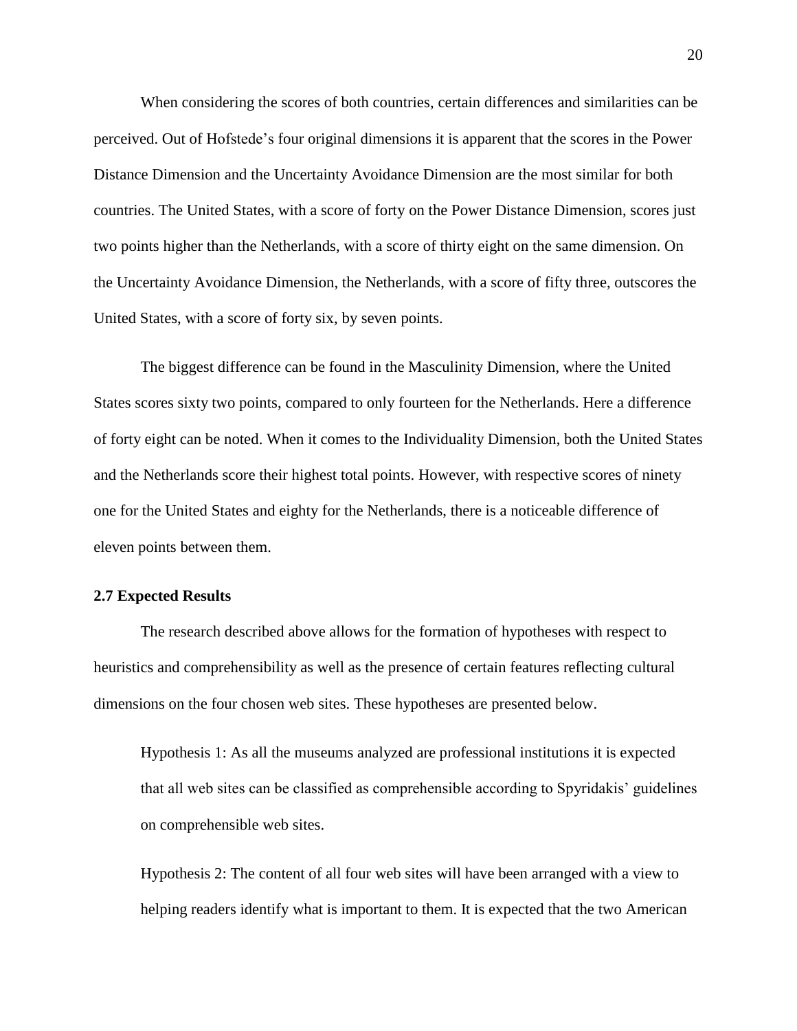When considering the scores of both countries, certain differences and similarities can be perceived. Out of Hofstede's four original dimensions it is apparent that the scores in the Power Distance Dimension and the Uncertainty Avoidance Dimension are the most similar for both countries. The United States, with a score of forty on the Power Distance Dimension, scores just two points higher than the Netherlands, with a score of thirty eight on the same dimension. On the Uncertainty Avoidance Dimension, the Netherlands, with a score of fifty three, outscores the United States, with a score of forty six, by seven points.

The biggest difference can be found in the Masculinity Dimension, where the United States scores sixty two points, compared to only fourteen for the Netherlands. Here a difference of forty eight can be noted. When it comes to the Individuality Dimension, both the United States and the Netherlands score their highest total points. However, with respective scores of ninety one for the United States and eighty for the Netherlands, there is a noticeable difference of eleven points between them.

### 2.7 Expected Results

The research described above allows for the formation of hypotheses with respect to heuristics and comprehensibility as well as the presence of certain features reflecting cultural dimensions on the four chosen web sites. These hypotheses are presented below.

> Hypothesis 1: As all the museums analyzed are professional institutions it is expected that all web sites can be classified as comprehensible according to Spyridakis' guidelines on comprehensible web sites.
>
> Hypothesis 2: The content of all four web sites will have been arranged with a view to helping readers identify what is important to them. It is expected that the two American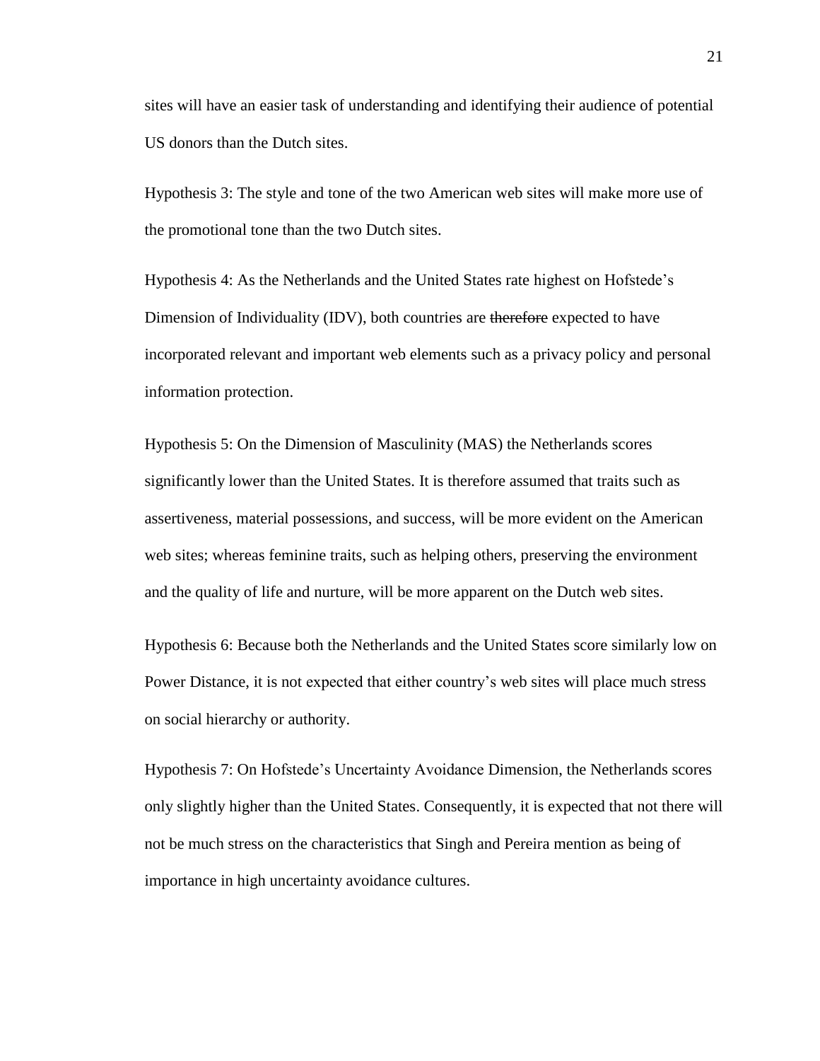sites will have an easier task of understanding and identifying their audience of potential US donors than the Dutch sites.

Hypothesis 3: The style and tone of the two American web sites will make more use of the promotional tone than the two Dutch sites.

Hypothesis 4: As the Netherlands and the United States rate highest on Hofstede's Dimension of Individuality (IDV), both countries are ~~therefore~~ expected to have incorporated relevant and important web elements such as a privacy policy and personal information protection.

Hypothesis 5: On the Dimension of Masculinity (MAS) the Netherlands scores significantly lower than the United States. It is therefore assumed that traits such as assertiveness, material possessions, and success, will be more evident on the American web sites; whereas feminine traits, such as helping others, preserving the environment and the quality of life and nurture, will be more apparent on the Dutch web sites.

Hypothesis 6: Because both the Netherlands and the United States score similarly low on Power Distance, it is not expected that either country's web sites will place much stress on social hierarchy or authority.

Hypothesis 7: On Hofstede's Uncertainty Avoidance Dimension, the Netherlands scores only slightly higher than the United States. Consequently, it is expected that not there will not be much stress on the characteristics that Singh and Pereira mention as being of importance in high uncertainty avoidance cultures.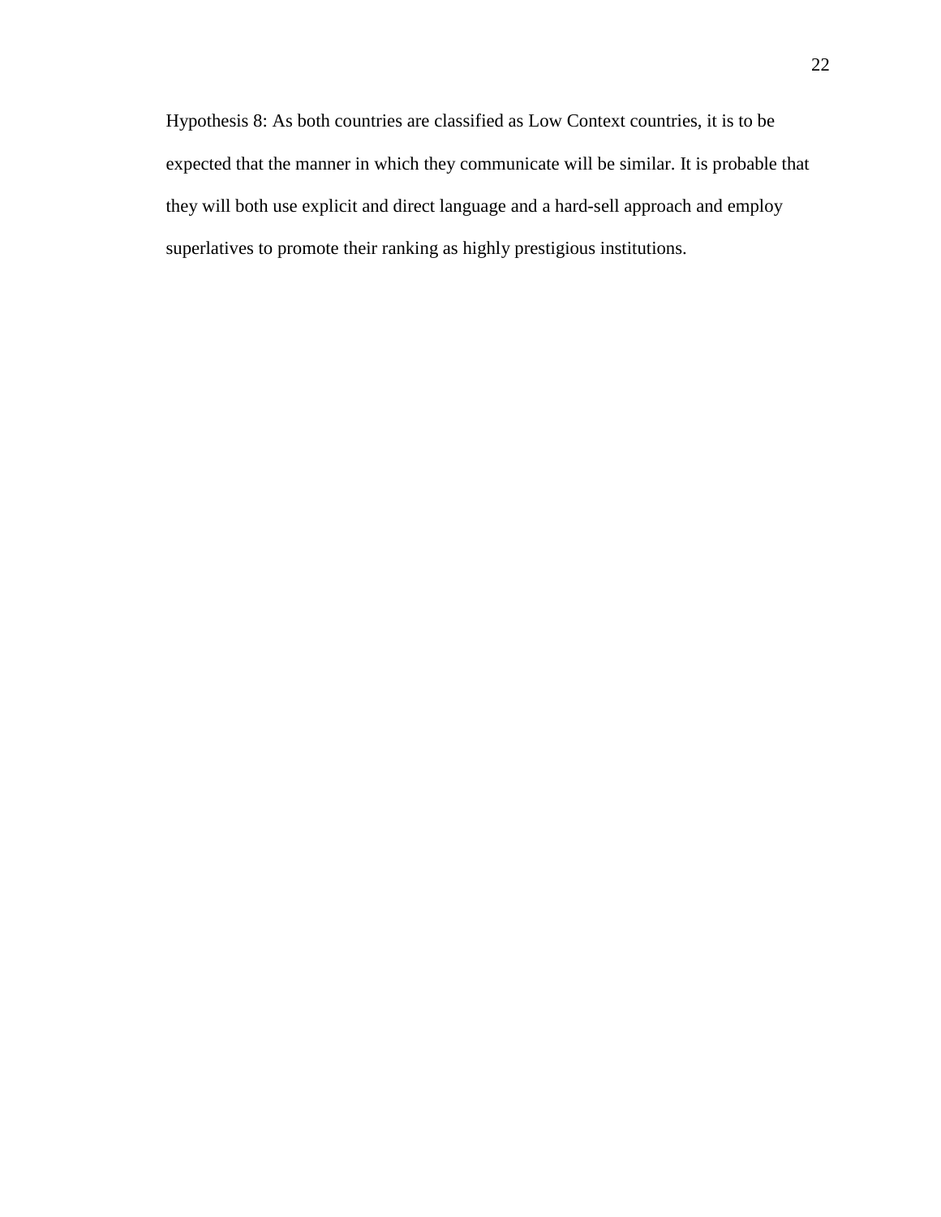Hypothesis 8: As both countries are classified as Low Context countries, it is to be expected that the manner in which they communicate will be similar. It is probable that they will both use explicit and direct language and a hard-sell approach and employ superlatives to promote their ranking as highly prestigious institutions.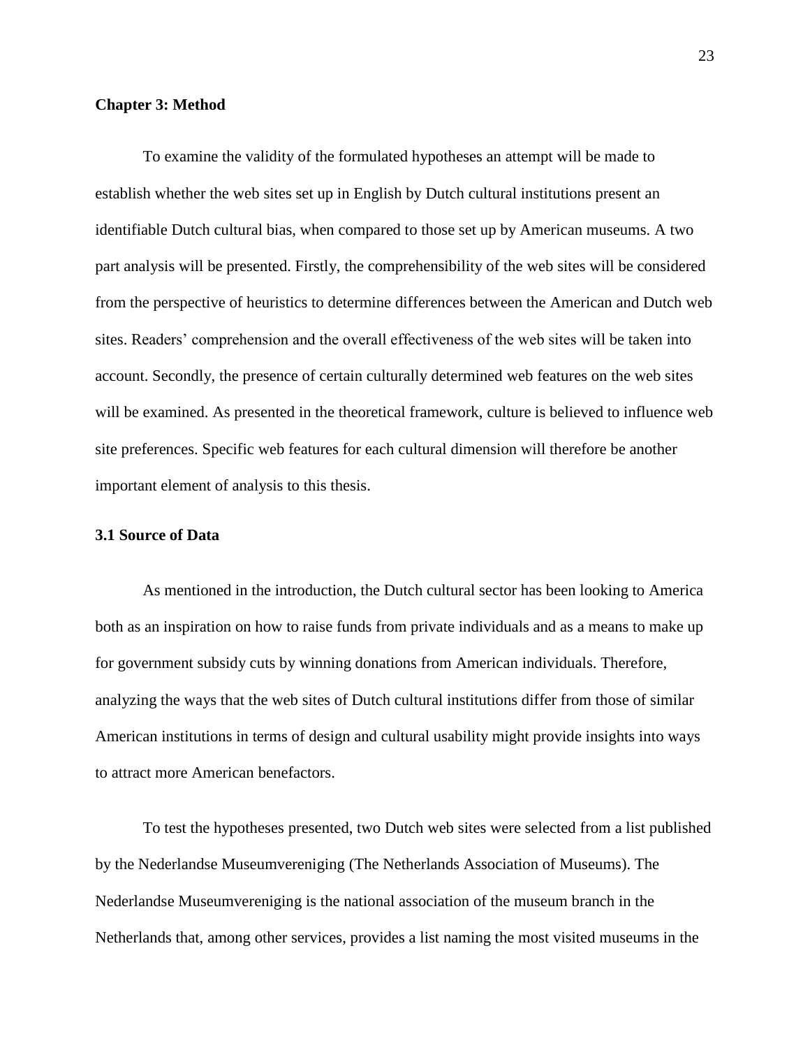## Chapter 3: Method

To examine the validity of the formulated hypotheses an attempt will be made to establish whether the web sites set up in English by Dutch cultural institutions present an identifiable Dutch cultural bias, when compared to those set up by American museums. A two part analysis will be presented. Firstly, the comprehensibility of the web sites will be considered from the perspective of heuristics to determine differences between the American and Dutch web sites. Readers' comprehension and the overall effectiveness of the web sites will be taken into account. Secondly, the presence of certain culturally determined web features on the web sites will be examined. As presented in the theoretical framework, culture is believed to influence web site preferences. Specific web features for each cultural dimension will therefore be another important element of analysis to this thesis.

### 3.1 Source of Data

As mentioned in the introduction, the Dutch cultural sector has been looking to America both as an inspiration on how to raise funds from private individuals and as a means to make up for government subsidy cuts by winning donations from American individuals. Therefore, analyzing the ways that the web sites of Dutch cultural institutions differ from those of similar American institutions in terms of design and cultural usability might provide insights into ways to attract more American benefactors.

To test the hypotheses presented, two Dutch web sites were selected from a list published by the Nederlandse Museumvereniging (The Netherlands Association of Museums). The Nederlandse Museumvereniging is the national association of the museum branch in the Netherlands that, among other services, provides a list naming the most visited museums in the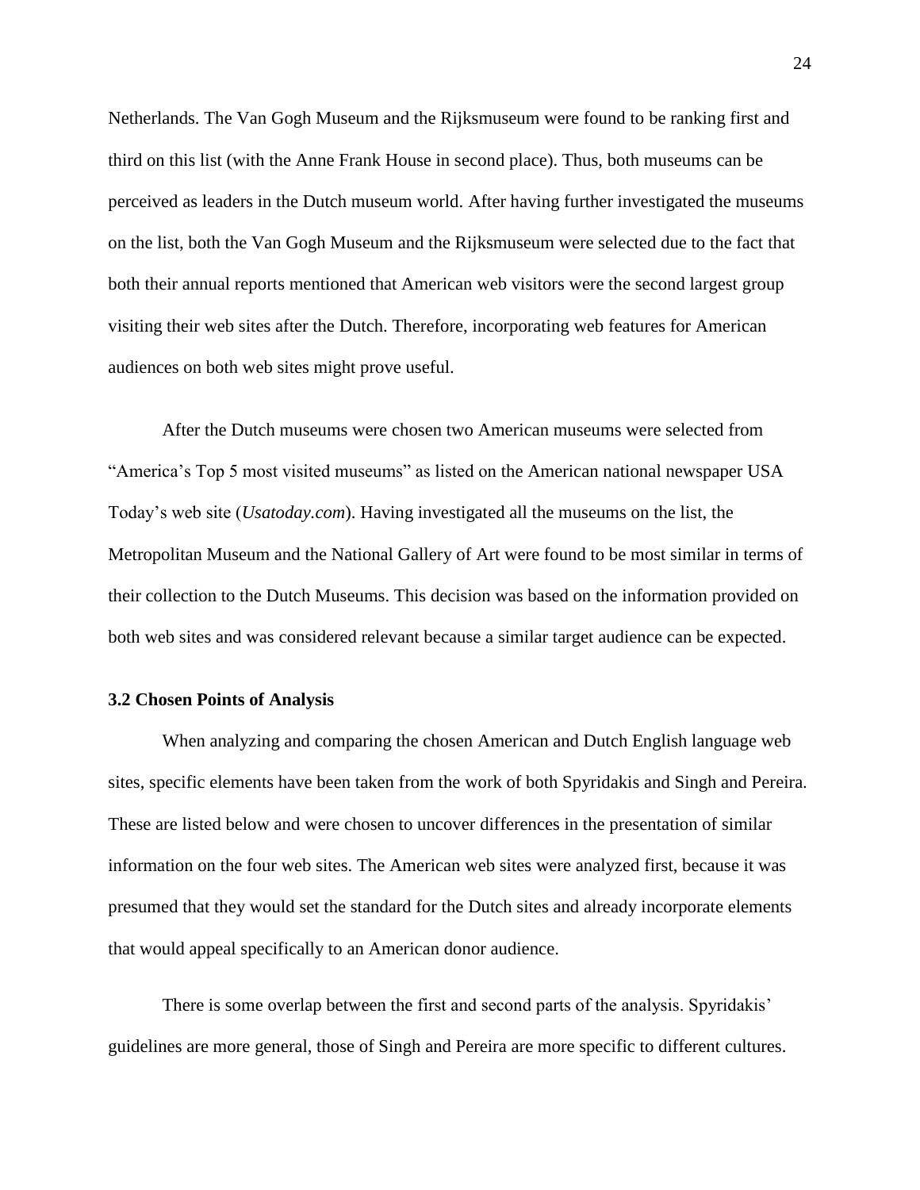Netherlands. The Van Gogh Museum and the Rijksmuseum were found to be ranking first and third on this list (with the Anne Frank House in second place). Thus, both museums can be perceived as leaders in the Dutch museum world. After having further investigated the museums on the list, both the Van Gogh Museum and the Rijksmuseum were selected due to the fact that both their annual reports mentioned that American web visitors were the second largest group visiting their web sites after the Dutch. Therefore, incorporating web features for American audiences on both web sites might prove useful.

After the Dutch museums were chosen two American museums were selected from "America's Top 5 most visited museums" as listed on the American national newspaper USA Today's web site (*Usatoday.com*). Having investigated all the museums on the list, the Metropolitan Museum and the National Gallery of Art were found to be most similar in terms of their collection to the Dutch Museums. This decision was based on the information provided on both web sites and was considered relevant because a similar target audience can be expected.

### 3.2 Chosen Points of Analysis

When analyzing and comparing the chosen American and Dutch English language web sites, specific elements have been taken from the work of both Spyridakis and Singh and Pereira. These are listed below and were chosen to uncover differences in the presentation of similar information on the four web sites. The American web sites were analyzed first, because it was presumed that they would set the standard for the Dutch sites and already incorporate elements that would appeal specifically to an American donor audience.

There is some overlap between the first and second parts of the analysis. Spyridakis' guidelines are more general, those of Singh and Pereira are more specific to different cultures.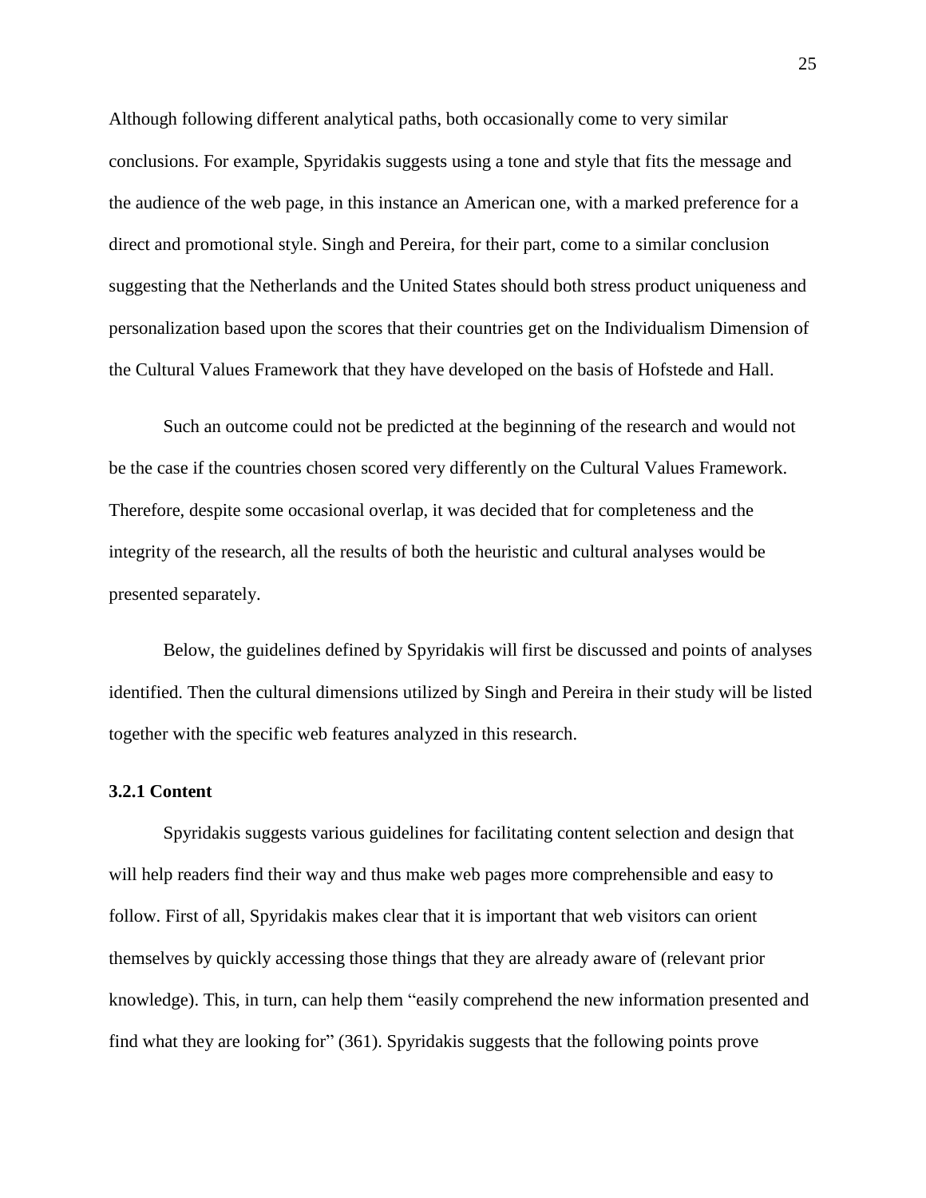Although following different analytical paths, both occasionally come to very similar conclusions. For example, Spyridakis suggests using a tone and style that fits the message and the audience of the web page, in this instance an American one, with a marked preference for a direct and promotional style. Singh and Pereira, for their part, come to a similar conclusion suggesting that the Netherlands and the United States should both stress product uniqueness and personalization based upon the scores that their countries get on the Individualism Dimension of the Cultural Values Framework that they have developed on the basis of Hofstede and Hall.

Such an outcome could not be predicted at the beginning of the research and would not be the case if the countries chosen scored very differently on the Cultural Values Framework. Therefore, despite some occasional overlap, it was decided that for completeness and the integrity of the research, all the results of both the heuristic and cultural analyses would be presented separately.

Below, the guidelines defined by Spyridakis will first be discussed and points of analyses identified. Then the cultural dimensions utilized by Singh and Pereira in their study will be listed together with the specific web features analyzed in this research.

### 3.2.1 Content

Spyridakis suggests various guidelines for facilitating content selection and design that will help readers find their way and thus make web pages more comprehensible and easy to follow. First of all, Spyridakis makes clear that it is important that web visitors can orient themselves by quickly accessing those things that they are already aware of (relevant prior knowledge). This, in turn, can help them "easily comprehend the new information presented and find what they are looking for" (361). Spyridakis suggests that the following points prove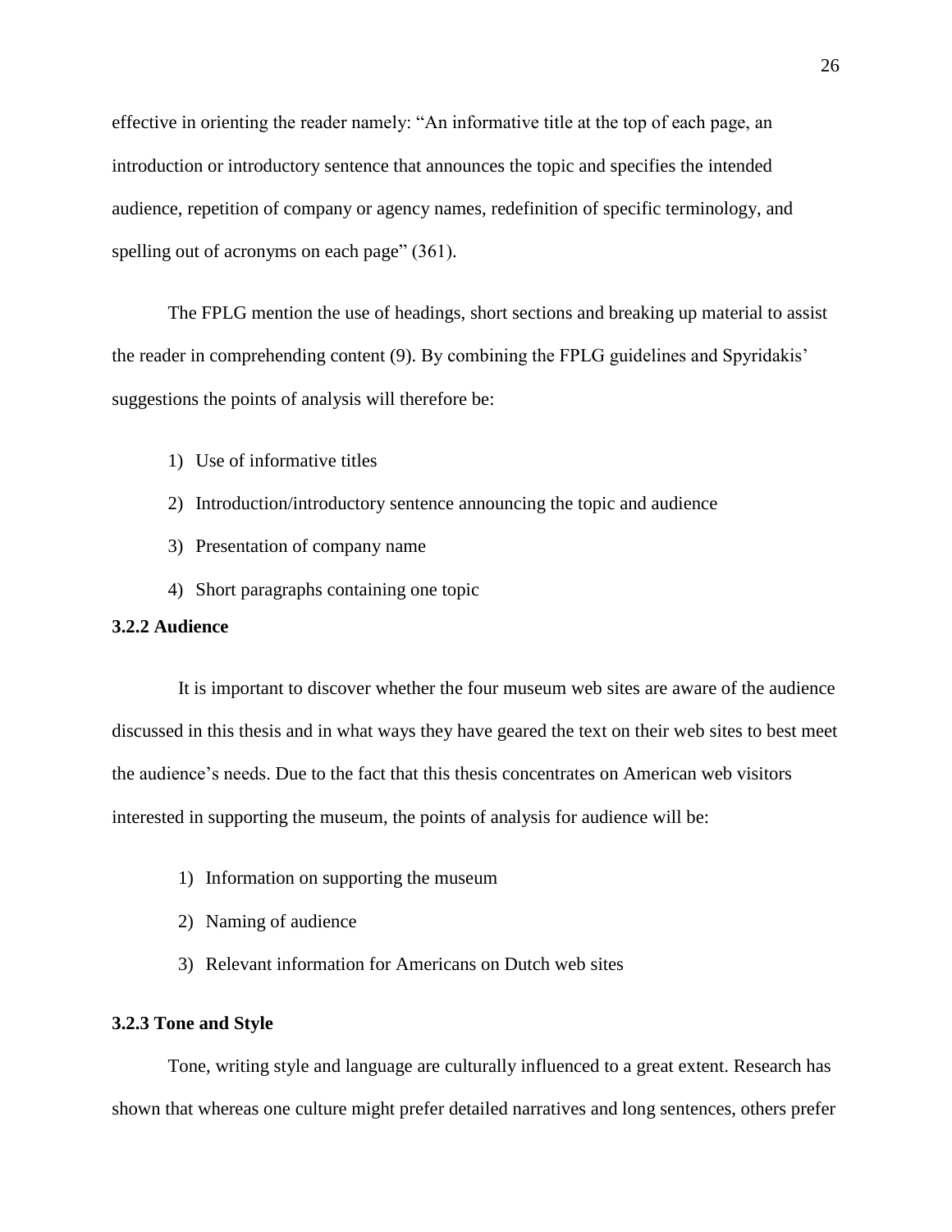effective in orienting the reader namely: "An informative title at the top of each page, an introduction or introductory sentence that announces the topic and specifies the intended audience, repetition of company or agency names, redefinition of specific terminology, and spelling out of acronyms on each page" (361).

The FPLG mention the use of headings, short sections and breaking up material to assist the reader in comprehending content (9). By combining the FPLG guidelines and Spyridakis' suggestions the points of analysis will therefore be:

1) Use of informative titles
2) Introduction/introductory sentence announcing the topic and audience
3) Presentation of company name
4) Short paragraphs containing one topic

### 3.2.2 Audience

It is important to discover whether the four museum web sites are aware of the audience discussed in this thesis and in what ways they have geared the text on their web sites to best meet the audience's needs. Due to the fact that this thesis concentrates on American web visitors interested in supporting the museum, the points of analysis for audience will be:

1) Information on supporting the museum
2) Naming of audience
3) Relevant information for Americans on Dutch web sites

### 3.2.3 Tone and Style

Tone, writing style and language are culturally influenced to a great extent. Research has shown that whereas one culture might prefer detailed narratives and long sentences, others prefer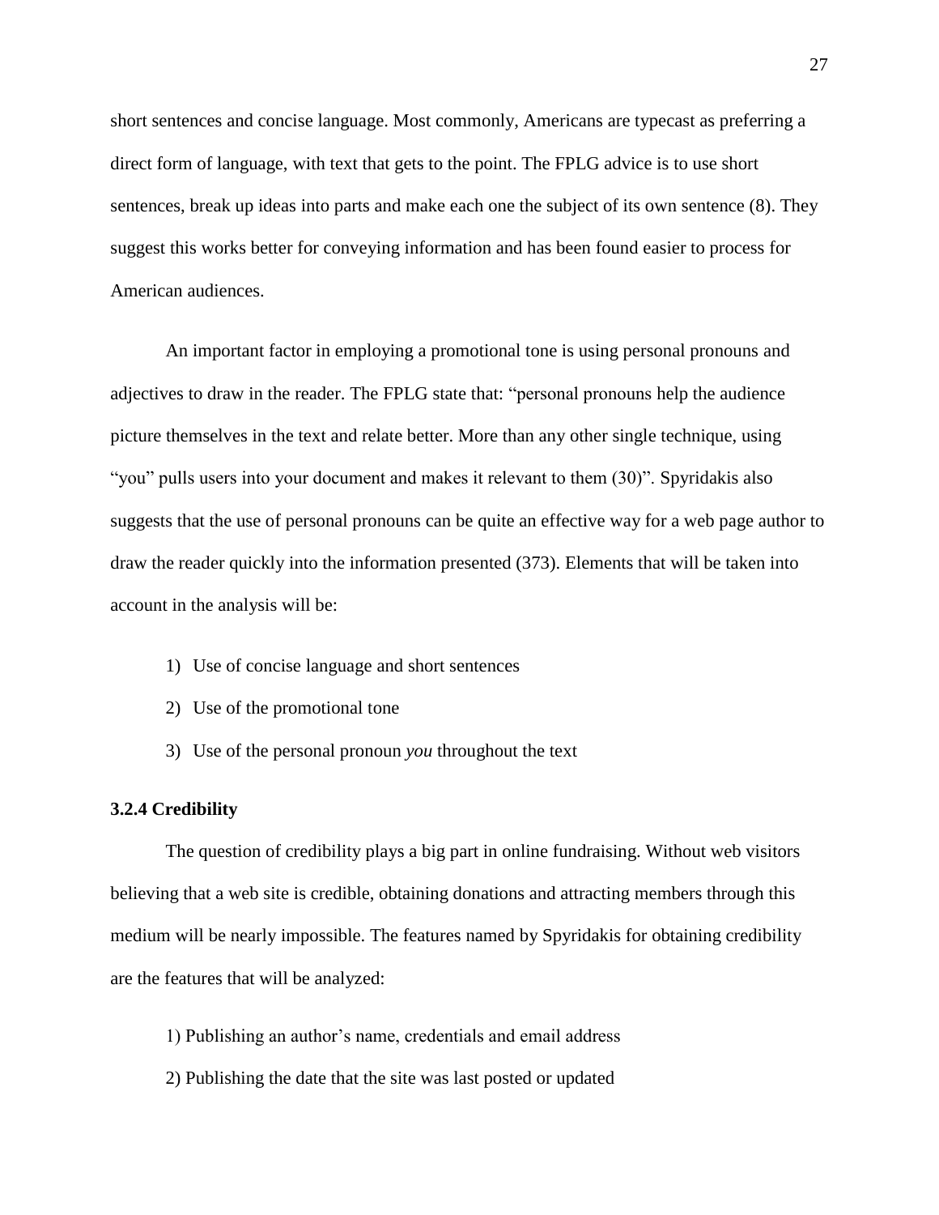short sentences and concise language. Most commonly, Americans are typecast as preferring a direct form of language, with text that gets to the point. The FPLG advice is to use short sentences, break up ideas into parts and make each one the subject of its own sentence (8). They suggest this works better for conveying information and has been found easier to process for American audiences.

An important factor in employing a promotional tone is using personal pronouns and adjectives to draw in the reader. The FPLG state that: "personal pronouns help the audience picture themselves in the text and relate better. More than any other single technique, using "you" pulls users into your document and makes it relevant to them (30)". Spyridakis also suggests that the use of personal pronouns can be quite an effective way for a web page author to draw the reader quickly into the information presented (373). Elements that will be taken into account in the analysis will be:

1) Use of concise language and short sentences
2) Use of the promotional tone
3) Use of the personal pronoun *you* throughout the text

### 3.2.4 Credibility

The question of credibility plays a big part in online fundraising. Without web visitors believing that a web site is credible, obtaining donations and attracting members through this medium will be nearly impossible. The features named by Spyridakis for obtaining credibility are the features that will be analyzed:

1) Publishing an author's name, credentials and email address
2) Publishing the date that the site was last posted or updated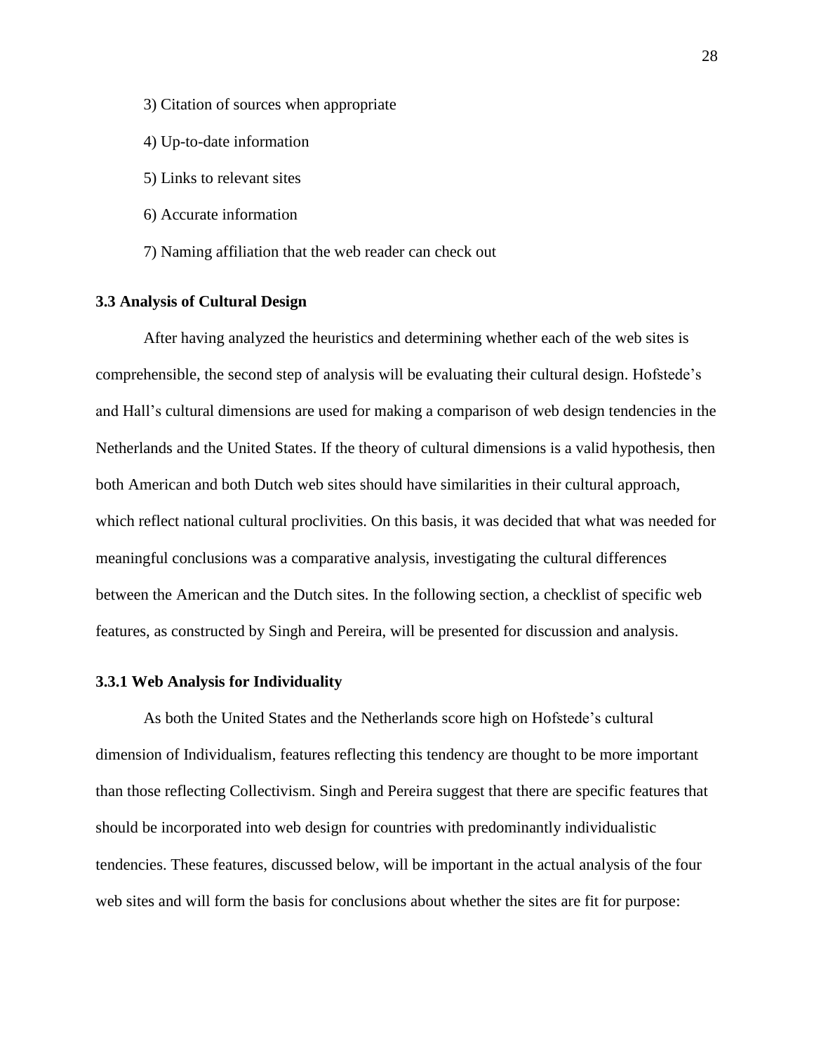3) Citation of sources when appropriate

4) Up-to-date information

5) Links to relevant sites

6) Accurate information

7) Naming affiliation that the web reader can check out

### 3.3 Analysis of Cultural Design

After having analyzed the heuristics and determining whether each of the web sites is comprehensible, the second step of analysis will be evaluating their cultural design. Hofstede's and Hall's cultural dimensions are used for making a comparison of web design tendencies in the Netherlands and the United States. If the theory of cultural dimensions is a valid hypothesis, then both American and both Dutch web sites should have similarities in their cultural approach, which reflect national cultural proclivities. On this basis, it was decided that what was needed for meaningful conclusions was a comparative analysis, investigating the cultural differences between the American and the Dutch sites. In the following section, a checklist of specific web features, as constructed by Singh and Pereira, will be presented for discussion and analysis.

#### 3.3.1 Web Analysis for Individuality

As both the United States and the Netherlands score high on Hofstede's cultural dimension of Individualism, features reflecting this tendency are thought to be more important than those reflecting Collectivism. Singh and Pereira suggest that there are specific features that should be incorporated into web design for countries with predominantly individualistic tendencies. These features, discussed below, will be important in the actual analysis of the four web sites and will form the basis for conclusions about whether the sites are fit for purpose: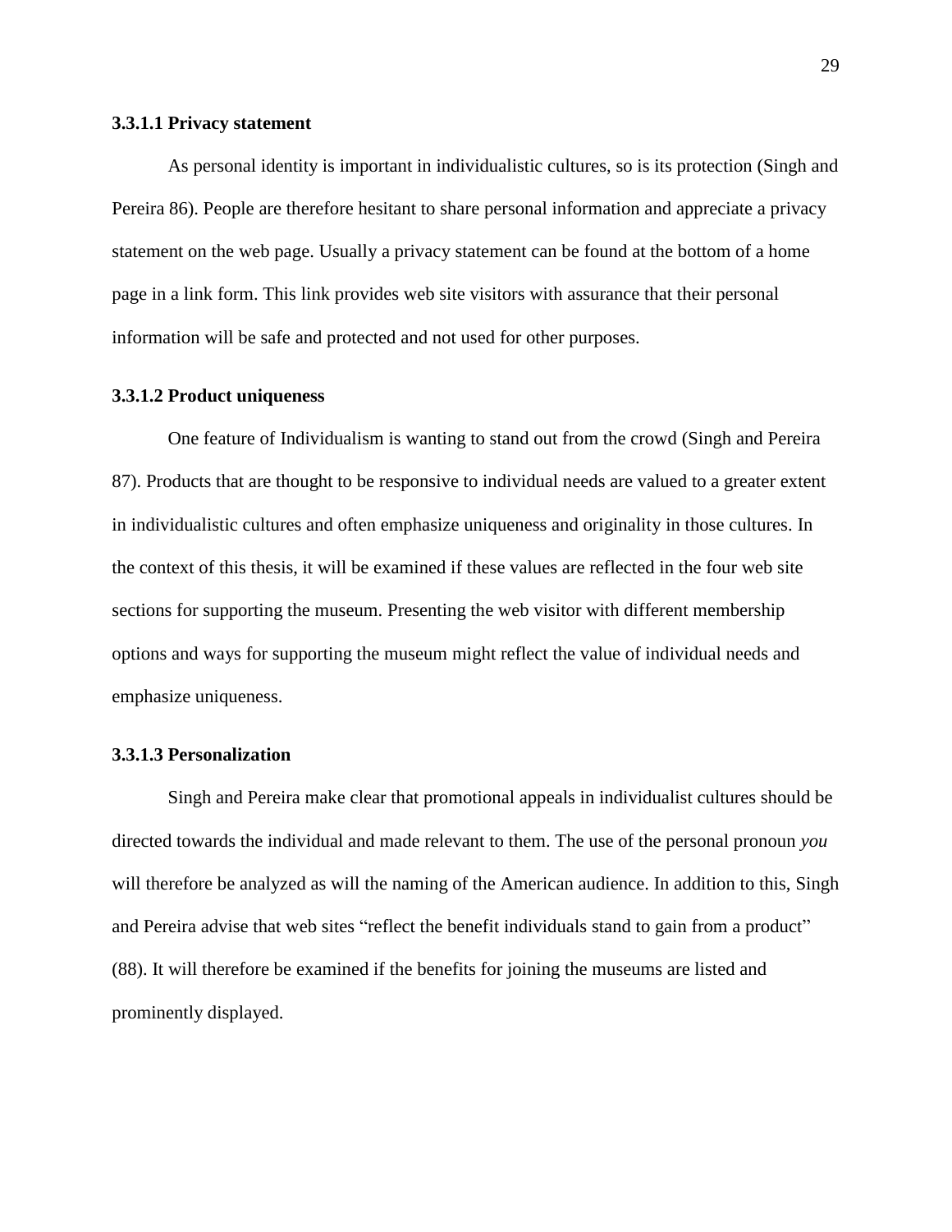#### 3.3.1.1 Privacy statement

As personal identity is important in individualistic cultures, so is its protection (Singh and Pereira 86). People are therefore hesitant to share personal information and appreciate a privacy statement on the web page. Usually a privacy statement can be found at the bottom of a home page in a link form. This link provides web site visitors with assurance that their personal information will be safe and protected and not used for other purposes.

#### 3.3.1.2 Product uniqueness

One feature of Individualism is wanting to stand out from the crowd (Singh and Pereira 87). Products that are thought to be responsive to individual needs are valued to a greater extent in individualistic cultures and often emphasize uniqueness and originality in those cultures. In the context of this thesis, it will be examined if these values are reflected in the four web site sections for supporting the museum. Presenting the web visitor with different membership options and ways for supporting the museum might reflect the value of individual needs and emphasize uniqueness.

#### 3.3.1.3 Personalization

Singh and Pereira make clear that promotional appeals in individualist cultures should be directed towards the individual and made relevant to them. The use of the personal pronoun *you* will therefore be analyzed as will the naming of the American audience. In addition to this, Singh and Pereira advise that web sites "reflect the benefit individuals stand to gain from a product" (88). It will therefore be examined if the benefits for joining the museums are listed and prominently displayed.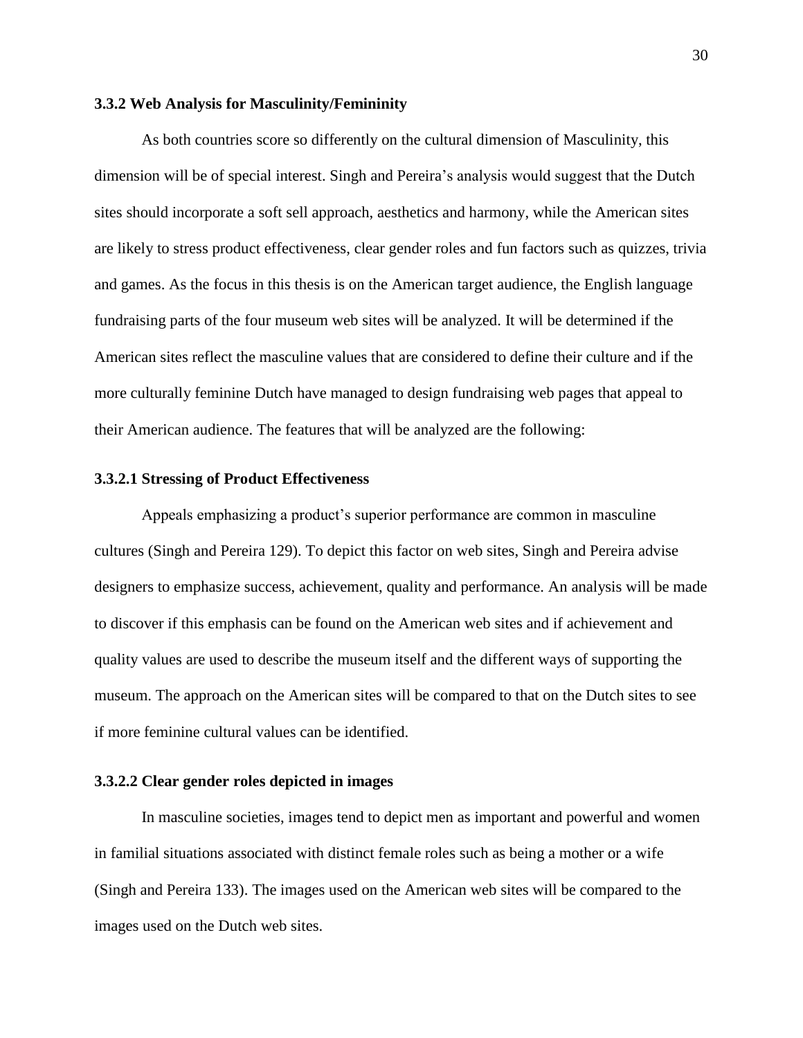### 3.3.2 Web Analysis for Masculinity/Femininity

As both countries score so differently on the cultural dimension of Masculinity, this dimension will be of special interest. Singh and Pereira's analysis would suggest that the Dutch sites should incorporate a soft sell approach, aesthetics and harmony, while the American sites are likely to stress product effectiveness, clear gender roles and fun factors such as quizzes, trivia and games. As the focus in this thesis is on the American target audience, the English language fundraising parts of the four museum web sites will be analyzed. It will be determined if the American sites reflect the masculine values that are considered to define their culture and if the more culturally feminine Dutch have managed to design fundraising web pages that appeal to their American audience. The features that will be analyzed are the following:

#### 3.3.2.1 Stressing of Product Effectiveness

Appeals emphasizing a product's superior performance are common in masculine cultures (Singh and Pereira 129). To depict this factor on web sites, Singh and Pereira advise designers to emphasize success, achievement, quality and performance. An analysis will be made to discover if this emphasis can be found on the American web sites and if achievement and quality values are used to describe the museum itself and the different ways of supporting the museum. The approach on the American sites will be compared to that on the Dutch sites to see if more feminine cultural values can be identified.

#### 3.3.2.2 Clear gender roles depicted in images

In masculine societies, images tend to depict men as important and powerful and women in familial situations associated with distinct female roles such as being a mother or a wife (Singh and Pereira 133). The images used on the American web sites will be compared to the images used on the Dutch web sites.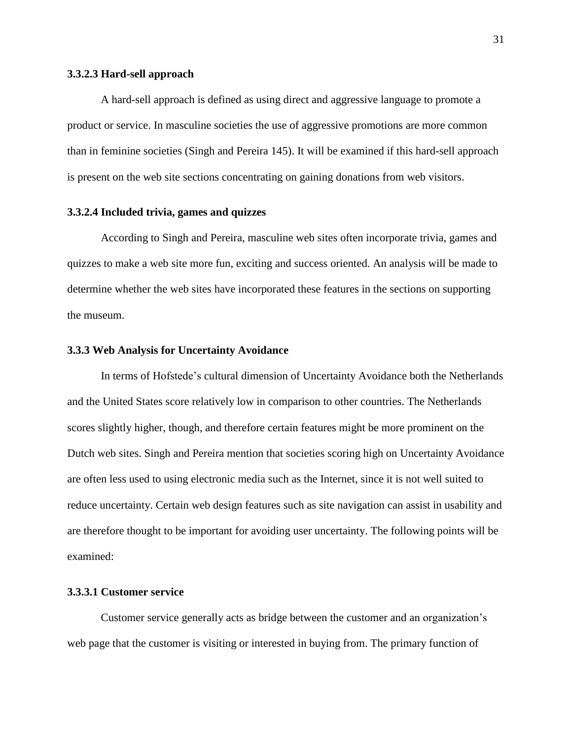#### 3.3.2.3 Hard-sell approach

A hard-sell approach is defined as using direct and aggressive language to promote a product or service. In masculine societies the use of aggressive promotions are more common than in feminine societies (Singh and Pereira 145). It will be examined if this hard-sell approach is present on the web site sections concentrating on gaining donations from web visitors.

#### 3.3.2.4 Included trivia, games and quizzes

According to Singh and Pereira, masculine web sites often incorporate trivia, games and quizzes to make a web site more fun, exciting and success oriented. An analysis will be made to determine whether the web sites have incorporated these features in the sections on supporting the museum.

### 3.3.3 Web Analysis for Uncertainty Avoidance

In terms of Hofstede's cultural dimension of Uncertainty Avoidance both the Netherlands and the United States score relatively low in comparison to other countries. The Netherlands scores slightly higher, though, and therefore certain features might be more prominent on the Dutch web sites. Singh and Pereira mention that societies scoring high on Uncertainty Avoidance are often less used to using electronic media such as the Internet, since it is not well suited to reduce uncertainty. Certain web design features such as site navigation can assist in usability and are therefore thought to be important for avoiding user uncertainty. The following points will be examined:

#### 3.3.3.1 Customer service

Customer service generally acts as bridge between the customer and an organization's web page that the customer is visiting or interested in buying from. The primary function of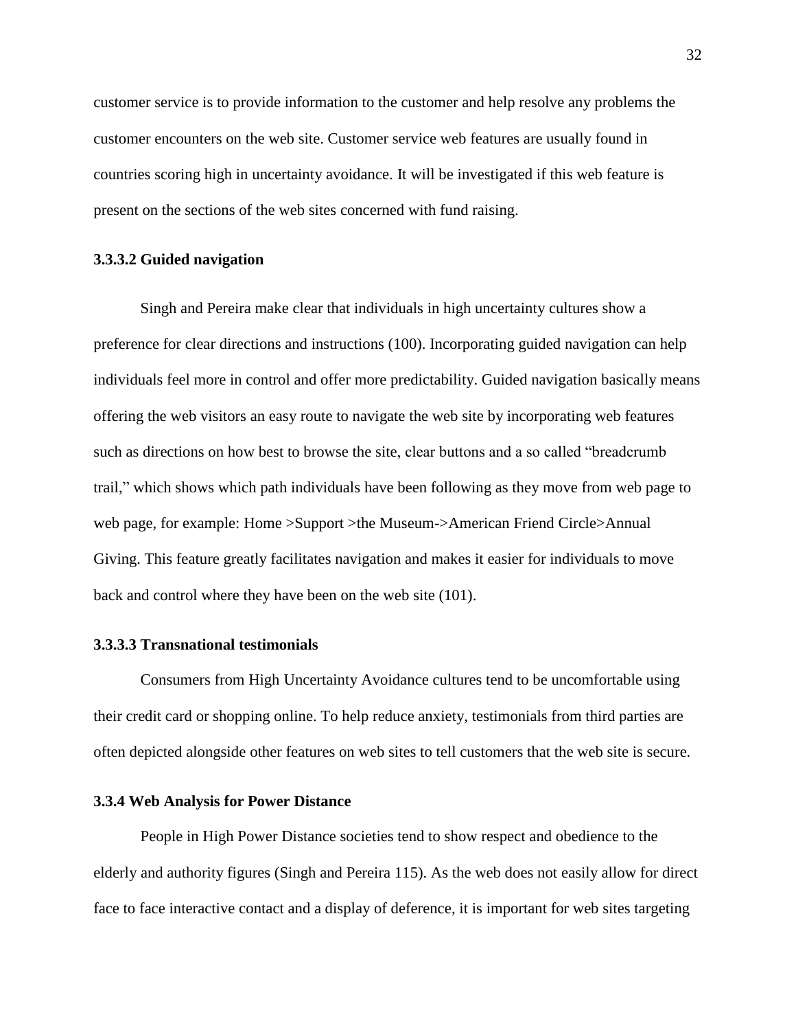customer service is to provide information to the customer and help resolve any problems the customer encounters on the web site. Customer service web features are usually found in countries scoring high in uncertainty avoidance. It will be investigated if this web feature is present on the sections of the web sites concerned with fund raising.

#### 3.3.3.2 Guided navigation

Singh and Pereira make clear that individuals in high uncertainty cultures show a preference for clear directions and instructions (100). Incorporating guided navigation can help individuals feel more in control and offer more predictability. Guided navigation basically means offering the web visitors an easy route to navigate the web site by incorporating web features such as directions on how best to browse the site, clear buttons and a so called "breadcrumb trail," which shows which path individuals have been following as they move from web page to web page, for example: Home >Support >the Museum->American Friend Circle>Annual Giving. This feature greatly facilitates navigation and makes it easier for individuals to move back and control where they have been on the web site (101).

#### 3.3.3.3 Transnational testimonials

Consumers from High Uncertainty Avoidance cultures tend to be uncomfortable using their credit card or shopping online. To help reduce anxiety, testimonials from third parties are often depicted alongside other features on web sites to tell customers that the web site is secure.

### 3.3.4 Web Analysis for Power Distance

People in High Power Distance societies tend to show respect and obedience to the elderly and authority figures (Singh and Pereira 115). As the web does not easily allow for direct face to face interactive contact and a display of deference, it is important for web sites targeting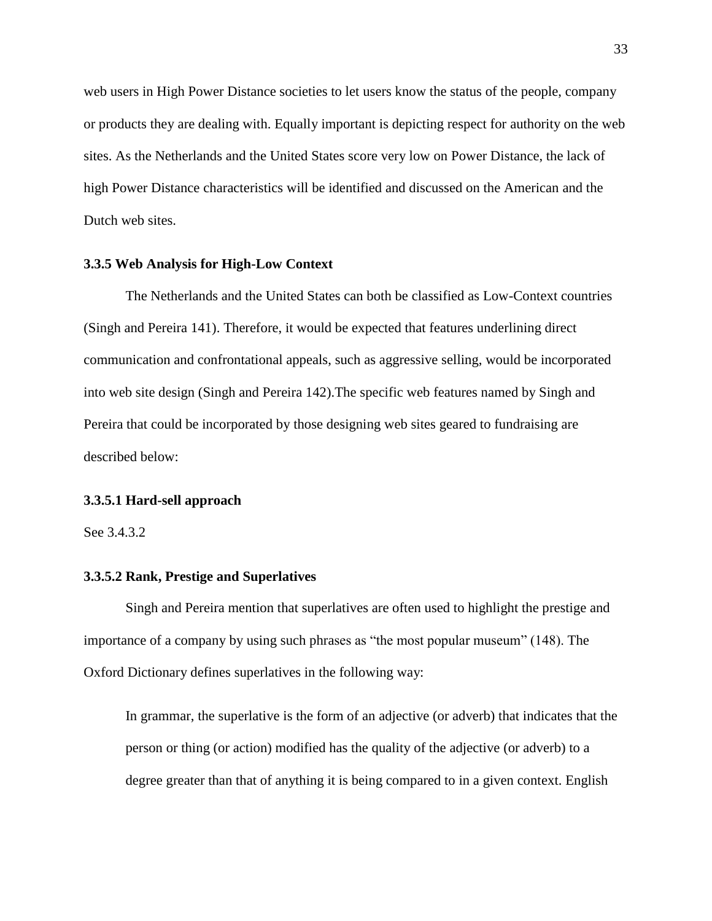web users in High Power Distance societies to let users know the status of the people, company or products they are dealing with. Equally important is depicting respect for authority on the web sites. As the Netherlands and the United States score very low on Power Distance, the lack of high Power Distance characteristics will be identified and discussed on the American and the Dutch web sites.

### 3.3.5 Web Analysis for High-Low Context

The Netherlands and the United States can both be classified as Low-Context countries (Singh and Pereira 141). Therefore, it would be expected that features underlining direct communication and confrontational appeals, such as aggressive selling, would be incorporated into web site design (Singh and Pereira 142).The specific web features named by Singh and Pereira that could be incorporated by those designing web sites geared to fundraising are described below:

#### 3.3.5.1 Hard-sell approach

See 3.4.3.2

#### 3.3.5.2 Rank, Prestige and Superlatives

Singh and Pereira mention that superlatives are often used to highlight the prestige and importance of a company by using such phrases as “the most popular museum” (148). The Oxford Dictionary defines superlatives in the following way:

> In grammar, the superlative is the form of an adjective (or adverb) that indicates that the person or thing (or action) modified has the quality of the adjective (or adverb) to a degree greater than that of anything it is being compared to in a given context. English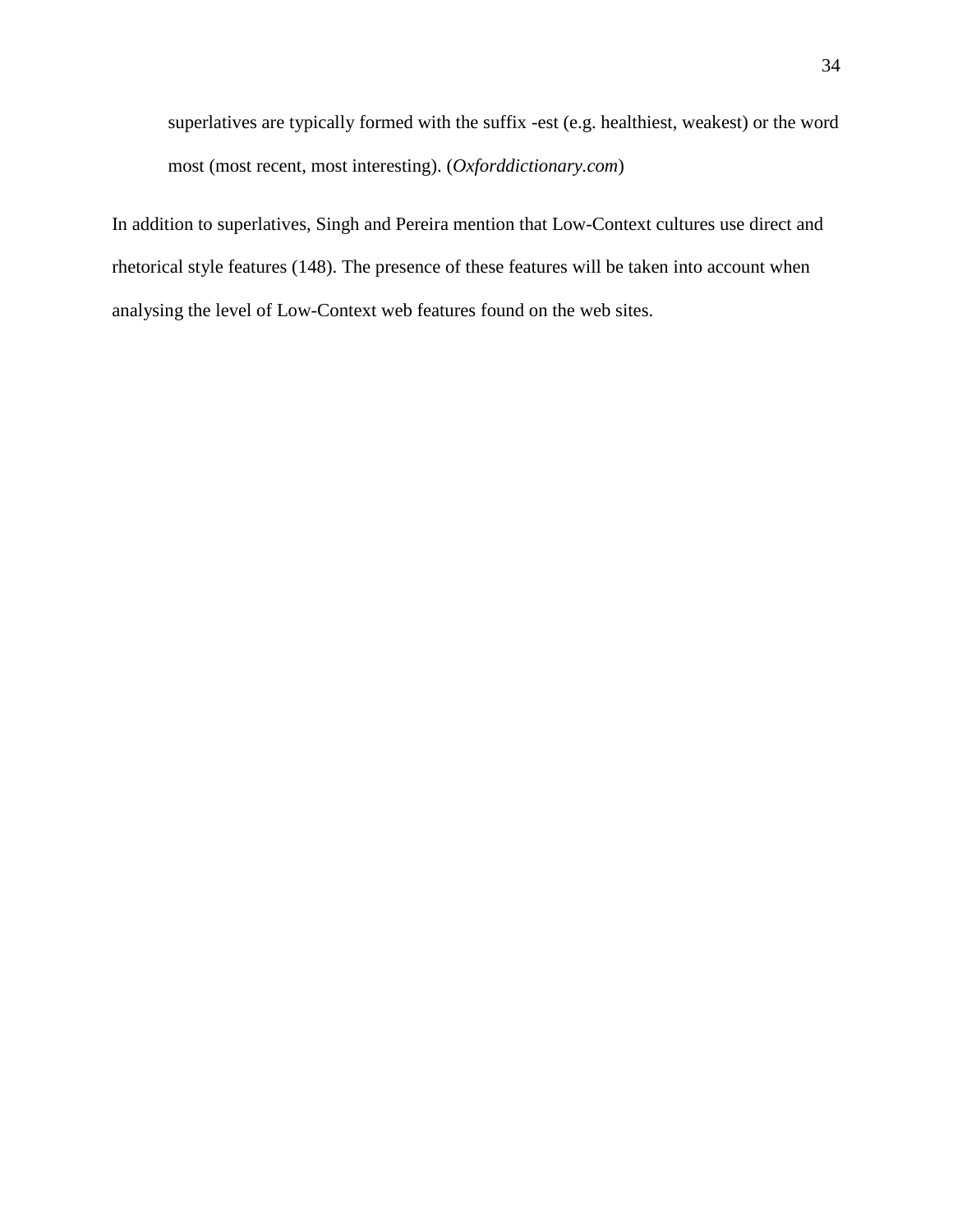> superlatives are typically formed with the suffix -est (e.g. healthiest, weakest) or the word most (most recent, most interesting). (*Oxforddictionary.com*)

In addition to superlatives, Singh and Pereira mention that Low-Context cultures use direct and rhetorical style features (148). The presence of these features will be taken into account when analysing the level of Low-Context web features found on the web sites.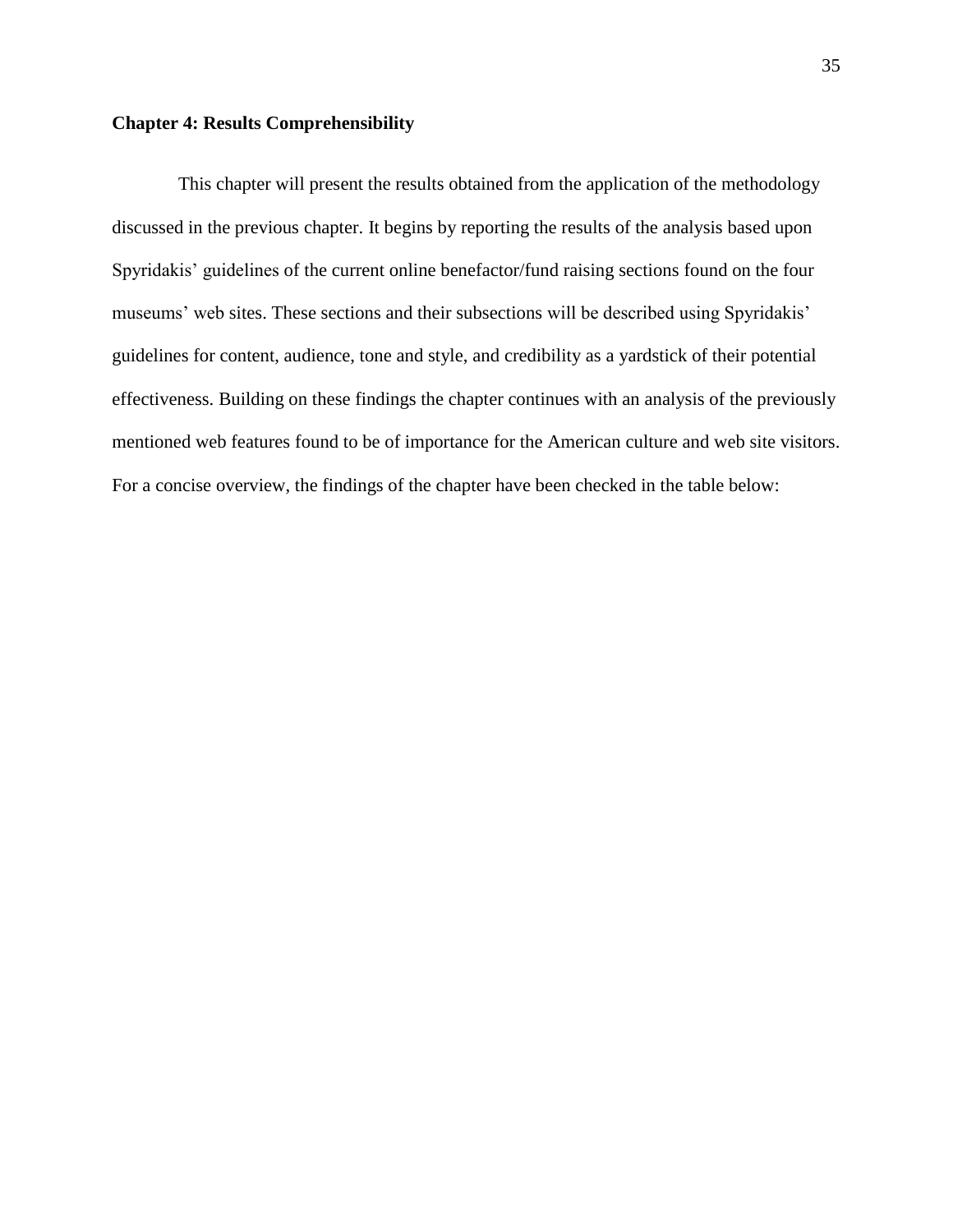## Chapter 4: Results Comprehensibility

This chapter will present the results obtained from the application of the methodology discussed in the previous chapter. It begins by reporting the results of the analysis based upon Spyridakis' guidelines of the current online benefactor/fund raising sections found on the four museums' web sites. These sections and their subsections will be described using Spyridakis' guidelines for content, audience, tone and style, and credibility as a yardstick of their potential effectiveness. Building on these findings the chapter continues with an analysis of the previously mentioned web features found to be of importance for the American culture and web site visitors. For a concise overview, the findings of the chapter have been checked in the table below: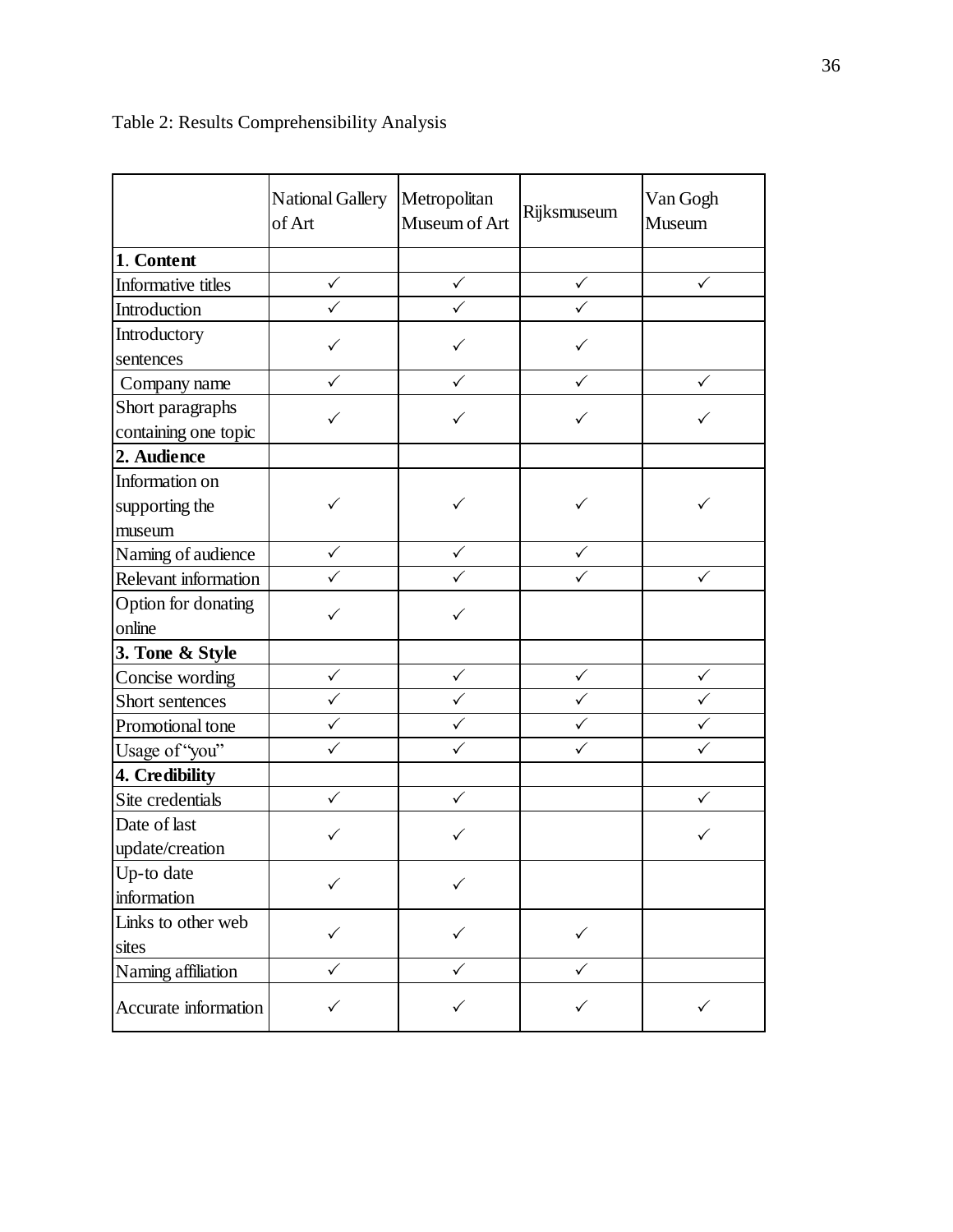Table 2: Results Comprehensibility Analysis

| | National Gallery of Art | Metropolitan Museum of Art | Rijksmuseum | Van Gogh Museum |
|---|---|---|---|---|
| **1. Content** | | | | |
| Informative titles | ✓ | ✓ | ✓ | ✓ |
| Introduction | ✓ | ✓ | ✓ | |
| Introductory sentences | ✓ | ✓ | ✓ | |
| Company name | ✓ | ✓ | ✓ | ✓ |
| Short paragraphs containing one topic | ✓ | ✓ | ✓ | ✓ |
| **2. Audience** | | | | |
| Information on supporting the museum | ✓ | ✓ | ✓ | ✓ |
| Naming of audience | ✓ | ✓ | ✓ | |
| Relevant information | ✓ | ✓ | ✓ | ✓ |
| Option for donating online | ✓ | ✓ | | |
| **3. Tone & Style** | | | | |
| Concise wording | ✓ | ✓ | ✓ | ✓ |
| Short sentences | ✓ | ✓ | ✓ | ✓ |
| Promotional tone | ✓ | ✓ | ✓ | ✓ |
| Usage of "you" | ✓ | ✓ | ✓ | ✓ |
| **4. Credibility** | | | | |
| Site credentials | ✓ | ✓ | | ✓ |
| Date of last update/creation | ✓ | ✓ | | ✓ |
| Up-to date information | ✓ | ✓ | | |
| Links to other web sites | ✓ | ✓ | ✓ | |
| Naming affiliation | ✓ | ✓ | ✓ | |
| Accurate information | ✓ | ✓ | ✓ | ✓ |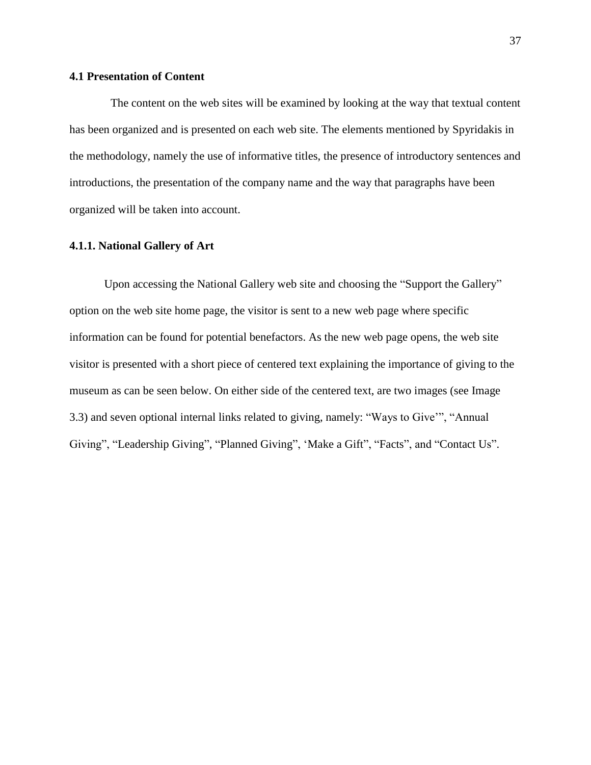### 4.1 Presentation of Content

The content on the web sites will be examined by looking at the way that textual content has been organized and is presented on each web site. The elements mentioned by Spyridakis in the methodology, namely the use of informative titles, the presence of introductory sentences and introductions, the presentation of the company name and the way that paragraphs have been organized will be taken into account.

#### 4.1.1. National Gallery of Art

Upon accessing the National Gallery web site and choosing the "Support the Gallery" option on the web site home page, the visitor is sent to a new web page where specific information can be found for potential benefactors. As the new web page opens, the web site visitor is presented with a short piece of centered text explaining the importance of giving to the museum as can be seen below. On either side of the centered text, are two images (see Image 3.3) and seven optional internal links related to giving, namely: "Ways to Give'", "Annual Giving", "Leadership Giving", "Planned Giving", 'Make a Gift", "Facts", and "Contact Us".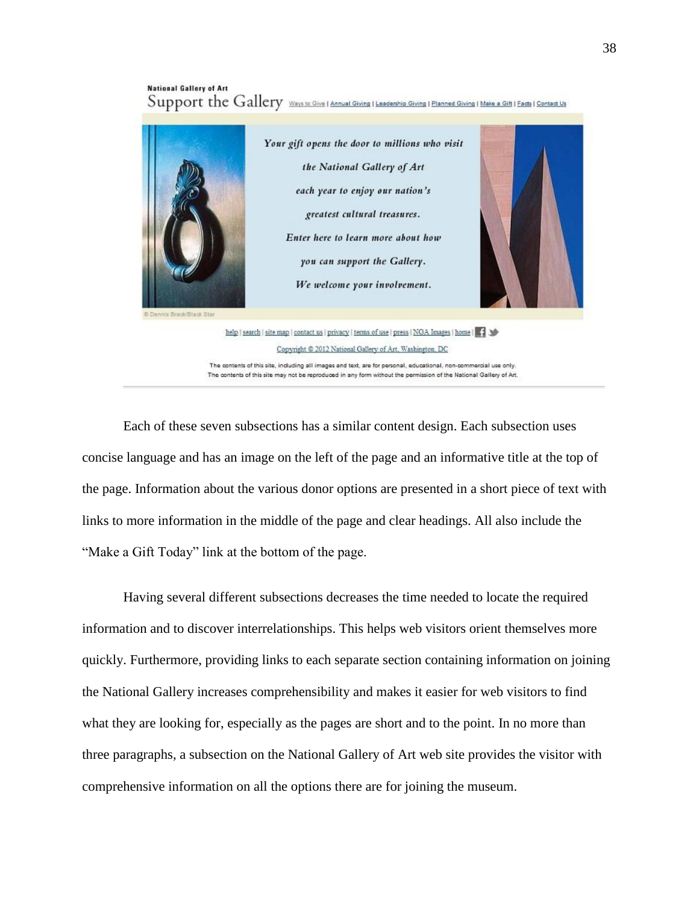National Gallery of Art

Support the Gallery   Ways to Give | Annual Giving | Leadership Giving | Planned Giving | Make a Gift | Facts | Contact Us

*Your gift opens the door to millions who visit*

*the National Gallery of Art*

*each year to enjoy our nation's*

*greatest cultural treasures.*

*Enter here to learn more about how*

*you can support the Gallery.*

*We welcome your involvement.*

© Dennis Brack/Black Star

help | search | site map | contact us | privacy | terms of use | press | NGA Images | home |

Copyright © 2012 National Gallery of Art, Washington, DC

The contents of this site, including all images and text, are for personal, educational, non-commercial use only. The contents of this site may not be reproduced in any form without the permission of the National Gallery of Art.

Each of these seven subsections has a similar content design. Each subsection uses concise language and has an image on the left of the page and an informative title at the top of the page. Information about the various donor options are presented in a short piece of text with links to more information in the middle of the page and clear headings. All also include the "Make a Gift Today" link at the bottom of the page.

Having several different subsections decreases the time needed to locate the required information and to discover interrelationships. This helps web visitors orient themselves more quickly. Furthermore, providing links to each separate section containing information on joining the National Gallery increases comprehensibility and makes it easier for web visitors to find what they are looking for, especially as the pages are short and to the point. In no more than three paragraphs, a subsection on the National Gallery of Art web site provides the visitor with comprehensive information on all the options there are for joining the museum.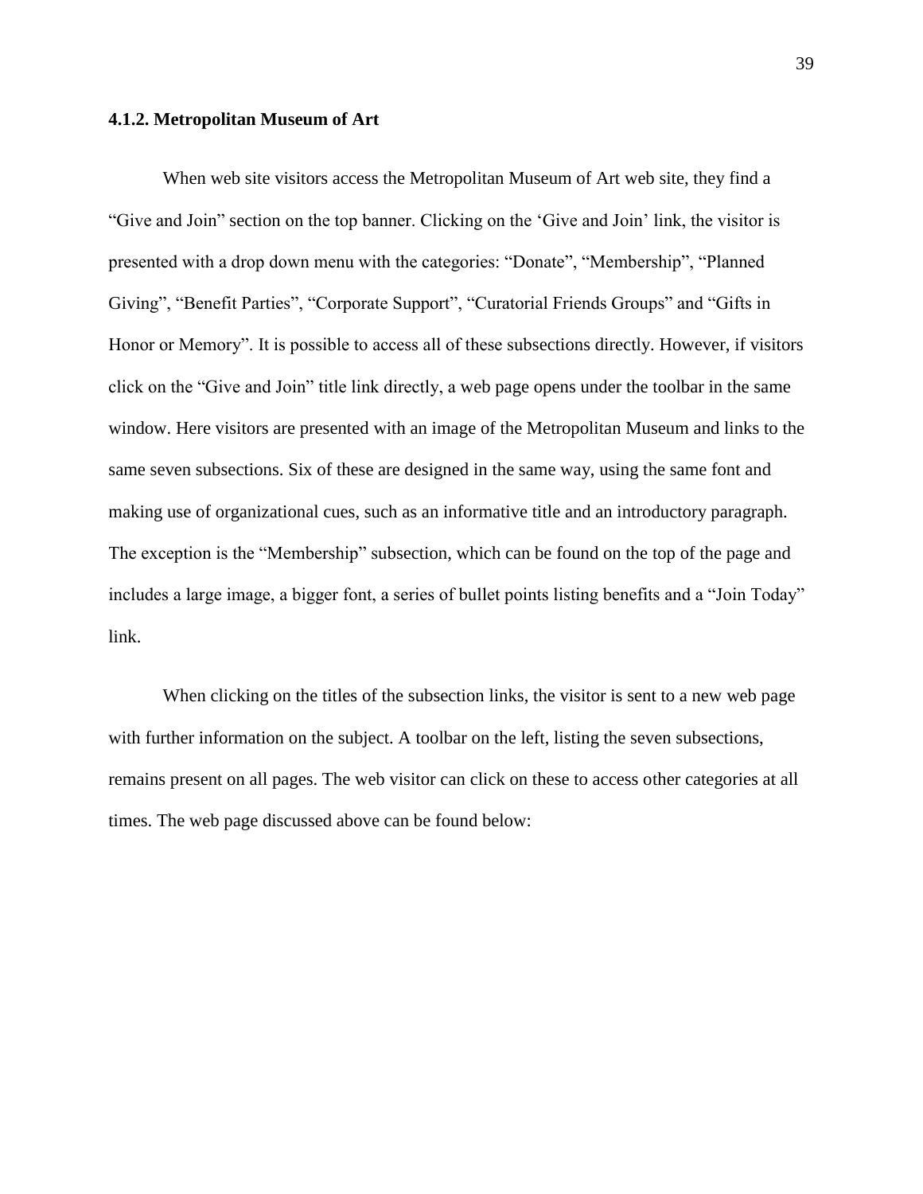### 4.1.2. Metropolitan Museum of Art

When web site visitors access the Metropolitan Museum of Art web site, they find a "Give and Join" section on the top banner. Clicking on the 'Give and Join' link, the visitor is presented with a drop down menu with the categories: "Donate", "Membership", "Planned Giving", "Benefit Parties", "Corporate Support", "Curatorial Friends Groups" and "Gifts in Honor or Memory". It is possible to access all of these subsections directly. However, if visitors click on the "Give and Join" title link directly, a web page opens under the toolbar in the same window. Here visitors are presented with an image of the Metropolitan Museum and links to the same seven subsections. Six of these are designed in the same way, using the same font and making use of organizational cues, such as an informative title and an introductory paragraph. The exception is the "Membership" subsection, which can be found on the top of the page and includes a large image, a bigger font, a series of bullet points listing benefits and a "Join Today" link.

When clicking on the titles of the subsection links, the visitor is sent to a new web page with further information on the subject. A toolbar on the left, listing the seven subsections, remains present on all pages. The web visitor can click on these to access other categories at all times. The web page discussed above can be found below: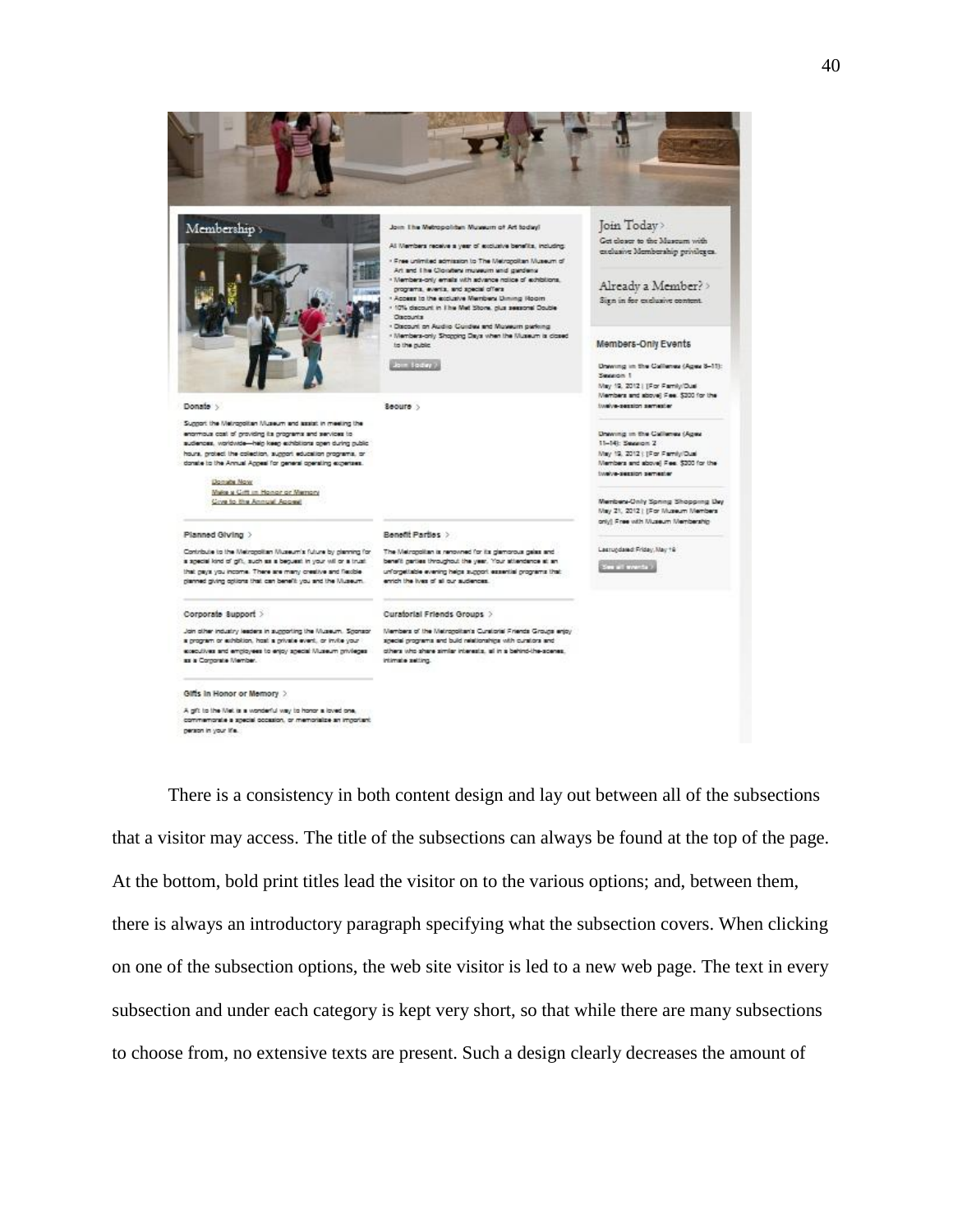There is a consistency in both content design and lay out between all of the subsections that a visitor may access. The title of the subsections can always be found at the top of the page. At the bottom, bold print titles lead the visitor on to the various options; and, between them, there is always an introductory paragraph specifying what the subsection covers. When clicking on one of the subsection options, the web site visitor is led to a new web page. The text in every subsection and under each category is kept very short, so that while there are many subsections to choose from, no extensive texts are present. Such a design clearly decreases the amount of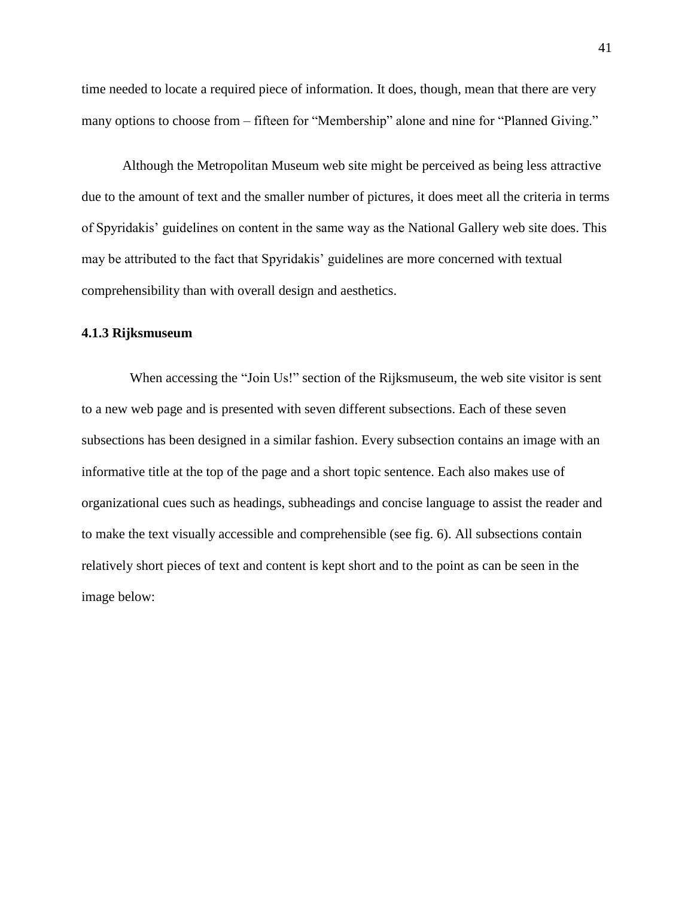time needed to locate a required piece of information. It does, though, mean that there are very many options to choose from – fifteen for "Membership" alone and nine for "Planned Giving."

Although the Metropolitan Museum web site might be perceived as being less attractive due to the amount of text and the smaller number of pictures, it does meet all the criteria in terms of Spyridakis' guidelines on content in the same way as the National Gallery web site does. This may be attributed to the fact that Spyridakis' guidelines are more concerned with textual comprehensibility than with overall design and aesthetics.

### 4.1.3 Rijksmuseum

When accessing the "Join Us!" section of the Rijksmuseum, the web site visitor is sent to a new web page and is presented with seven different subsections. Each of these seven subsections has been designed in a similar fashion. Every subsection contains an image with an informative title at the top of the page and a short topic sentence. Each also makes use of organizational cues such as headings, subheadings and concise language to assist the reader and to make the text visually accessible and comprehensible (see fig. 6). All subsections contain relatively short pieces of text and content is kept short and to the point as can be seen in the image below: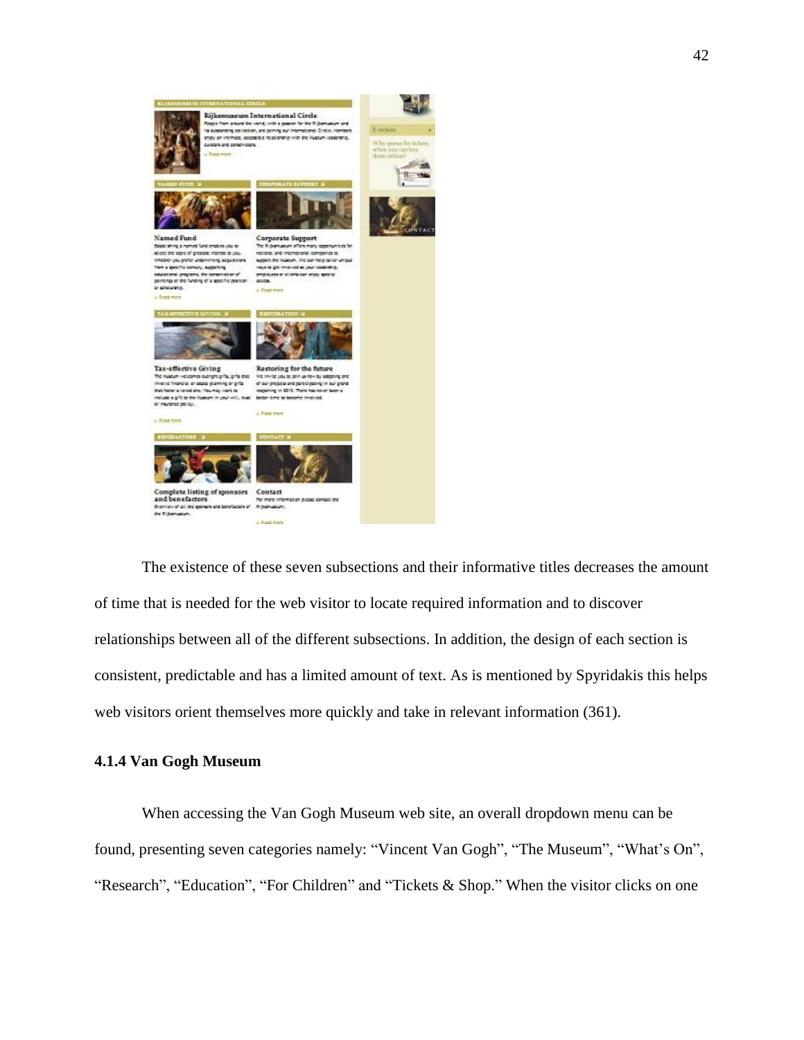The existence of these seven subsections and their informative titles decreases the amount of time that is needed for the web visitor to locate required information and to discover relationships between all of the different subsections. In addition, the design of each section is consistent, predictable and has a limited amount of text. As is mentioned by Spyridakis this helps web visitors orient themselves more quickly and take in relevant information (361).

#### 4.1.4 Van Gogh Museum

When accessing the Van Gogh Museum web site, an overall dropdown menu can be found, presenting seven categories namely: “Vincent Van Gogh”, “The Museum”, “What’s On”, “Research”, “Education”, “For Children” and “Tickets & Shop.” When the visitor clicks on one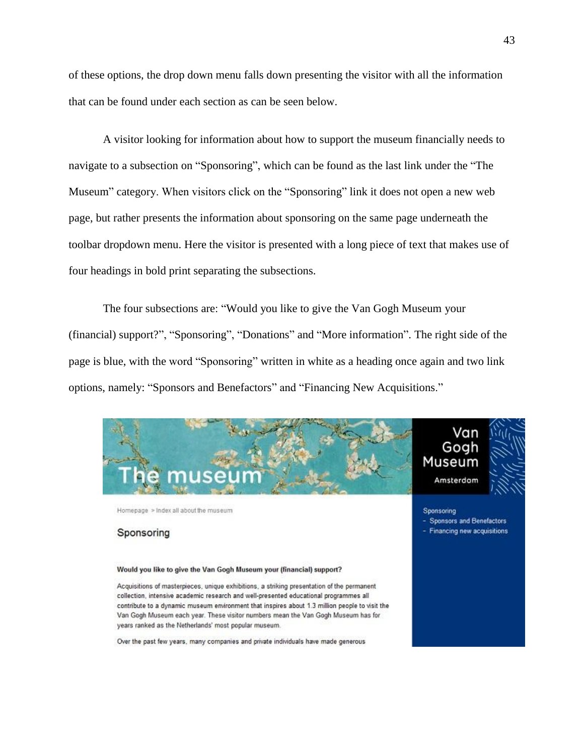of these options, the drop down menu falls down presenting the visitor with all the information that can be found under each section as can be seen below.

A visitor looking for information about how to support the museum financially needs to navigate to a subsection on "Sponsoring", which can be found as the last link under the "The Museum" category. When visitors click on the "Sponsoring" link it does not open a new web page, but rather presents the information about sponsoring on the same page underneath the toolbar dropdown menu. Here the visitor is presented with a long piece of text that makes use of four headings in bold print separating the subsections.

The four subsections are: "Would you like to give the Van Gogh Museum your (financial) support?", "Sponsoring", "Donations" and "More information". The right side of the page is blue, with the word "Sponsoring" written in white as a heading once again and two link options, namely: "Sponsors and Benefactors" and "Financing New Acquisitions."

The museum

Van Gogh Museum Amsterdam

Homepage > Index all about the museum

Sponsoring

**Would you like to give the Van Gogh Museum your (financial) support?**

Acquisitions of masterpieces, unique exhibitions, a striking presentation of the permanent collection, intensive academic research and well-presented educational programmes all contribute to a dynamic museum environment that inspires about 1.3 million people to visit the Van Gogh Museum each year. These visitor numbers mean the Van Gogh Museum has for years ranked as the Netherlands' most popular museum.

Over the past few years, many companies and private individuals have made generous

Sponsoring
- Sponsors and Benefactors
- Financing new acquisitions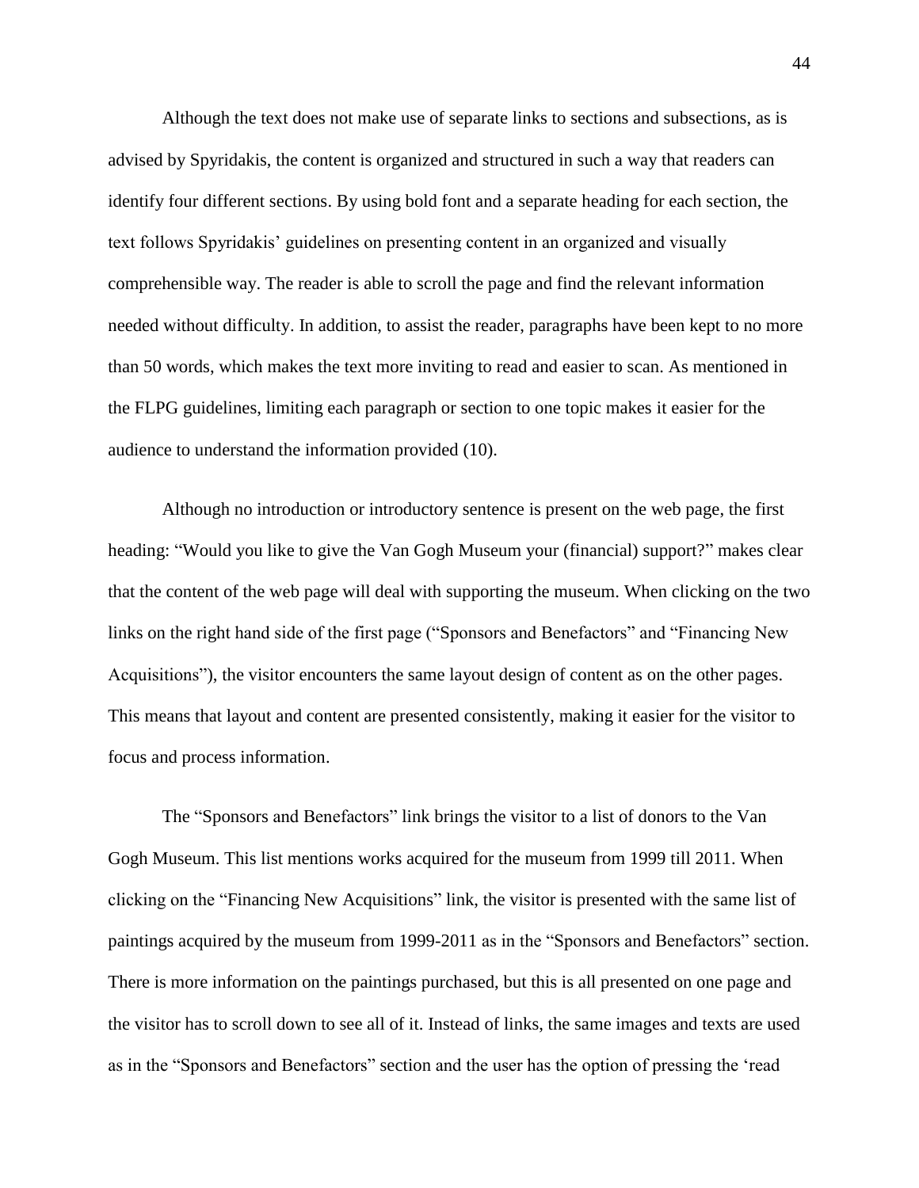Although the text does not make use of separate links to sections and subsections, as is advised by Spyridakis, the content is organized and structured in such a way that readers can identify four different sections. By using bold font and a separate heading for each section, the text follows Spyridakis' guidelines on presenting content in an organized and visually comprehensible way. The reader is able to scroll the page and find the relevant information needed without difficulty. In addition, to assist the reader, paragraphs have been kept to no more than 50 words, which makes the text more inviting to read and easier to scan. As mentioned in the FLPG guidelines, limiting each paragraph or section to one topic makes it easier for the audience to understand the information provided (10).

Although no introduction or introductory sentence is present on the web page, the first heading: "Would you like to give the Van Gogh Museum your (financial) support?" makes clear that the content of the web page will deal with supporting the museum. When clicking on the two links on the right hand side of the first page ("Sponsors and Benefactors" and "Financing New Acquisitions"), the visitor encounters the same layout design of content as on the other pages. This means that layout and content are presented consistently, making it easier for the visitor to focus and process information.

The "Sponsors and Benefactors" link brings the visitor to a list of donors to the Van Gogh Museum. This list mentions works acquired for the museum from 1999 till 2011. When clicking on the "Financing New Acquisitions" link, the visitor is presented with the same list of paintings acquired by the museum from 1999-2011 as in the "Sponsors and Benefactors" section. There is more information on the paintings purchased, but this is all presented on one page and the visitor has to scroll down to see all of it. Instead of links, the same images and texts are used as in the "Sponsors and Benefactors" section and the user has the option of pressing the 'read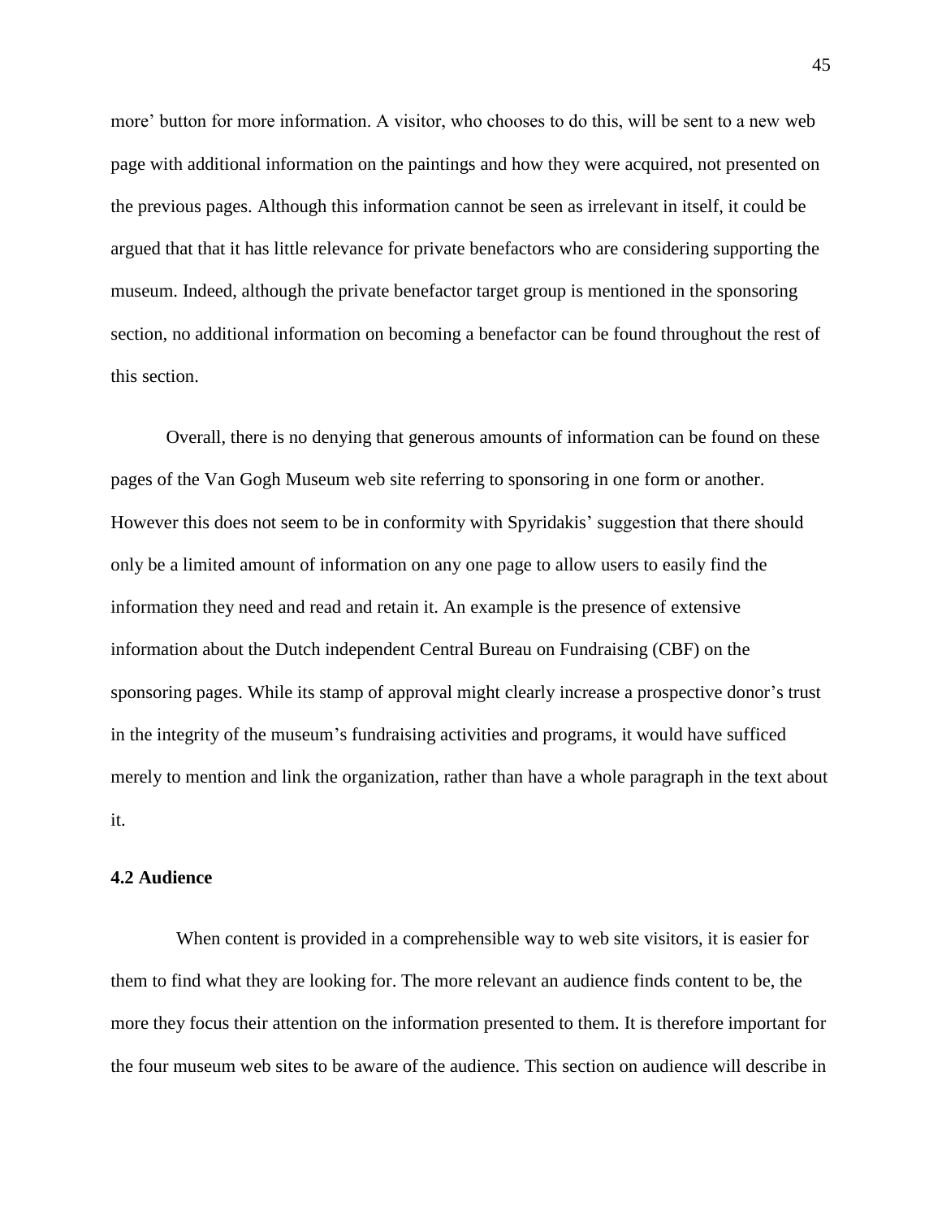more' button for more information. A visitor, who chooses to do this, will be sent to a new web page with additional information on the paintings and how they were acquired, not presented on the previous pages. Although this information cannot be seen as irrelevant in itself, it could be argued that that it has little relevance for private benefactors who are considering supporting the museum. Indeed, although the private benefactor target group is mentioned in the sponsoring section, no additional information on becoming a benefactor can be found throughout the rest of this section.

Overall, there is no denying that generous amounts of information can be found on these pages of the Van Gogh Museum web site referring to sponsoring in one form or another. However this does not seem to be in conformity with Spyridakis' suggestion that there should only be a limited amount of information on any one page to allow users to easily find the information they need and read and retain it. An example is the presence of extensive information about the Dutch independent Central Bureau on Fundraising (CBF) on the sponsoring pages. While its stamp of approval might clearly increase a prospective donor's trust in the integrity of the museum's fundraising activities and programs, it would have sufficed merely to mention and link the organization, rather than have a whole paragraph in the text about it.

**4.2 Audience**

When content is provided in a comprehensible way to web site visitors, it is easier for them to find what they are looking for. The more relevant an audience finds content to be, the more they focus their attention on the information presented to them. It is therefore important for the four museum web sites to be aware of the audience. This section on audience will describe in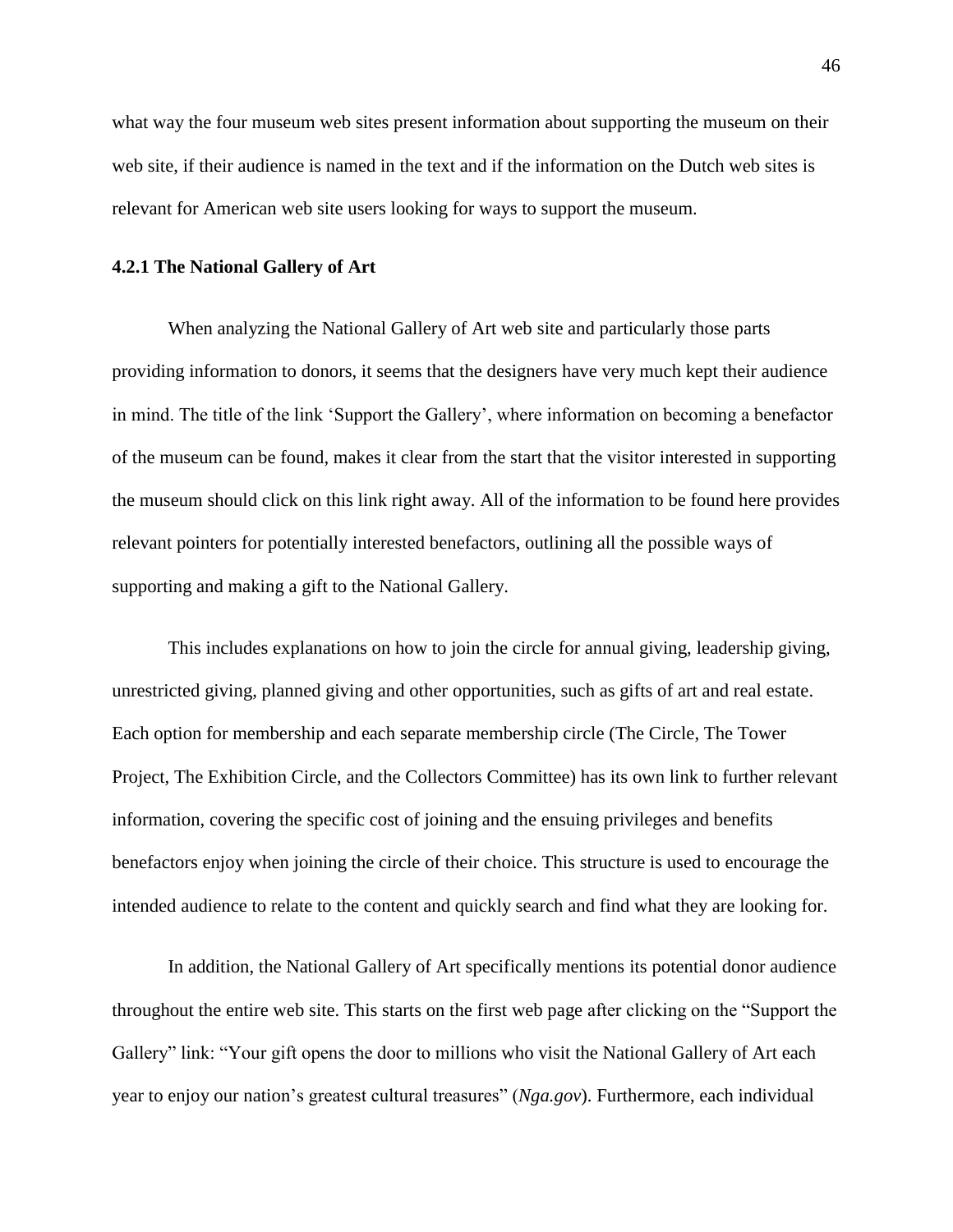what way the four museum web sites present information about supporting the museum on their web site, if their audience is named in the text and if the information on the Dutch web sites is relevant for American web site users looking for ways to support the museum.

### 4.2.1 The National Gallery of Art

When analyzing the National Gallery of Art web site and particularly those parts providing information to donors, it seems that the designers have very much kept their audience in mind. The title of the link 'Support the Gallery', where information on becoming a benefactor of the museum can be found, makes it clear from the start that the visitor interested in supporting the museum should click on this link right away. All of the information to be found here provides relevant pointers for potentially interested benefactors, outlining all the possible ways of supporting and making a gift to the National Gallery.

This includes explanations on how to join the circle for annual giving, leadership giving, unrestricted giving, planned giving and other opportunities, such as gifts of art and real estate. Each option for membership and each separate membership circle (The Circle, The Tower Project, The Exhibition Circle, and the Collectors Committee) has its own link to further relevant information, covering the specific cost of joining and the ensuing privileges and benefits benefactors enjoy when joining the circle of their choice. This structure is used to encourage the intended audience to relate to the content and quickly search and find what they are looking for.

In addition, the National Gallery of Art specifically mentions its potential donor audience throughout the entire web site. This starts on the first web page after clicking on the "Support the Gallery" link: "Your gift opens the door to millions who visit the National Gallery of Art each year to enjoy our nation's greatest cultural treasures" (*Nga.gov*). Furthermore, each individual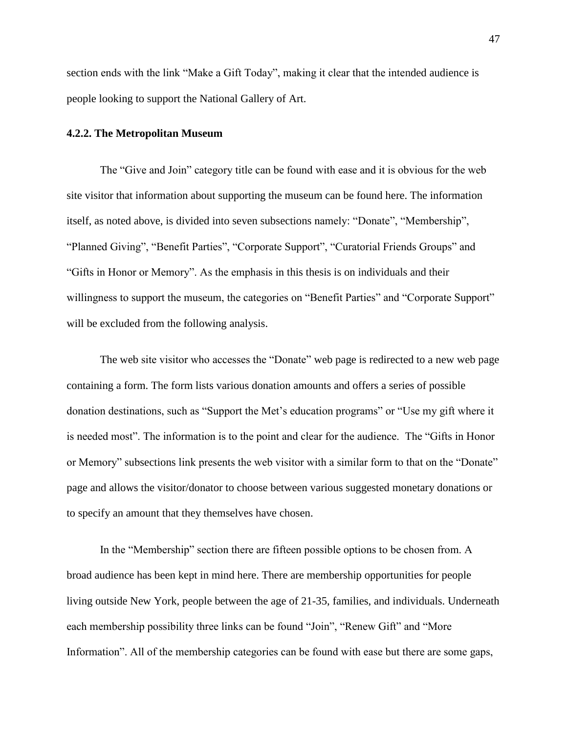section ends with the link "Make a Gift Today", making it clear that the intended audience is people looking to support the National Gallery of Art.

### 4.2.2. The Metropolitan Museum

The "Give and Join" category title can be found with ease and it is obvious for the web site visitor that information about supporting the museum can be found here. The information itself, as noted above, is divided into seven subsections namely: "Donate", "Membership", "Planned Giving", "Benefit Parties", "Corporate Support", "Curatorial Friends Groups" and "Gifts in Honor or Memory". As the emphasis in this thesis is on individuals and their willingness to support the museum, the categories on "Benefit Parties" and "Corporate Support" will be excluded from the following analysis.

The web site visitor who accesses the "Donate" web page is redirected to a new web page containing a form. The form lists various donation amounts and offers a series of possible donation destinations, such as "Support the Met's education programs" or "Use my gift where it is needed most". The information is to the point and clear for the audience. The "Gifts in Honor or Memory" subsections link presents the web visitor with a similar form to that on the "Donate" page and allows the visitor/donator to choose between various suggested monetary donations or to specify an amount that they themselves have chosen.

In the "Membership" section there are fifteen possible options to be chosen from. A broad audience has been kept in mind here. There are membership opportunities for people living outside New York, people between the age of 21-35, families, and individuals. Underneath each membership possibility three links can be found "Join", "Renew Gift" and "More Information". All of the membership categories can be found with ease but there are some gaps,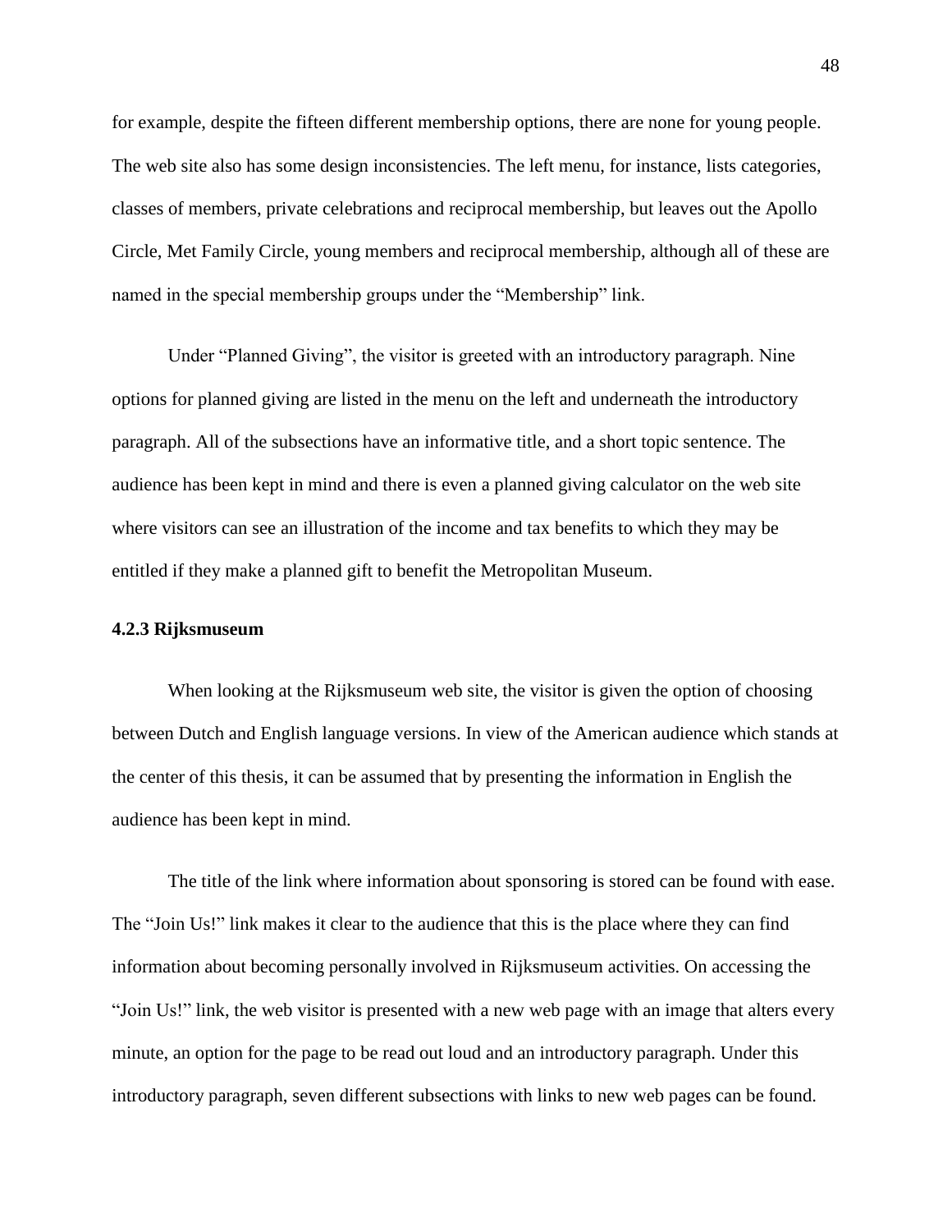for example, despite the fifteen different membership options, there are none for young people. The web site also has some design inconsistencies. The left menu, for instance, lists categories, classes of members, private celebrations and reciprocal membership, but leaves out the Apollo Circle, Met Family Circle, young members and reciprocal membership, although all of these are named in the special membership groups under the “Membership” link.

Under “Planned Giving”, the visitor is greeted with an introductory paragraph. Nine options for planned giving are listed in the menu on the left and underneath the introductory paragraph. All of the subsections have an informative title, and a short topic sentence. The audience has been kept in mind and there is even a planned giving calculator on the web site where visitors can see an illustration of the income and tax benefits to which they may be entitled if they make a planned gift to benefit the Metropolitan Museum.

### 4.2.3 Rijksmuseum

When looking at the Rijksmuseum web site, the visitor is given the option of choosing between Dutch and English language versions. In view of the American audience which stands at the center of this thesis, it can be assumed that by presenting the information in English the audience has been kept in mind.

The title of the link where information about sponsoring is stored can be found with ease. The “Join Us!” link makes it clear to the audience that this is the place where they can find information about becoming personally involved in Rijksmuseum activities. On accessing the “Join Us!” link, the web visitor is presented with a new web page with an image that alters every minute, an option for the page to be read out loud and an introductory paragraph. Under this introductory paragraph, seven different subsections with links to new web pages can be found.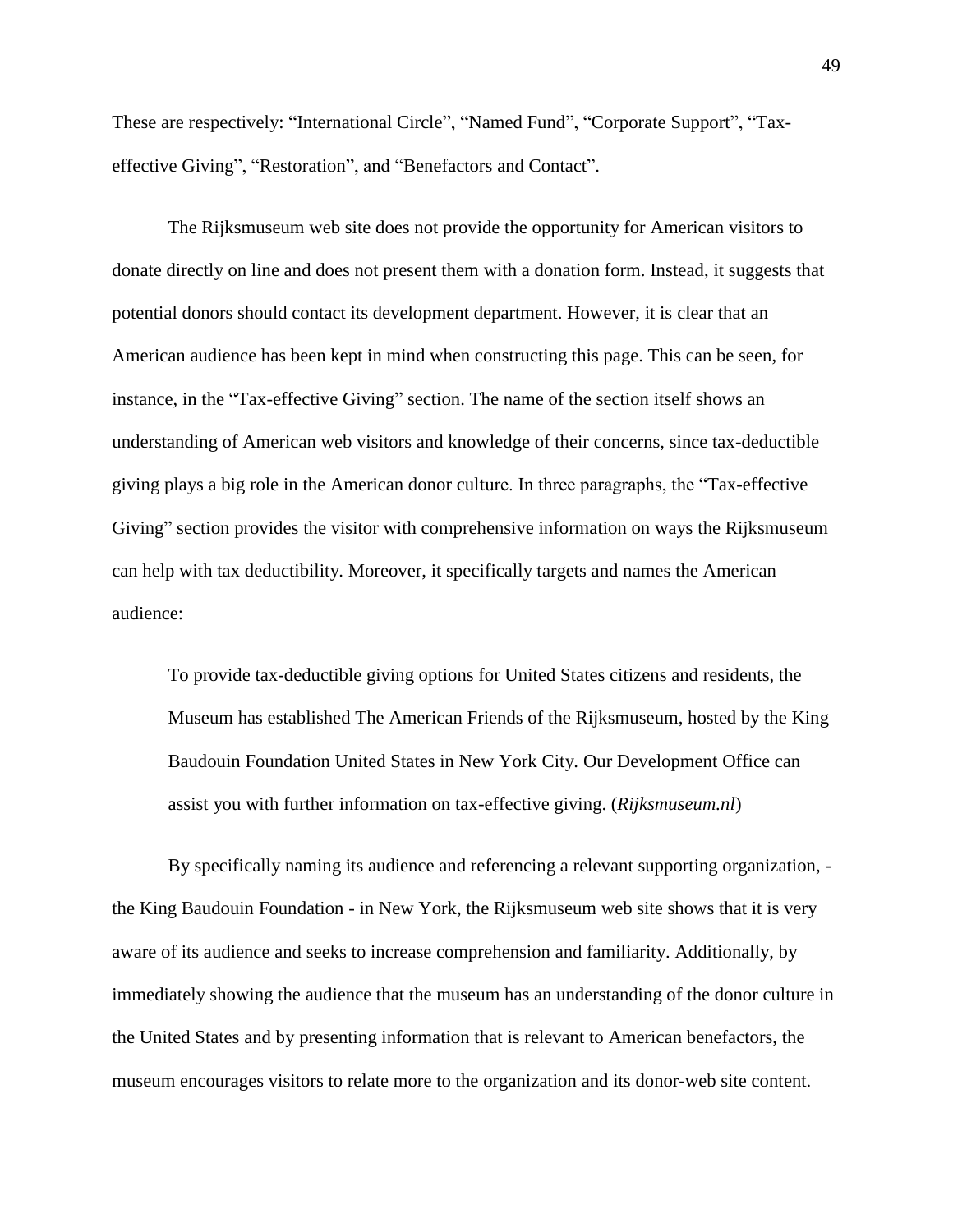These are respectively: "International Circle", "Named Fund", "Corporate Support", "Tax-effective Giving", "Restoration", and "Benefactors and Contact".

The Rijksmuseum web site does not provide the opportunity for American visitors to donate directly on line and does not present them with a donation form. Instead, it suggests that potential donors should contact its development department. However, it is clear that an American audience has been kept in mind when constructing this page. This can be seen, for instance, in the "Tax-effective Giving" section. The name of the section itself shows an understanding of American web visitors and knowledge of their concerns, since tax-deductible giving plays a big role in the American donor culture. In three paragraphs, the "Tax-effective Giving" section provides the visitor with comprehensive information on ways the Rijksmuseum can help with tax deductibility. Moreover, it specifically targets and names the American audience:

> To provide tax-deductible giving options for United States citizens and residents, the Museum has established The American Friends of the Rijksmuseum, hosted by the King Baudouin Foundation United States in New York City. Our Development Office can assist you with further information on tax-effective giving. (*Rijksmuseum.nl*)

By specifically naming its audience and referencing a relevant supporting organization, - the King Baudouin Foundation - in New York, the Rijksmuseum web site shows that it is very aware of its audience and seeks to increase comprehension and familiarity. Additionally, by immediately showing the audience that the museum has an understanding of the donor culture in the United States and by presenting information that is relevant to American benefactors, the museum encourages visitors to relate more to the organization and its donor-web site content.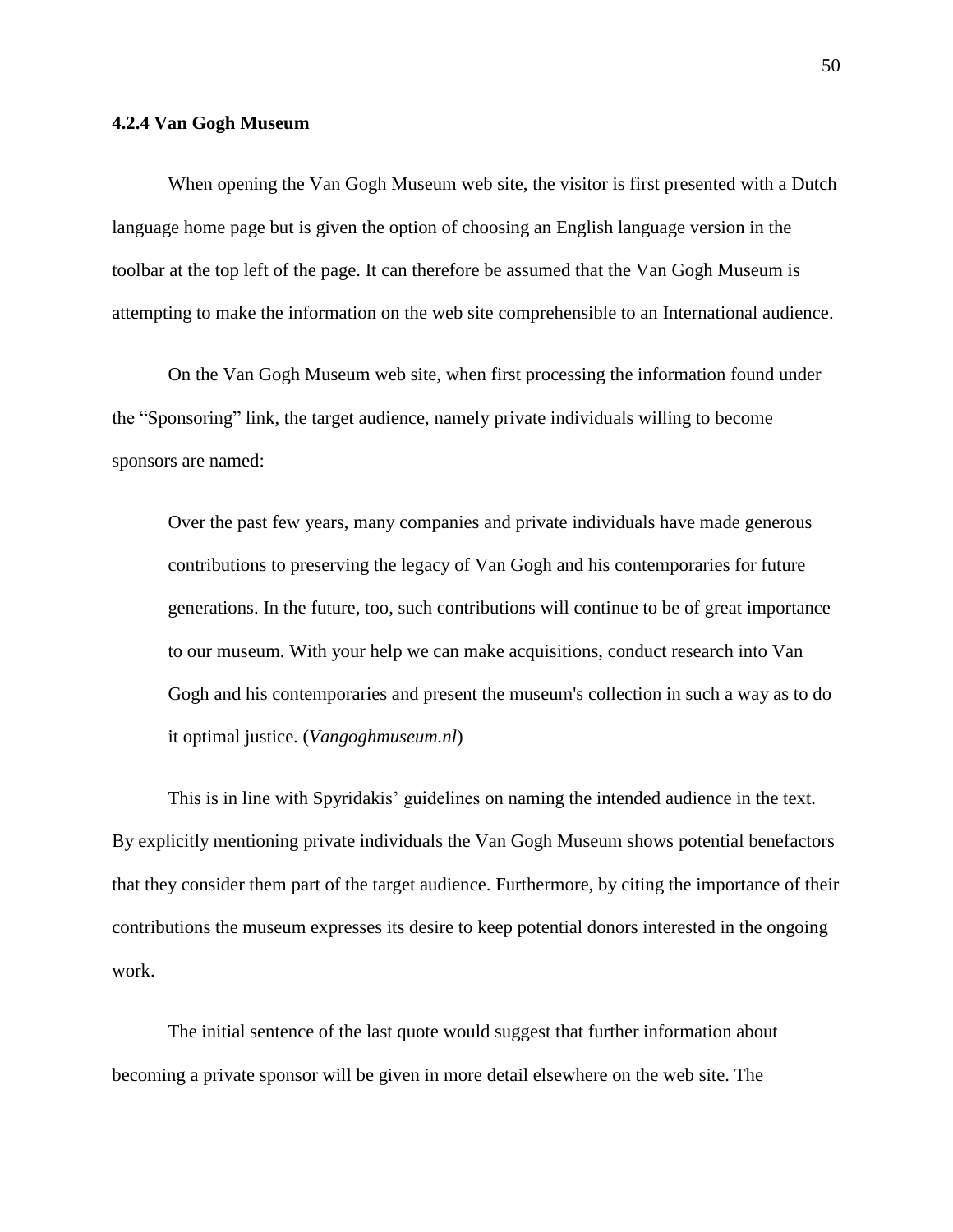### 4.2.4 Van Gogh Museum

When opening the Van Gogh Museum web site, the visitor is first presented with a Dutch language home page but is given the option of choosing an English language version in the toolbar at the top left of the page. It can therefore be assumed that the Van Gogh Museum is attempting to make the information on the web site comprehensible to an International audience.

On the Van Gogh Museum web site, when first processing the information found under the "Sponsoring" link, the target audience, namely private individuals willing to become sponsors are named:

> Over the past few years, many companies and private individuals have made generous contributions to preserving the legacy of Van Gogh and his contemporaries for future generations. In the future, too, such contributions will continue to be of great importance to our museum. With your help we can make acquisitions, conduct research into Van Gogh and his contemporaries and present the museum's collection in such a way as to do it optimal justice. (*Vangoghmuseum.nl*)

This is in line with Spyridakis' guidelines on naming the intended audience in the text. By explicitly mentioning private individuals the Van Gogh Museum shows potential benefactors that they consider them part of the target audience. Furthermore, by citing the importance of their contributions the museum expresses its desire to keep potential donors interested in the ongoing work.

The initial sentence of the last quote would suggest that further information about becoming a private sponsor will be given in more detail elsewhere on the web site. The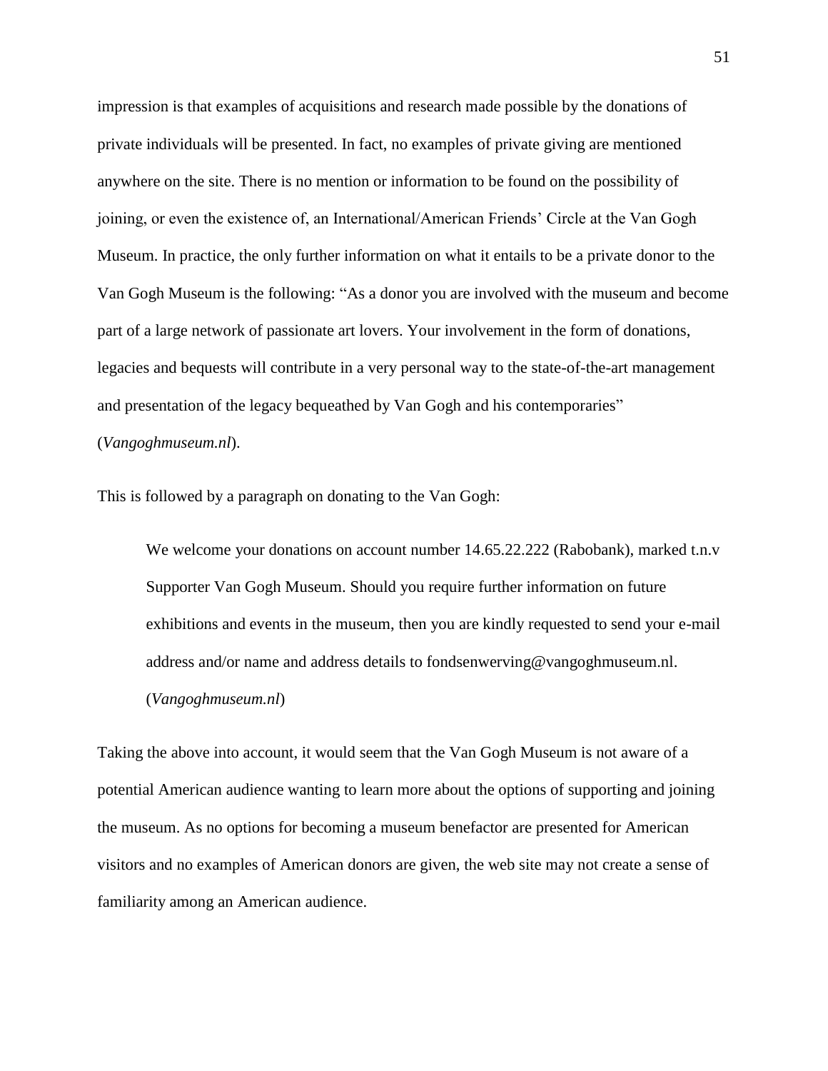impression is that examples of acquisitions and research made possible by the donations of private individuals will be presented. In fact, no examples of private giving are mentioned anywhere on the site. There is no mention or information to be found on the possibility of joining, or even the existence of, an International/American Friends' Circle at the Van Gogh Museum. In practice, the only further information on what it entails to be a private donor to the Van Gogh Museum is the following: "As a donor you are involved with the museum and become part of a large network of passionate art lovers. Your involvement in the form of donations, legacies and bequests will contribute in a very personal way to the state-of-the-art management and presentation of the legacy bequeathed by Van Gogh and his contemporaries" (*Vangoghmuseum.nl*).

This is followed by a paragraph on donating to the Van Gogh:

> We welcome your donations on account number 14.65.22.222 (Rabobank), marked t.n.v Supporter Van Gogh Museum. Should you require further information on future exhibitions and events in the museum, then you are kindly requested to send your e-mail address and/or name and address details to fondsenwerving@vangoghmuseum.nl. (*Vangoghmuseum.nl*)

Taking the above into account, it would seem that the Van Gogh Museum is not aware of a potential American audience wanting to learn more about the options of supporting and joining the museum. As no options for becoming a museum benefactor are presented for American visitors and no examples of American donors are given, the web site may not create a sense of familiarity among an American audience.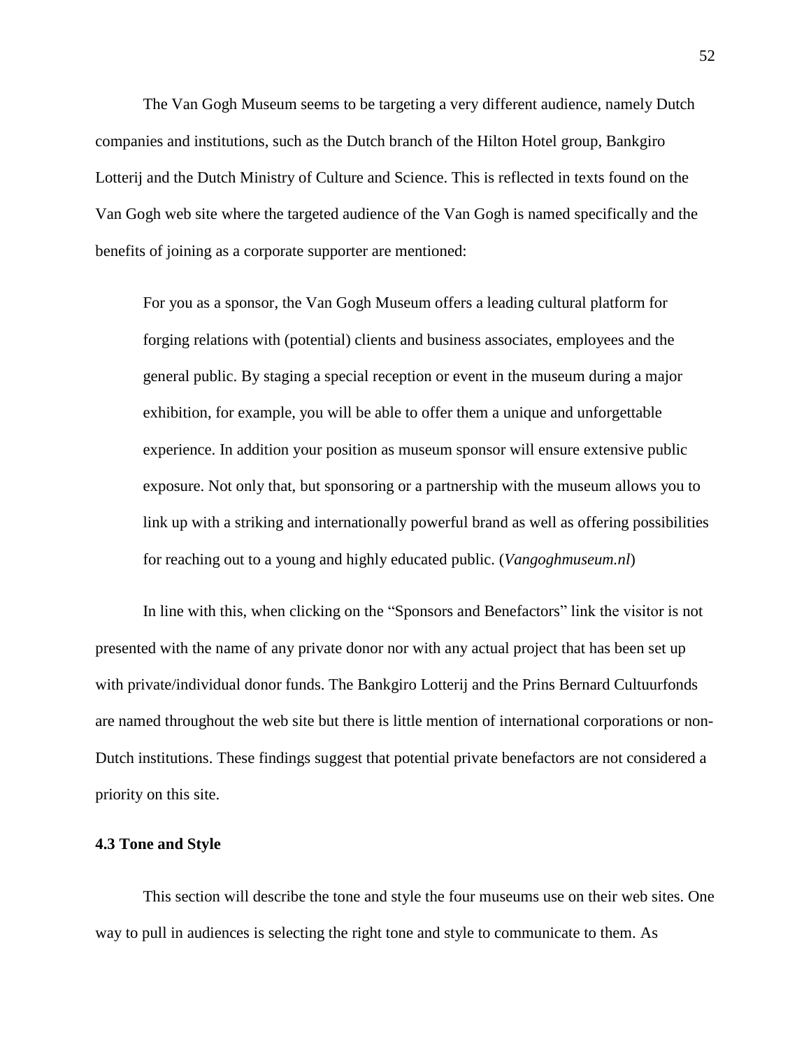The Van Gogh Museum seems to be targeting a very different audience, namely Dutch companies and institutions, such as the Dutch branch of the Hilton Hotel group, Bankgiro Lotterij and the Dutch Ministry of Culture and Science. This is reflected in texts found on the Van Gogh web site where the targeted audience of the Van Gogh is named specifically and the benefits of joining as a corporate supporter are mentioned:

> For you as a sponsor, the Van Gogh Museum offers a leading cultural platform for forging relations with (potential) clients and business associates, employees and the general public. By staging a special reception or event in the museum during a major exhibition, for example, you will be able to offer them a unique and unforgettable experience. In addition your position as museum sponsor will ensure extensive public exposure. Not only that, but sponsoring or a partnership with the museum allows you to link up with a striking and internationally powerful brand as well as offering possibilities for reaching out to a young and highly educated public. (*Vangoghmuseum.nl*)

In line with this, when clicking on the "Sponsors and Benefactors" link the visitor is not presented with the name of any private donor nor with any actual project that has been set up with private/individual donor funds. The Bankgiro Lotterij and the Prins Bernard Cultuurfonds are named throughout the web site but there is little mention of international corporations or non-Dutch institutions. These findings suggest that potential private benefactors are not considered a priority on this site.

### 4.3 Tone and Style

This section will describe the tone and style the four museums use on their web sites. One way to pull in audiences is selecting the right tone and style to communicate to them. As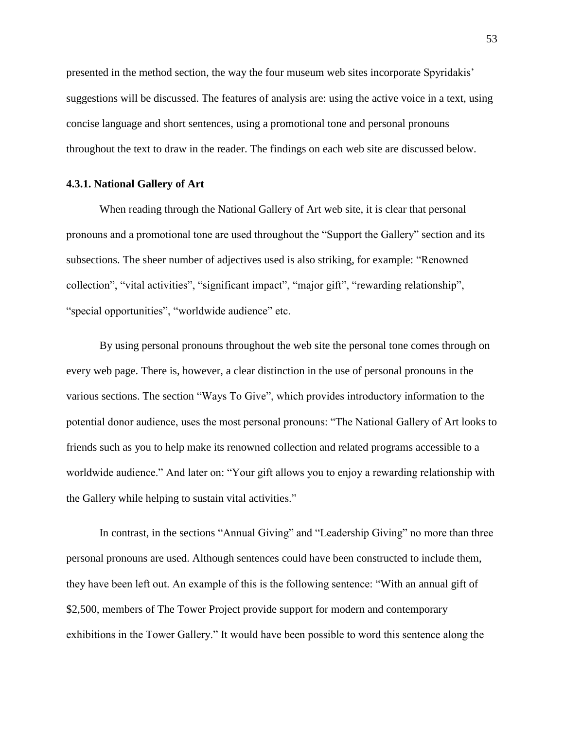presented in the method section, the way the four museum web sites incorporate Spyridakis' suggestions will be discussed. The features of analysis are: using the active voice in a text, using concise language and short sentences, using a promotional tone and personal pronouns throughout the text to draw in the reader. The findings on each web site are discussed below.

### 4.3.1. National Gallery of Art

When reading through the National Gallery of Art web site, it is clear that personal pronouns and a promotional tone are used throughout the "Support the Gallery" section and its subsections. The sheer number of adjectives used is also striking, for example: "Renowned collection", "vital activities", "significant impact", "major gift", "rewarding relationship", "special opportunities", "worldwide audience" etc.

By using personal pronouns throughout the web site the personal tone comes through on every web page. There is, however, a clear distinction in the use of personal pronouns in the various sections. The section "Ways To Give", which provides introductory information to the potential donor audience, uses the most personal pronouns: "The National Gallery of Art looks to friends such as you to help make its renowned collection and related programs accessible to a worldwide audience." And later on: "Your gift allows you to enjoy a rewarding relationship with the Gallery while helping to sustain vital activities."

In contrast, in the sections "Annual Giving" and "Leadership Giving" no more than three personal pronouns are used. Although sentences could have been constructed to include them, they have been left out. An example of this is the following sentence: "With an annual gift of $2,500, members of The Tower Project provide support for modern and contemporary exhibitions in the Tower Gallery." It would have been possible to word this sentence along the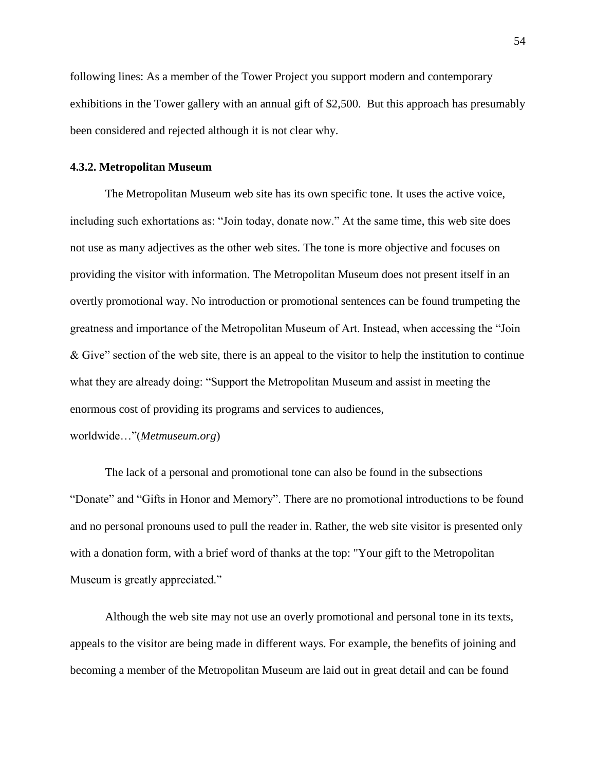following lines: As a member of the Tower Project you support modern and contemporary exhibitions in the Tower gallery with an annual gift of $2,500. But this approach has presumably been considered and rejected although it is not clear why.

### 4.3.2. Metropolitan Museum

The Metropolitan Museum web site has its own specific tone. It uses the active voice, including such exhortations as: "Join today, donate now." At the same time, this web site does not use as many adjectives as the other web sites. The tone is more objective and focuses on providing the visitor with information. The Metropolitan Museum does not present itself in an overtly promotional way. No introduction or promotional sentences can be found trumpeting the greatness and importance of the Metropolitan Museum of Art. Instead, when accessing the "Join & Give" section of the web site, there is an appeal to the visitor to help the institution to continue what they are already doing: "Support the Metropolitan Museum and assist in meeting the enormous cost of providing its programs and services to audiences, worldwide…"(*Metmuseum.org*)

The lack of a personal and promotional tone can also be found in the subsections "Donate" and "Gifts in Honor and Memory". There are no promotional introductions to be found and no personal pronouns used to pull the reader in. Rather, the web site visitor is presented only with a donation form, with a brief word of thanks at the top: "Your gift to the Metropolitan Museum is greatly appreciated."

Although the web site may not use an overly promotional and personal tone in its texts, appeals to the visitor are being made in different ways. For example, the benefits of joining and becoming a member of the Metropolitan Museum are laid out in great detail and can be found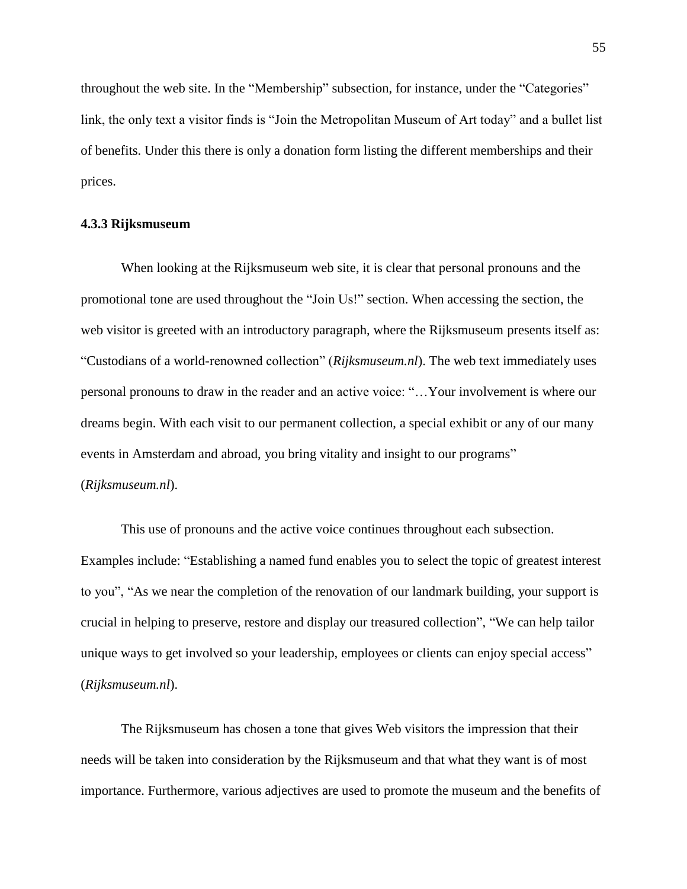throughout the web site. In the “Membership” subsection, for instance, under the “Categories” link, the only text a visitor finds is “Join the Metropolitan Museum of Art today” and a bullet list of benefits. Under this there is only a donation form listing the different memberships and their prices.

### 4.3.3 Rijksmuseum

When looking at the Rijksmuseum web site, it is clear that personal pronouns and the promotional tone are used throughout the “Join Us!” section. When accessing the section, the web visitor is greeted with an introductory paragraph, where the Rijksmuseum presents itself as: “Custodians of a world-renowned collection” (*Rijksmuseum.nl*). The web text immediately uses personal pronouns to draw in the reader and an active voice: “…Your involvement is where our dreams begin. With each visit to our permanent collection, a special exhibit or any of our many events in Amsterdam and abroad, you bring vitality and insight to our programs” (*Rijksmuseum.nl*).

This use of pronouns and the active voice continues throughout each subsection. Examples include: “Establishing a named fund enables you to select the topic of greatest interest to you”, “As we near the completion of the renovation of our landmark building, your support is crucial in helping to preserve, restore and display our treasured collection”, “We can help tailor unique ways to get involved so your leadership, employees or clients can enjoy special access” (*Rijksmuseum.nl*).

The Rijksmuseum has chosen a tone that gives Web visitors the impression that their needs will be taken into consideration by the Rijksmuseum and that what they want is of most importance. Furthermore, various adjectives are used to promote the museum and the benefits of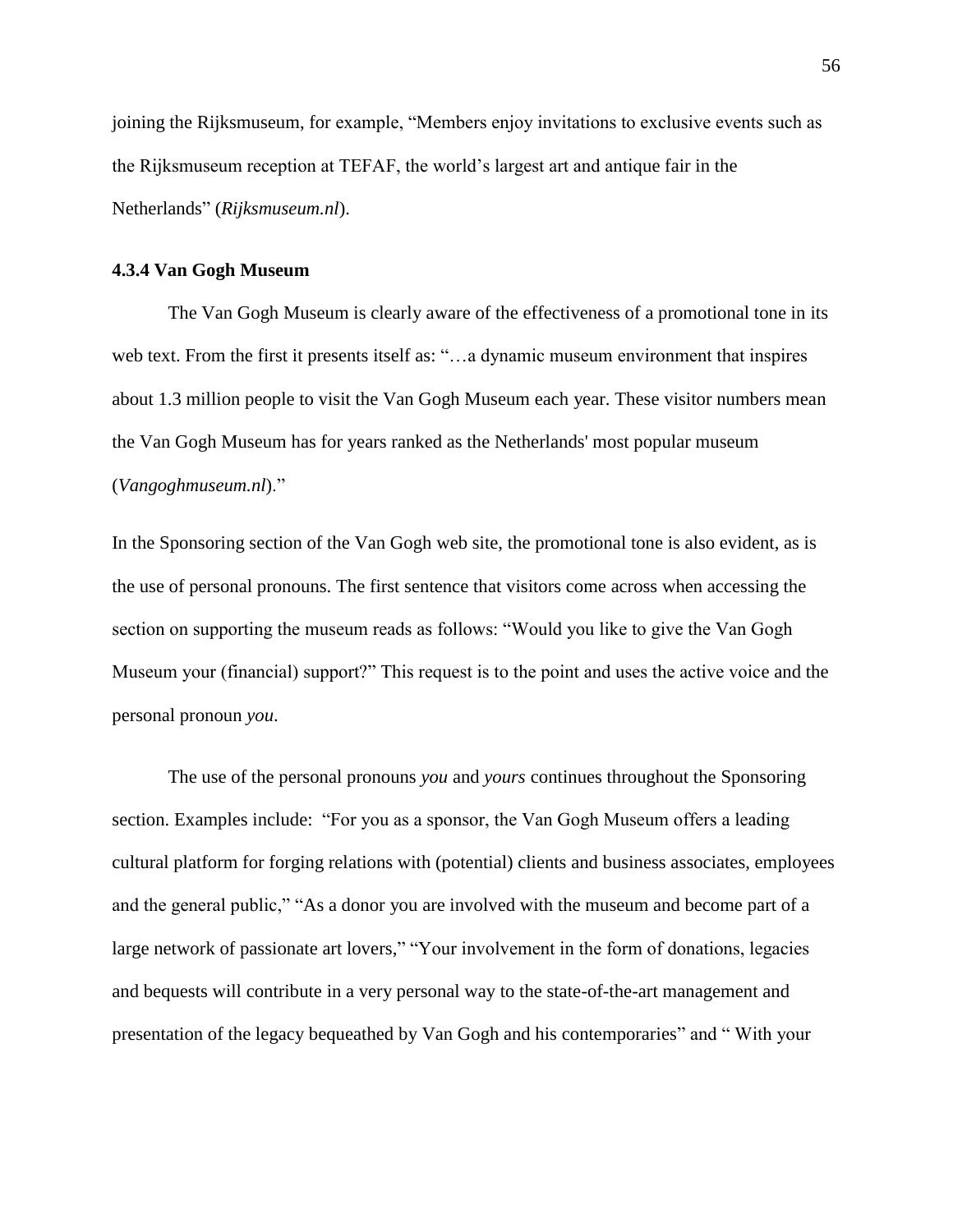joining the Rijksmuseum, for example, "Members enjoy invitations to exclusive events such as the Rijksmuseum reception at TEFAF, the world's largest art and antique fair in the Netherlands" (*Rijksmuseum.nl*).

### 4.3.4 Van Gogh Museum

The Van Gogh Museum is clearly aware of the effectiveness of a promotional tone in its web text. From the first it presents itself as: "…a dynamic museum environment that inspires about 1.3 million people to visit the Van Gogh Museum each year. These visitor numbers mean the Van Gogh Museum has for years ranked as the Netherlands' most popular museum (*Vangoghmuseum.nl*)."

In the Sponsoring section of the Van Gogh web site, the promotional tone is also evident, as is the use of personal pronouns. The first sentence that visitors come across when accessing the section on supporting the museum reads as follows: "Would you like to give the Van Gogh Museum your (financial) support?" This request is to the point and uses the active voice and the personal pronoun *you*.

The use of the personal pronouns *you* and *yours* continues throughout the Sponsoring section. Examples include: "For you as a sponsor, the Van Gogh Museum offers a leading cultural platform for forging relations with (potential) clients and business associates, employees and the general public," "As a donor you are involved with the museum and become part of a large network of passionate art lovers," "Your involvement in the form of donations, legacies and bequests will contribute in a very personal way to the state-of-the-art management and presentation of the legacy bequeathed by Van Gogh and his contemporaries" and " With your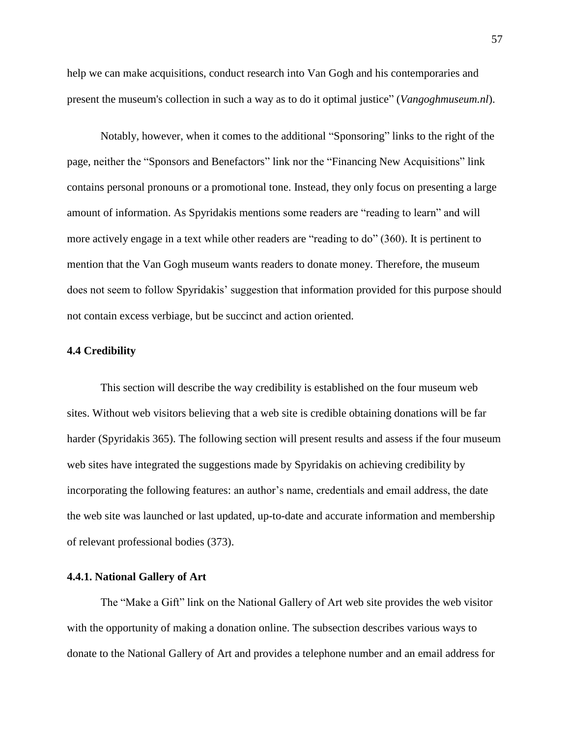help we can make acquisitions, conduct research into Van Gogh and his contemporaries and present the museum's collection in such a way as to do it optimal justice" (*Vangoghmuseum.nl*).

Notably, however, when it comes to the additional "Sponsoring" links to the right of the page, neither the "Sponsors and Benefactors" link nor the "Financing New Acquisitions" link contains personal pronouns or a promotional tone. Instead, they only focus on presenting a large amount of information. As Spyridakis mentions some readers are "reading to learn" and will more actively engage in a text while other readers are "reading to do" (360). It is pertinent to mention that the Van Gogh museum wants readers to donate money. Therefore, the museum does not seem to follow Spyridakis' suggestion that information provided for this purpose should not contain excess verbiage, but be succinct and action oriented.

### 4.4 Credibility

This section will describe the way credibility is established on the four museum web sites. Without web visitors believing that a web site is credible obtaining donations will be far harder (Spyridakis 365). The following section will present results and assess if the four museum web sites have integrated the suggestions made by Spyridakis on achieving credibility by incorporating the following features: an author's name, credentials and email address, the date the web site was launched or last updated, up-to-date and accurate information and membership of relevant professional bodies (373).

#### 4.4.1. National Gallery of Art

The "Make a Gift" link on the National Gallery of Art web site provides the web visitor with the opportunity of making a donation online. The subsection describes various ways to donate to the National Gallery of Art and provides a telephone number and an email address for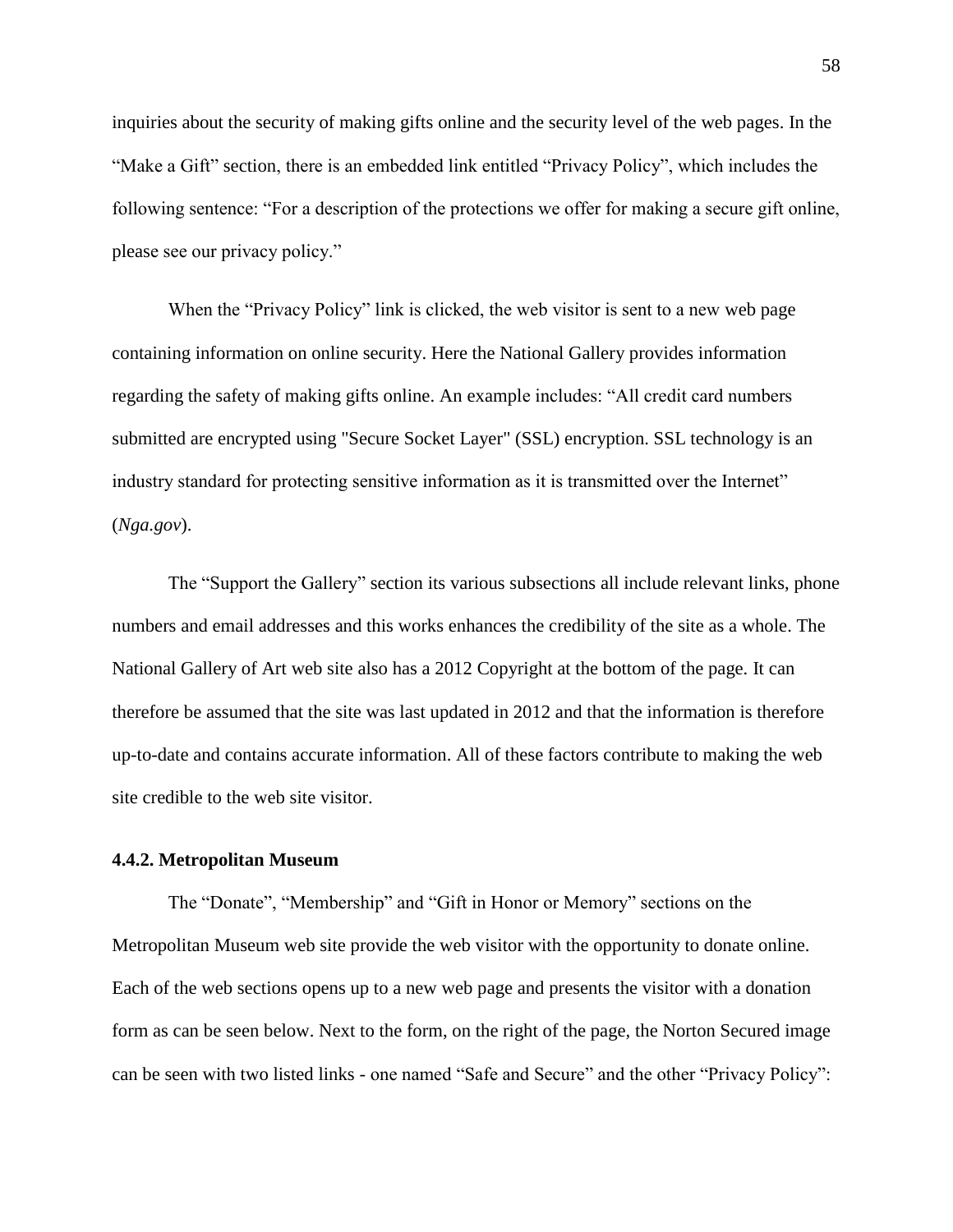inquiries about the security of making gifts online and the security level of the web pages. In the "Make a Gift" section, there is an embedded link entitled "Privacy Policy", which includes the following sentence: "For a description of the protections we offer for making a secure gift online, please see our privacy policy."

When the "Privacy Policy" link is clicked, the web visitor is sent to a new web page containing information on online security. Here the National Gallery provides information regarding the safety of making gifts online. An example includes: "All credit card numbers submitted are encrypted using "Secure Socket Layer" (SSL) encryption. SSL technology is an industry standard for protecting sensitive information as it is transmitted over the Internet" (*Nga.gov*).

The "Support the Gallery" section its various subsections all include relevant links, phone numbers and email addresses and this works enhances the credibility of the site as a whole. The National Gallery of Art web site also has a 2012 Copyright at the bottom of the page. It can therefore be assumed that the site was last updated in 2012 and that the information is therefore up-to-date and contains accurate information. All of these factors contribute to making the web site credible to the web site visitor.

### 4.4.2. Metropolitan Museum

The "Donate", "Membership" and "Gift in Honor or Memory" sections on the Metropolitan Museum web site provide the web visitor with the opportunity to donate online. Each of the web sections opens up to a new web page and presents the visitor with a donation form as can be seen below. Next to the form, on the right of the page, the Norton Secured image can be seen with two listed links - one named "Safe and Secure" and the other "Privacy Policy":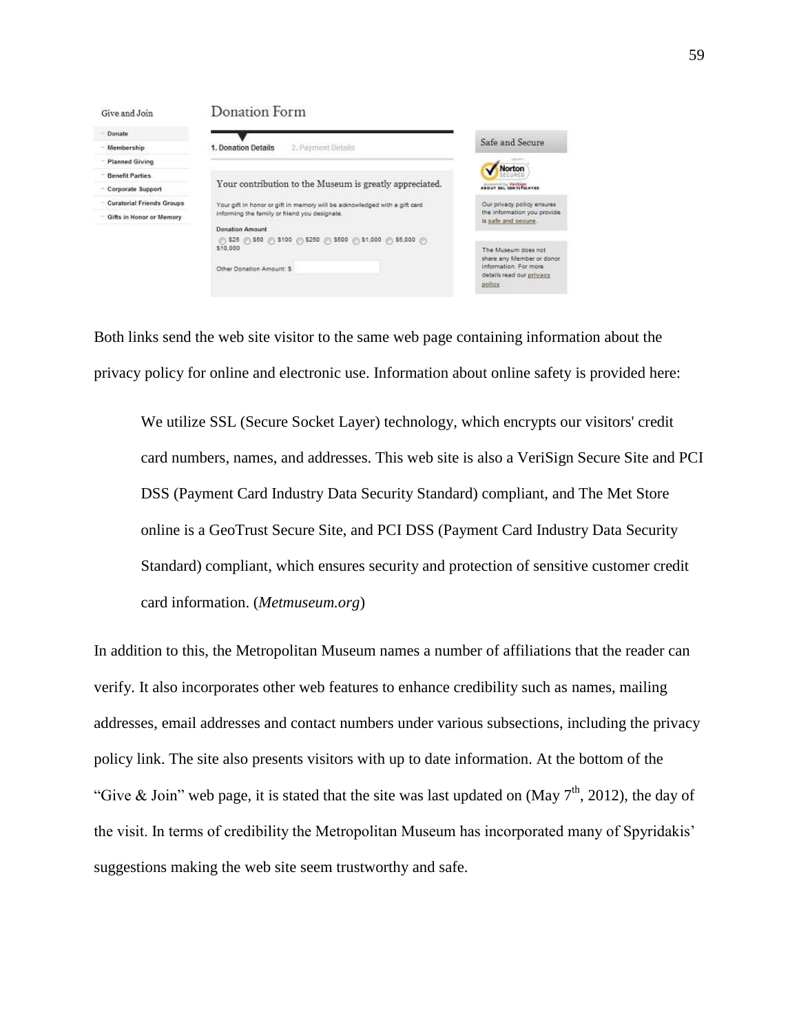Both links send the web site visitor to the same web page containing information about the privacy policy for online and electronic use. Information about online safety is provided here:

> We utilize SSL (Secure Socket Layer) technology, which encrypts our visitors' credit card numbers, names, and addresses. This web site is also a VeriSign Secure Site and PCI DSS (Payment Card Industry Data Security Standard) compliant, and The Met Store online is a GeoTrust Secure Site, and PCI DSS (Payment Card Industry Data Security Standard) compliant, which ensures security and protection of sensitive customer credit card information. (*Metmuseum.org*)

In addition to this, the Metropolitan Museum names a number of affiliations that the reader can verify. It also incorporates other web features to enhance credibility such as names, mailing addresses, email addresses and contact numbers under various subsections, including the privacy policy link. The site also presents visitors with up to date information. At the bottom of the "Give & Join" web page, it is stated that the site was last updated on (May 7th, 2012), the day of the visit. In terms of credibility the Metropolitan Museum has incorporated many of Spyridakis' suggestions making the web site seem trustworthy and safe.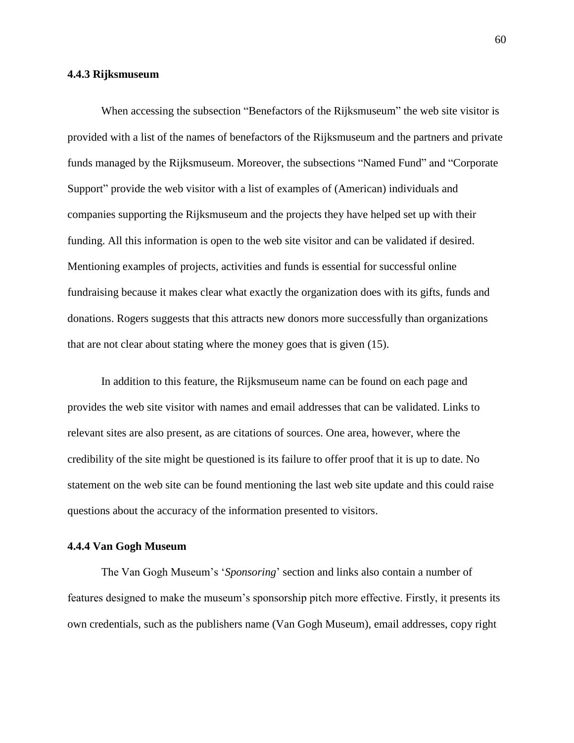### 4.4.3 Rijksmuseum

When accessing the subsection "Benefactors of the Rijksmuseum" the web site visitor is provided with a list of the names of benefactors of the Rijksmuseum and the partners and private funds managed by the Rijksmuseum. Moreover, the subsections "Named Fund" and "Corporate Support" provide the web visitor with a list of examples of (American) individuals and companies supporting the Rijksmuseum and the projects they have helped set up with their funding. All this information is open to the web site visitor and can be validated if desired. Mentioning examples of projects, activities and funds is essential for successful online fundraising because it makes clear what exactly the organization does with its gifts, funds and donations. Rogers suggests that this attracts new donors more successfully than organizations that are not clear about stating where the money goes that is given (15).

In addition to this feature, the Rijksmuseum name can be found on each page and provides the web site visitor with names and email addresses that can be validated. Links to relevant sites are also present, as are citations of sources. One area, however, where the credibility of the site might be questioned is its failure to offer proof that it is up to date. No statement on the web site can be found mentioning the last web site update and this could raise questions about the accuracy of the information presented to visitors.

### 4.4.4 Van Gogh Museum

The Van Gogh Museum's '*Sponsoring*' section and links also contain a number of features designed to make the museum's sponsorship pitch more effective. Firstly, it presents its own credentials, such as the publishers name (Van Gogh Museum), email addresses, copy right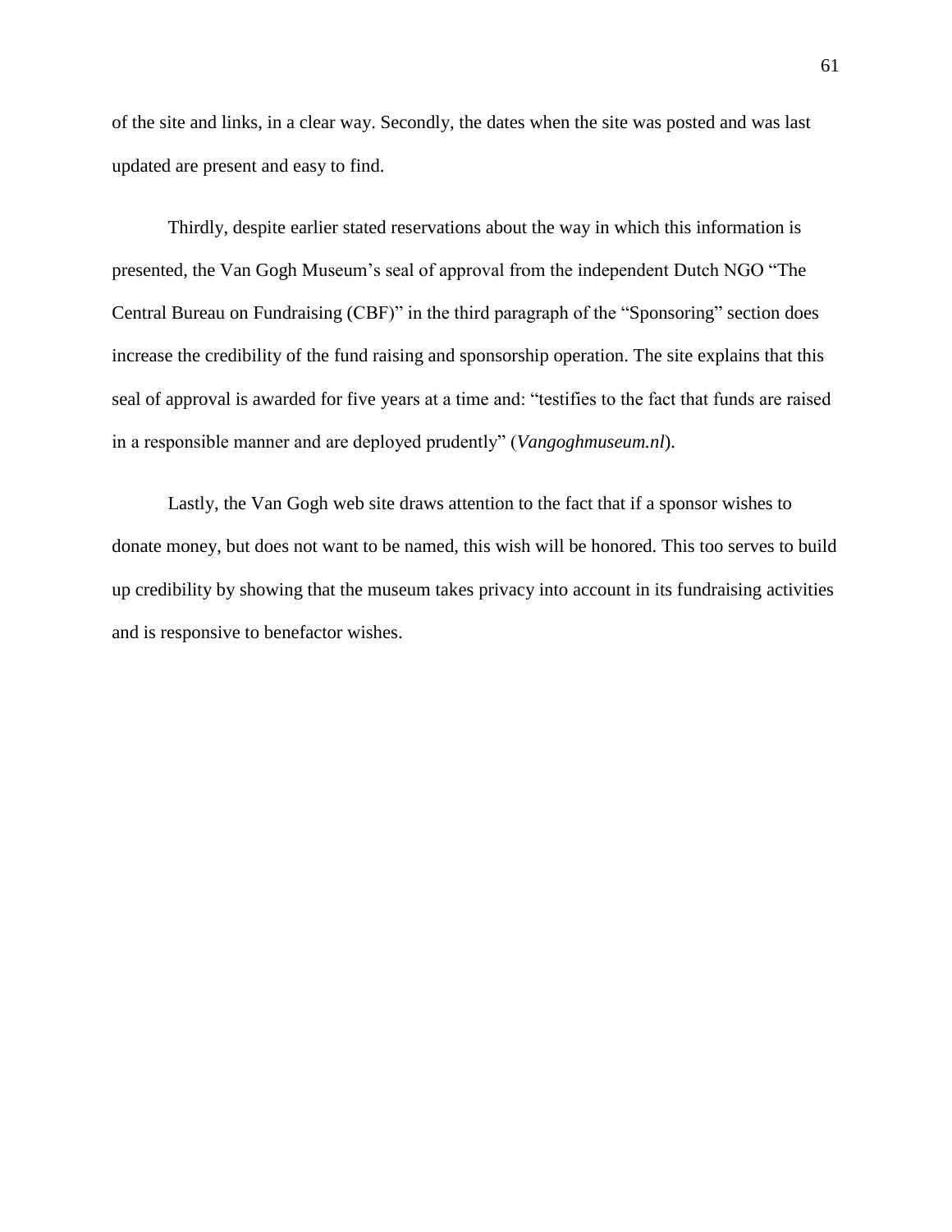of the site and links, in a clear way. Secondly, the dates when the site was posted and was last updated are present and easy to find.

Thirdly, despite earlier stated reservations about the way in which this information is presented, the Van Gogh Museum's seal of approval from the independent Dutch NGO "The Central Bureau on Fundraising (CBF)" in the third paragraph of the "Sponsoring" section does increase the credibility of the fund raising and sponsorship operation. The site explains that this seal of approval is awarded for five years at a time and: "testifies to the fact that funds are raised in a responsible manner and are deployed prudently" (*Vangoghmuseum.nl*).

Lastly, the Van Gogh web site draws attention to the fact that if a sponsor wishes to donate money, but does not want to be named, this wish will be honored. This too serves to build up credibility by showing that the museum takes privacy into account in its fundraising activities and is responsive to benefactor wishes.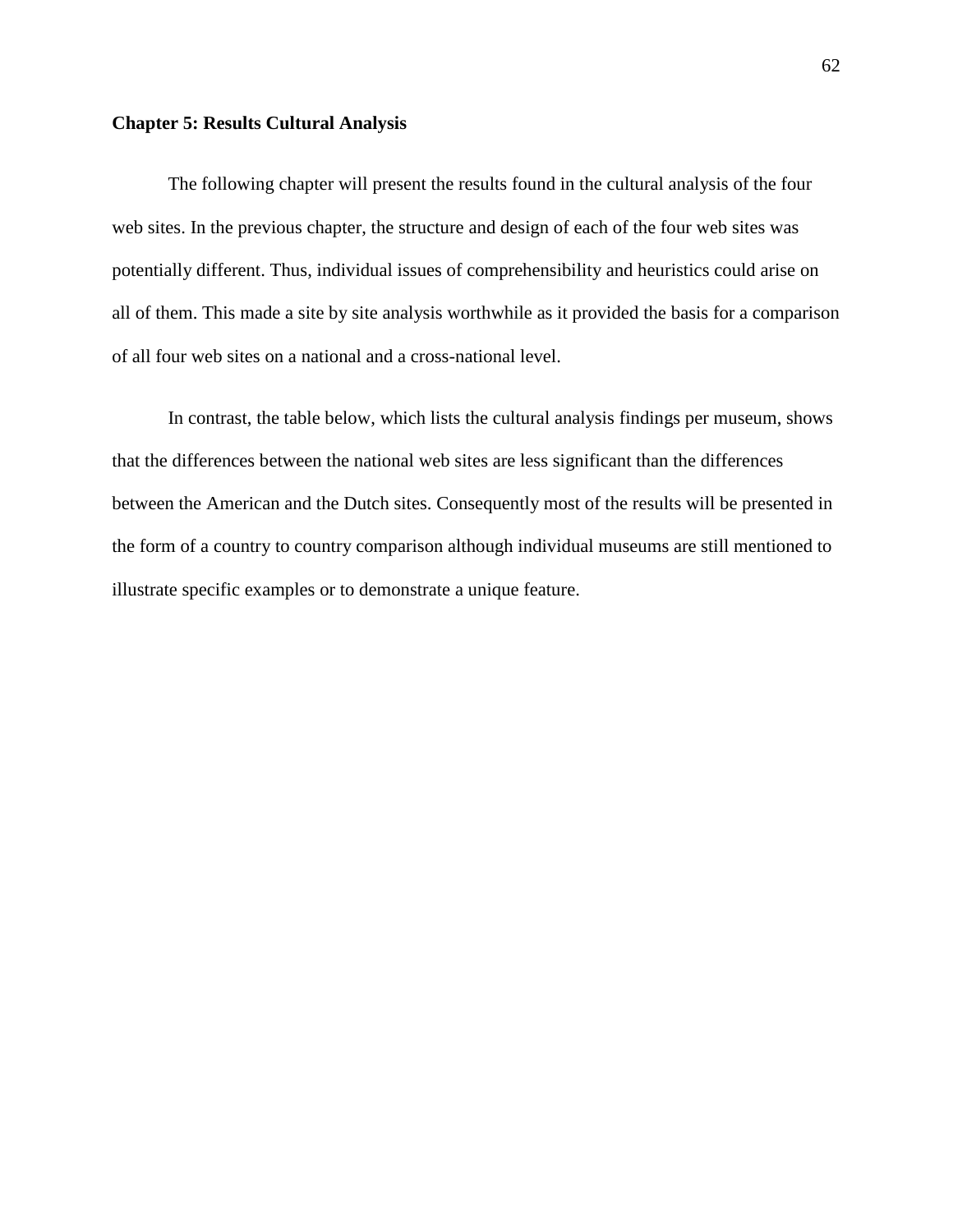**Chapter 5: Results Cultural Analysis**

The following chapter will present the results found in the cultural analysis of the four web sites. In the previous chapter, the structure and design of each of the four web sites was potentially different. Thus, individual issues of comprehensibility and heuristics could arise on all of them. This made a site by site analysis worthwhile as it provided the basis for a comparison of all four web sites on a national and a cross-national level.

In contrast, the table below, which lists the cultural analysis findings per museum, shows that the differences between the national web sites are less significant than the differences between the American and the Dutch sites. Consequently most of the results will be presented in the form of a country to country comparison although individual museums are still mentioned to illustrate specific examples or to demonstrate a unique feature.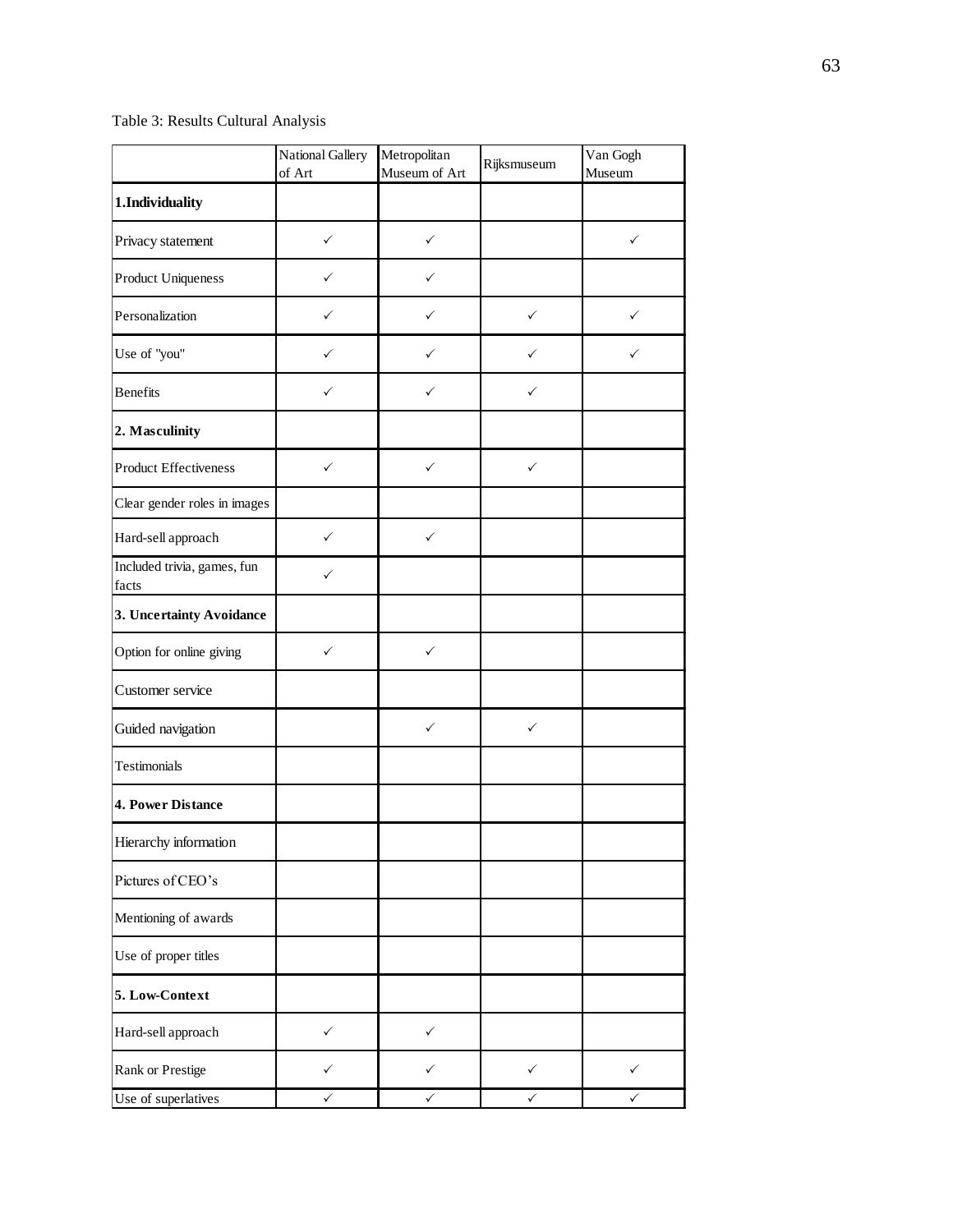Table 3: Results Cultural Analysis

| | National Gallery of Art | Metropolitan Museum of Art | Rijksmuseum | Van Gogh Museum |
|---|---|---|---|---|
| **1.Individuality** | | | | |
| Privacy statement | ✓ | ✓ | | ✓ |
| Product Uniqueness | ✓ | ✓ | | |
| Personalization | ✓ | ✓ | ✓ | ✓ |
| Use of "you" | ✓ | ✓ | ✓ | ✓ |
| Benefits | ✓ | ✓ | ✓ | |
| **2. Masculinity** | | | | |
| Product Effectiveness | ✓ | ✓ | ✓ | |
| Clear gender roles in images | | | | |
| Hard-sell approach | ✓ | ✓ | | |
| Included trivia, games, fun facts | ✓ | | | |
| **3. Uncertainty Avoidance** | | | | |
| Option for online giving | ✓ | ✓ | | |
| Customer service | | | | |
| Guided navigation | | ✓ | ✓ | |
| Testimonials | | | | |
| **4. Power Distance** | | | | |
| Hierarchy information | | | | |
| Pictures of CEO's | | | | |
| Mentioning of awards | | | | |
| Use of proper titles | | | | |
| **5. Low-Context** | | | | |
| Hard-sell approach | ✓ | ✓ | | |
| Rank or Prestige | ✓ | ✓ | ✓ | ✓ |
| Use of superlatives | ✓ | ✓ | ✓ | ✓ |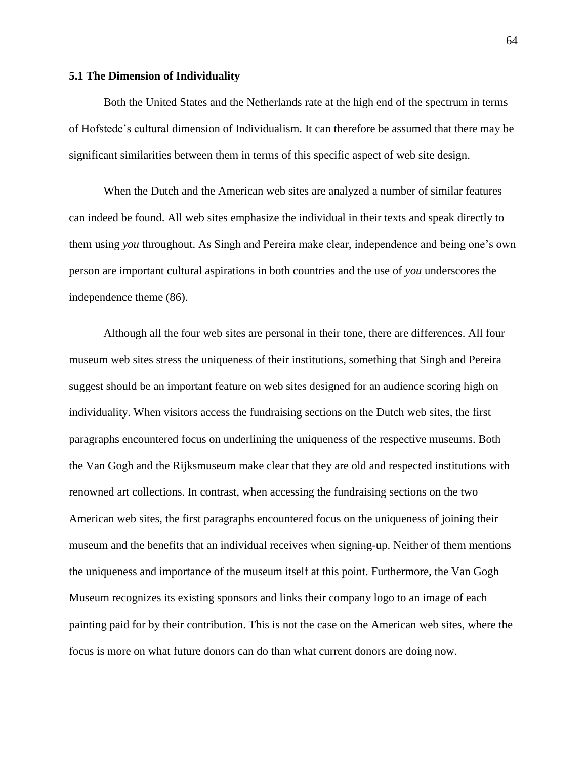### 5.1 The Dimension of Individuality

Both the United States and the Netherlands rate at the high end of the spectrum in terms of Hofstede's cultural dimension of Individualism. It can therefore be assumed that there may be significant similarities between them in terms of this specific aspect of web site design.

When the Dutch and the American web sites are analyzed a number of similar features can indeed be found. All web sites emphasize the individual in their texts and speak directly to them using *you* throughout. As Singh and Pereira make clear, independence and being one's own person are important cultural aspirations in both countries and the use of *you* underscores the independence theme (86).

Although all the four web sites are personal in their tone, there are differences. All four museum web sites stress the uniqueness of their institutions, something that Singh and Pereira suggest should be an important feature on web sites designed for an audience scoring high on individuality. When visitors access the fundraising sections on the Dutch web sites, the first paragraphs encountered focus on underlining the uniqueness of the respective museums. Both the Van Gogh and the Rijksmuseum make clear that they are old and respected institutions with renowned art collections. In contrast, when accessing the fundraising sections on the two American web sites, the first paragraphs encountered focus on the uniqueness of joining their museum and the benefits that an individual receives when signing-up. Neither of them mentions the uniqueness and importance of the museum itself at this point. Furthermore, the Van Gogh Museum recognizes its existing sponsors and links their company logo to an image of each painting paid for by their contribution. This is not the case on the American web sites, where the focus is more on what future donors can do than what current donors are doing now.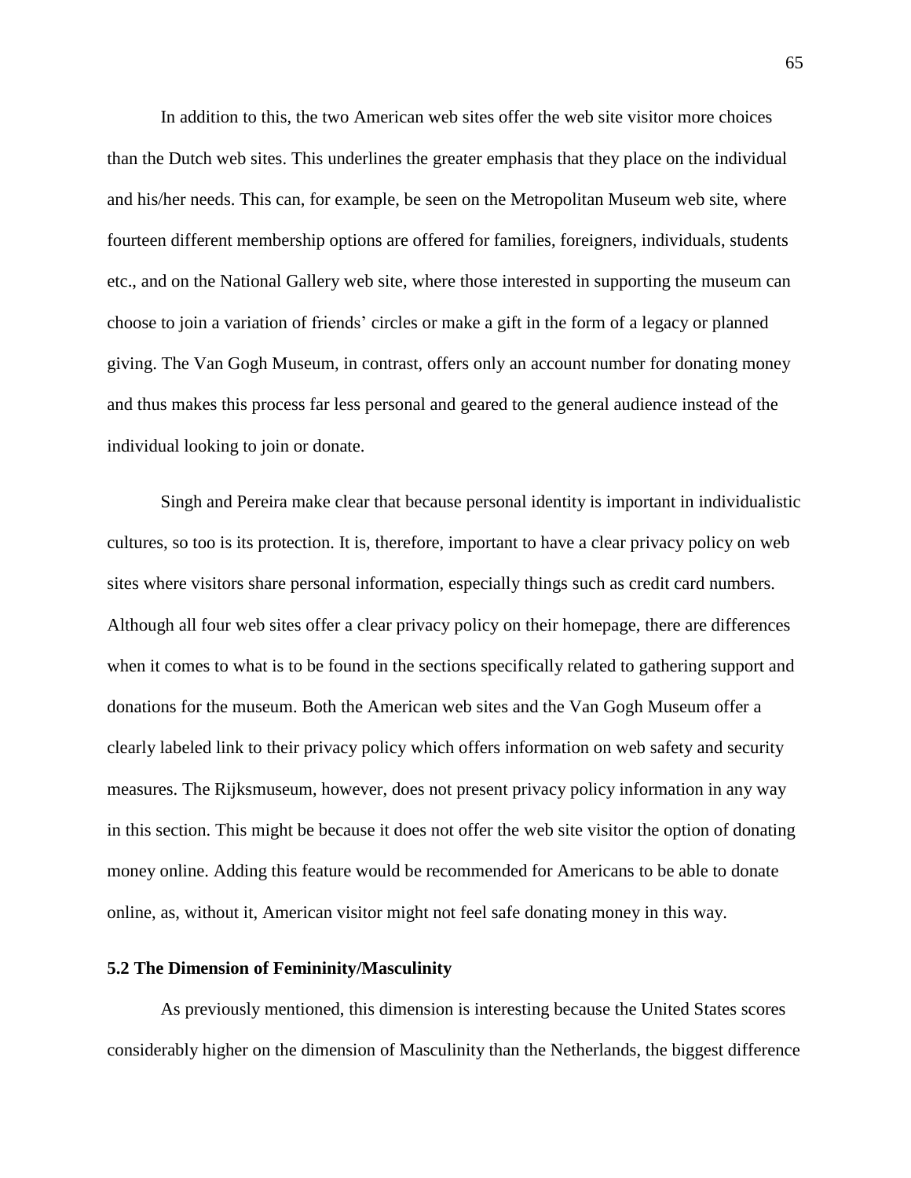In addition to this, the two American web sites offer the web site visitor more choices than the Dutch web sites. This underlines the greater emphasis that they place on the individual and his/her needs. This can, for example, be seen on the Metropolitan Museum web site, where fourteen different membership options are offered for families, foreigners, individuals, students etc., and on the National Gallery web site, where those interested in supporting the museum can choose to join a variation of friends' circles or make a gift in the form of a legacy or planned giving. The Van Gogh Museum, in contrast, offers only an account number for donating money and thus makes this process far less personal and geared to the general audience instead of the individual looking to join or donate.

Singh and Pereira make clear that because personal identity is important in individualistic cultures, so too is its protection. It is, therefore, important to have a clear privacy policy on web sites where visitors share personal information, especially things such as credit card numbers. Although all four web sites offer a clear privacy policy on their homepage, there are differences when it comes to what is to be found in the sections specifically related to gathering support and donations for the museum. Both the American web sites and the Van Gogh Museum offer a clearly labeled link to their privacy policy which offers information on web safety and security measures. The Rijksmuseum, however, does not present privacy policy information in any way in this section. This might be because it does not offer the web site visitor the option of donating money online. Adding this feature would be recommended for Americans to be able to donate online, as, without it, American visitor might not feel safe donating money in this way.

### 5.2 The Dimension of Femininity/Masculinity

As previously mentioned, this dimension is interesting because the United States scores considerably higher on the dimension of Masculinity than the Netherlands, the biggest difference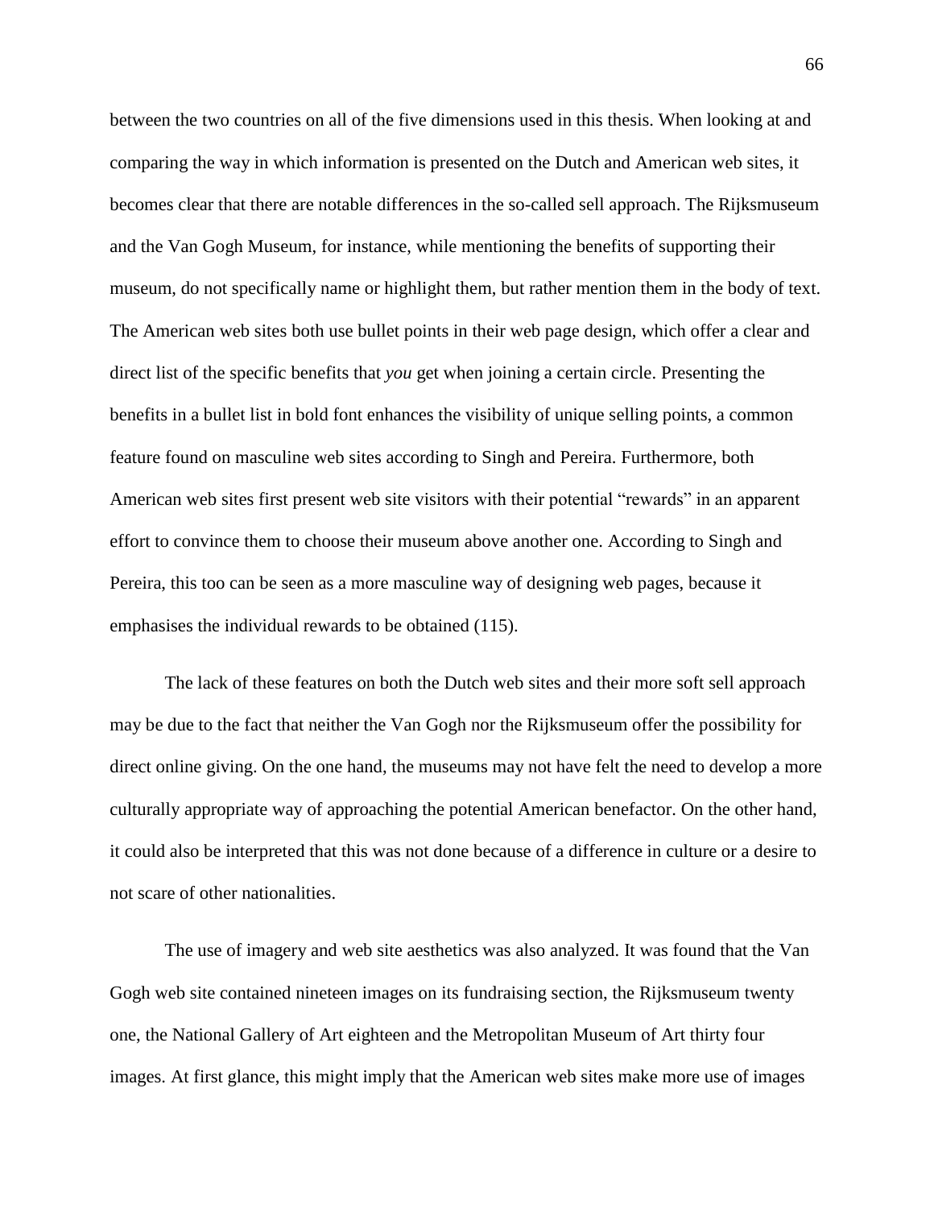between the two countries on all of the five dimensions used in this thesis. When looking at and comparing the way in which information is presented on the Dutch and American web sites, it becomes clear that there are notable differences in the so-called sell approach. The Rijksmuseum and the Van Gogh Museum, for instance, while mentioning the benefits of supporting their museum, do not specifically name or highlight them, but rather mention them in the body of text. The American web sites both use bullet points in their web page design, which offer a clear and direct list of the specific benefits that *you* get when joining a certain circle. Presenting the benefits in a bullet list in bold font enhances the visibility of unique selling points, a common feature found on masculine web sites according to Singh and Pereira. Furthermore, both American web sites first present web site visitors with their potential "rewards" in an apparent effort to convince them to choose their museum above another one. According to Singh and Pereira, this too can be seen as a more masculine way of designing web pages, because it emphasises the individual rewards to be obtained (115).

The lack of these features on both the Dutch web sites and their more soft sell approach may be due to the fact that neither the Van Gogh nor the Rijksmuseum offer the possibility for direct online giving. On the one hand, the museums may not have felt the need to develop a more culturally appropriate way of approaching the potential American benefactor. On the other hand, it could also be interpreted that this was not done because of a difference in culture or a desire to not scare of other nationalities.

The use of imagery and web site aesthetics was also analyzed. It was found that the Van Gogh web site contained nineteen images on its fundraising section, the Rijksmuseum twenty one, the National Gallery of Art eighteen and the Metropolitan Museum of Art thirty four images. At first glance, this might imply that the American web sites make more use of images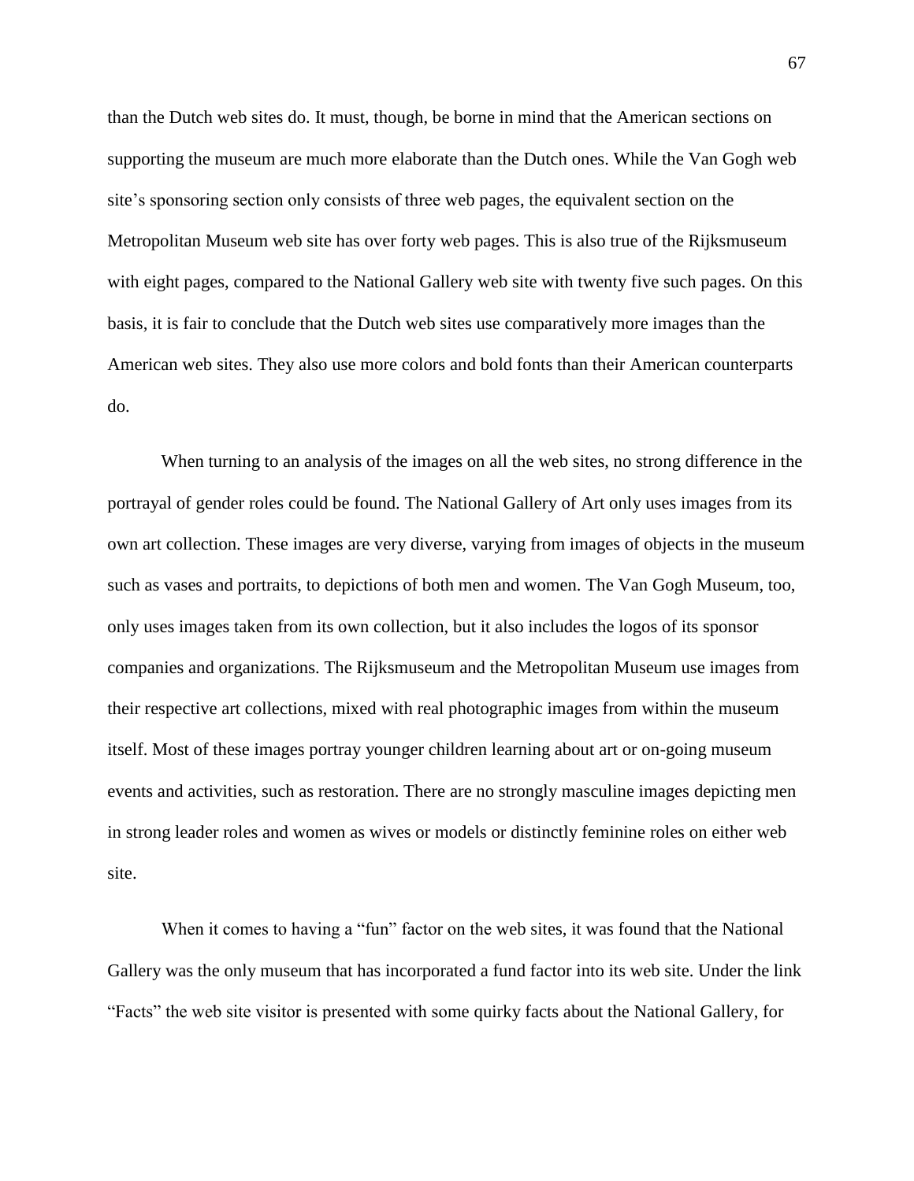than the Dutch web sites do. It must, though, be borne in mind that the American sections on supporting the museum are much more elaborate than the Dutch ones. While the Van Gogh web site's sponsoring section only consists of three web pages, the equivalent section on the Metropolitan Museum web site has over forty web pages. This is also true of the Rijksmuseum with eight pages, compared to the National Gallery web site with twenty five such pages. On this basis, it is fair to conclude that the Dutch web sites use comparatively more images than the American web sites. They also use more colors and bold fonts than their American counterparts do.

When turning to an analysis of the images on all the web sites, no strong difference in the portrayal of gender roles could be found. The National Gallery of Art only uses images from its own art collection. These images are very diverse, varying from images of objects in the museum such as vases and portraits, to depictions of both men and women. The Van Gogh Museum, too, only uses images taken from its own collection, but it also includes the logos of its sponsor companies and organizations. The Rijksmuseum and the Metropolitan Museum use images from their respective art collections, mixed with real photographic images from within the museum itself. Most of these images portray younger children learning about art or on-going museum events and activities, such as restoration. There are no strongly masculine images depicting men in strong leader roles and women as wives or models or distinctly feminine roles on either web site.

When it comes to having a "fun" factor on the web sites, it was found that the National Gallery was the only museum that has incorporated a fund factor into its web site. Under the link "Facts" the web site visitor is presented with some quirky facts about the National Gallery, for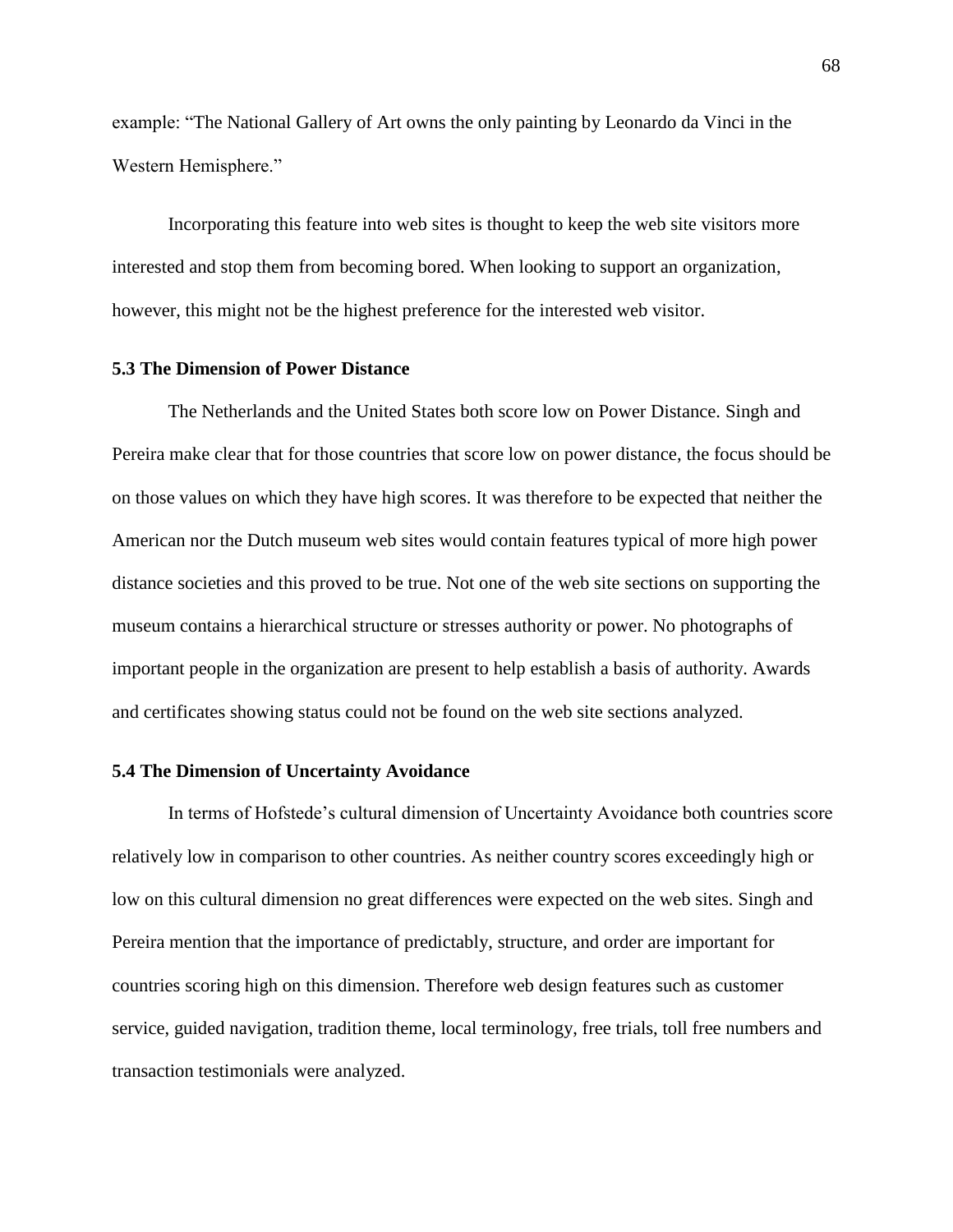example: “The National Gallery of Art owns the only painting by Leonardo da Vinci in the Western Hemisphere.”

Incorporating this feature into web sites is thought to keep the web site visitors more interested and stop them from becoming bored. When looking to support an organization, however, this might not be the highest preference for the interested web visitor.

### 5.3 The Dimension of Power Distance

The Netherlands and the United States both score low on Power Distance. Singh and Pereira make clear that for those countries that score low on power distance, the focus should be on those values on which they have high scores. It was therefore to be expected that neither the American nor the Dutch museum web sites would contain features typical of more high power distance societies and this proved to be true. Not one of the web site sections on supporting the museum contains a hierarchical structure or stresses authority or power. No photographs of important people in the organization are present to help establish a basis of authority. Awards and certificates showing status could not be found on the web site sections analyzed.

### 5.4 The Dimension of Uncertainty Avoidance

In terms of Hofstede’s cultural dimension of Uncertainty Avoidance both countries score relatively low in comparison to other countries. As neither country scores exceedingly high or low on this cultural dimension no great differences were expected on the web sites. Singh and Pereira mention that the importance of predictably, structure, and order are important for countries scoring high on this dimension. Therefore web design features such as customer service, guided navigation, tradition theme, local terminology, free trials, toll free numbers and transaction testimonials were analyzed.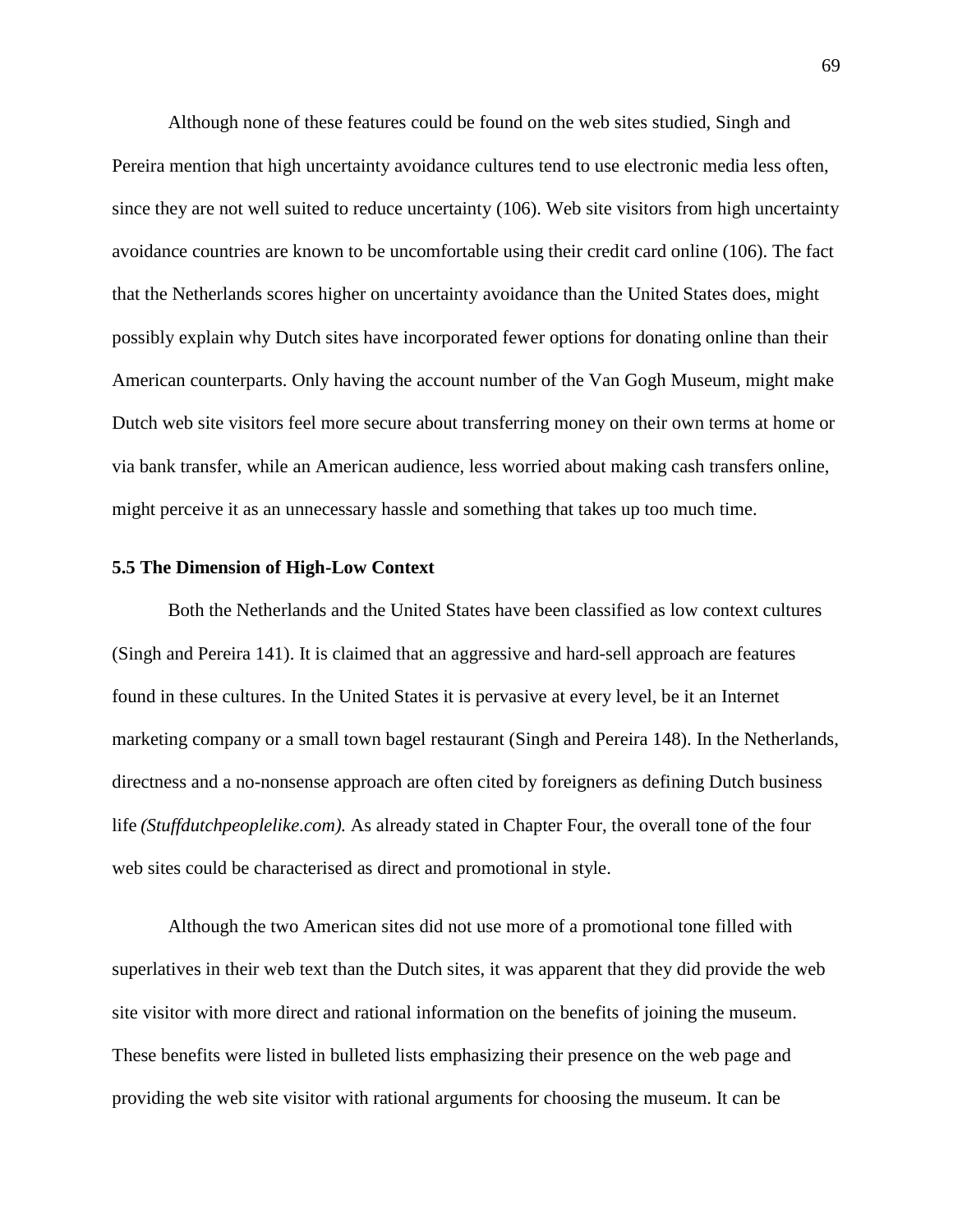Although none of these features could be found on the web sites studied, Singh and Pereira mention that high uncertainty avoidance cultures tend to use electronic media less often, since they are not well suited to reduce uncertainty (106). Web site visitors from high uncertainty avoidance countries are known to be uncomfortable using their credit card online (106). The fact that the Netherlands scores higher on uncertainty avoidance than the United States does, might possibly explain why Dutch sites have incorporated fewer options for donating online than their American counterparts. Only having the account number of the Van Gogh Museum, might make Dutch web site visitors feel more secure about transferring money on their own terms at home or via bank transfer, while an American audience, less worried about making cash transfers online, might perceive it as an unnecessary hassle and something that takes up too much time.

### 5.5 The Dimension of High-Low Context

Both the Netherlands and the United States have been classified as low context cultures (Singh and Pereira 141). It is claimed that an aggressive and hard-sell approach are features found in these cultures. In the United States it is pervasive at every level, be it an Internet marketing company or a small town bagel restaurant (Singh and Pereira 148). In the Netherlands, directness and a no-nonsense approach are often cited by foreigners as defining Dutch business life *(Stuffdutchpeoplelike.com).* As already stated in Chapter Four, the overall tone of the four web sites could be characterised as direct and promotional in style.

Although the two American sites did not use more of a promotional tone filled with superlatives in their web text than the Dutch sites, it was apparent that they did provide the web site visitor with more direct and rational information on the benefits of joining the museum. These benefits were listed in bulleted lists emphasizing their presence on the web page and providing the web site visitor with rational arguments for choosing the museum. It can be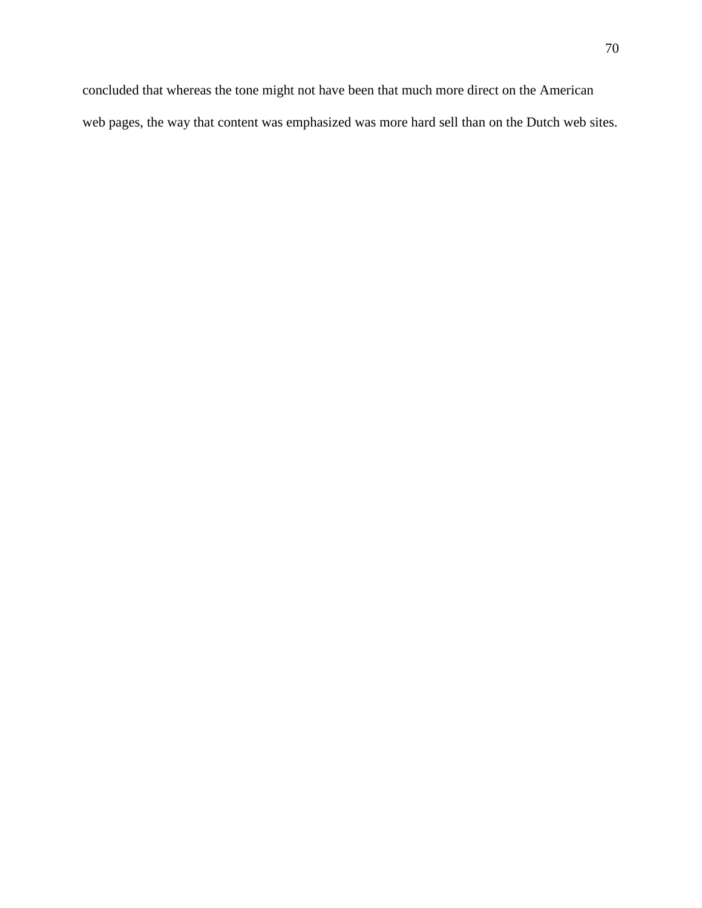concluded that whereas the tone might not have been that much more direct on the American web pages, the way that content was emphasized was more hard sell than on the Dutch web sites.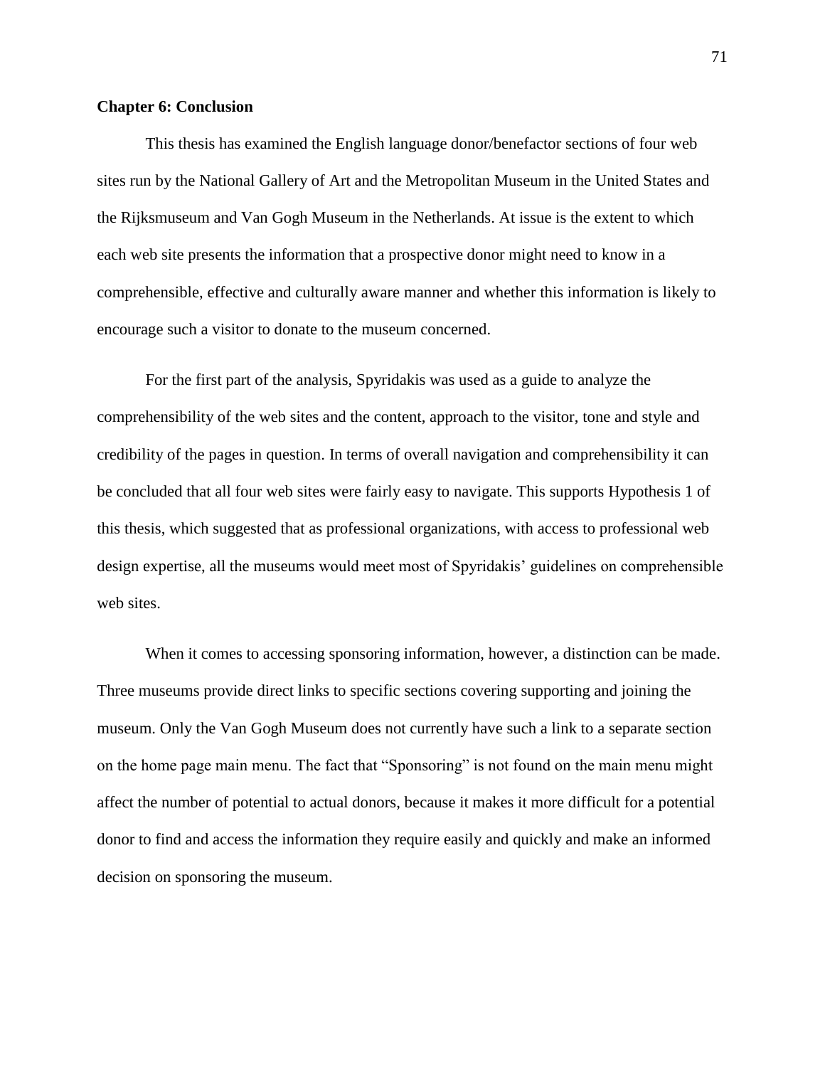# Chapter 6: Conclusion

This thesis has examined the English language donor/benefactor sections of four web sites run by the National Gallery of Art and the Metropolitan Museum in the United States and the Rijksmuseum and Van Gogh Museum in the Netherlands. At issue is the extent to which each web site presents the information that a prospective donor might need to know in a comprehensible, effective and culturally aware manner and whether this information is likely to encourage such a visitor to donate to the museum concerned.

For the first part of the analysis, Spyridakis was used as a guide to analyze the comprehensibility of the web sites and the content, approach to the visitor, tone and style and credibility of the pages in question. In terms of overall navigation and comprehensibility it can be concluded that all four web sites were fairly easy to navigate. This supports Hypothesis 1 of this thesis, which suggested that as professional organizations, with access to professional web design expertise, all the museums would meet most of Spyridakis' guidelines on comprehensible web sites.

When it comes to accessing sponsoring information, however, a distinction can be made. Three museums provide direct links to specific sections covering supporting and joining the museum. Only the Van Gogh Museum does not currently have such a link to a separate section on the home page main menu. The fact that "Sponsoring" is not found on the main menu might affect the number of potential to actual donors, because it makes it more difficult for a potential donor to find and access the information they require easily and quickly and make an informed decision on sponsoring the museum.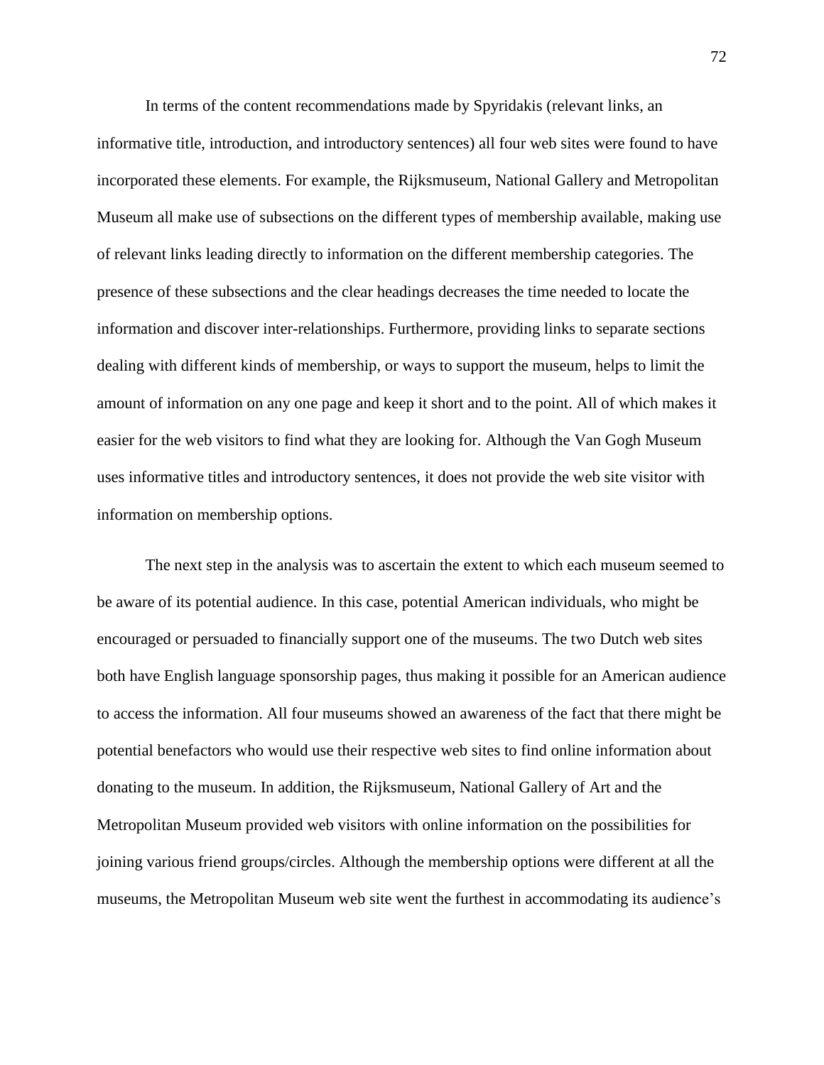In terms of the content recommendations made by Spyridakis (relevant links, an informative title, introduction, and introductory sentences) all four web sites were found to have incorporated these elements. For example, the Rijksmuseum, National Gallery and Metropolitan Museum all make use of subsections on the different types of membership available, making use of relevant links leading directly to information on the different membership categories. The presence of these subsections and the clear headings decreases the time needed to locate the information and discover inter-relationships. Furthermore, providing links to separate sections dealing with different kinds of membership, or ways to support the museum, helps to limit the amount of information on any one page and keep it short and to the point. All of which makes it easier for the web visitors to find what they are looking for. Although the Van Gogh Museum uses informative titles and introductory sentences, it does not provide the web site visitor with information on membership options.

The next step in the analysis was to ascertain the extent to which each museum seemed to be aware of its potential audience. In this case, potential American individuals, who might be encouraged or persuaded to financially support one of the museums. The two Dutch web sites both have English language sponsorship pages, thus making it possible for an American audience to access the information. All four museums showed an awareness of the fact that there might be potential benefactors who would use their respective web sites to find online information about donating to the museum. In addition, the Rijksmuseum, National Gallery of Art and the Metropolitan Museum provided web visitors with online information on the possibilities for joining various friend groups/circles. Although the membership options were different at all the museums, the Metropolitan Museum web site went the furthest in accommodating its audience's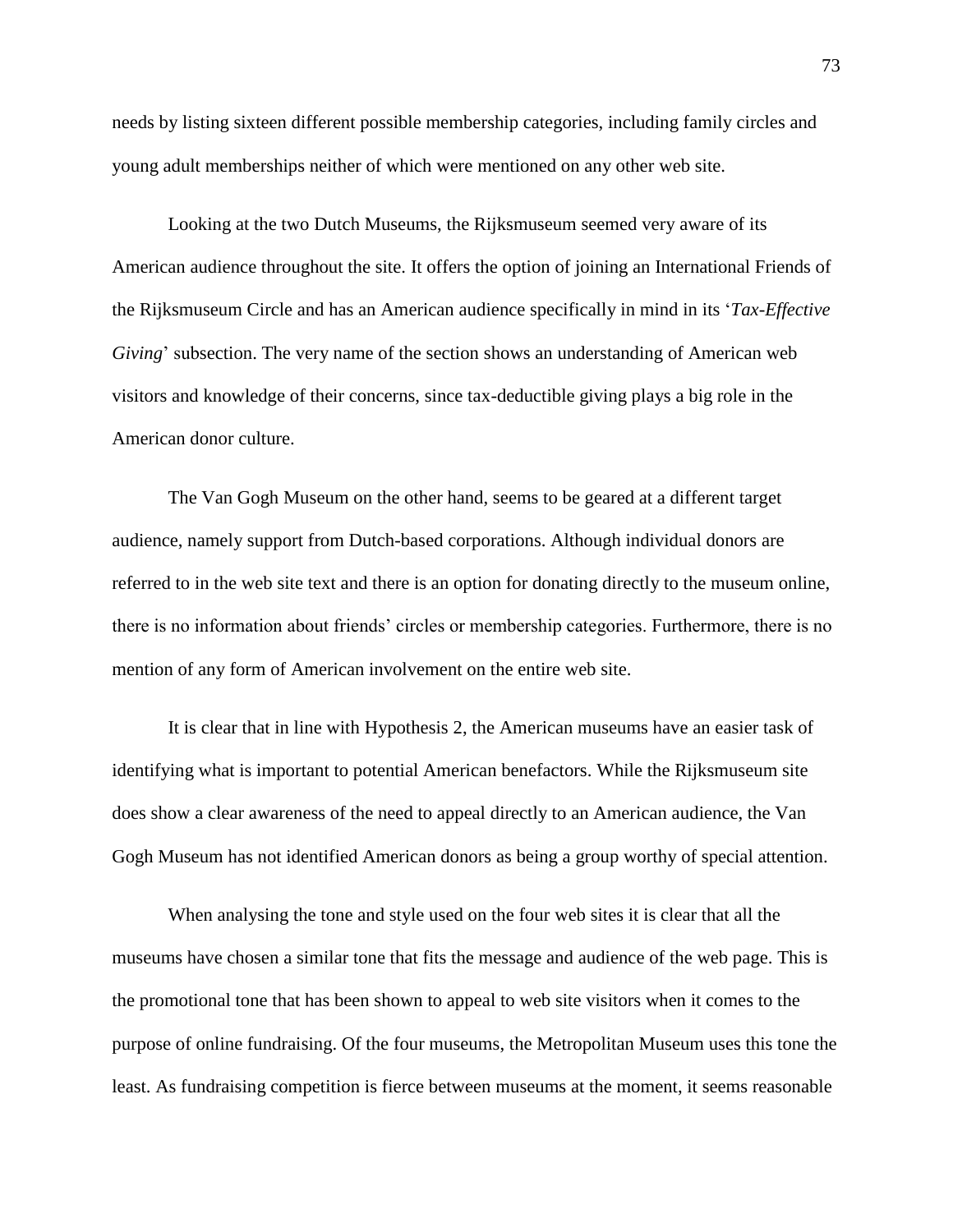needs by listing sixteen different possible membership categories, including family circles and young adult memberships neither of which were mentioned on any other web site.

Looking at the two Dutch Museums, the Rijksmuseum seemed very aware of its American audience throughout the site. It offers the option of joining an International Friends of the Rijksmuseum Circle and has an American audience specifically in mind in its '*Tax-Effective Giving*' subsection. The very name of the section shows an understanding of American web visitors and knowledge of their concerns, since tax-deductible giving plays a big role in the American donor culture.

The Van Gogh Museum on the other hand, seems to be geared at a different target audience, namely support from Dutch-based corporations. Although individual donors are referred to in the web site text and there is an option for donating directly to the museum online, there is no information about friends' circles or membership categories. Furthermore, there is no mention of any form of American involvement on the entire web site.

It is clear that in line with Hypothesis 2, the American museums have an easier task of identifying what is important to potential American benefactors. While the Rijksmuseum site does show a clear awareness of the need to appeal directly to an American audience, the Van Gogh Museum has not identified American donors as being a group worthy of special attention.

When analysing the tone and style used on the four web sites it is clear that all the museums have chosen a similar tone that fits the message and audience of the web page. This is the promotional tone that has been shown to appeal to web site visitors when it comes to the purpose of online fundraising. Of the four museums, the Metropolitan Museum uses this tone the least. As fundraising competition is fierce between museums at the moment, it seems reasonable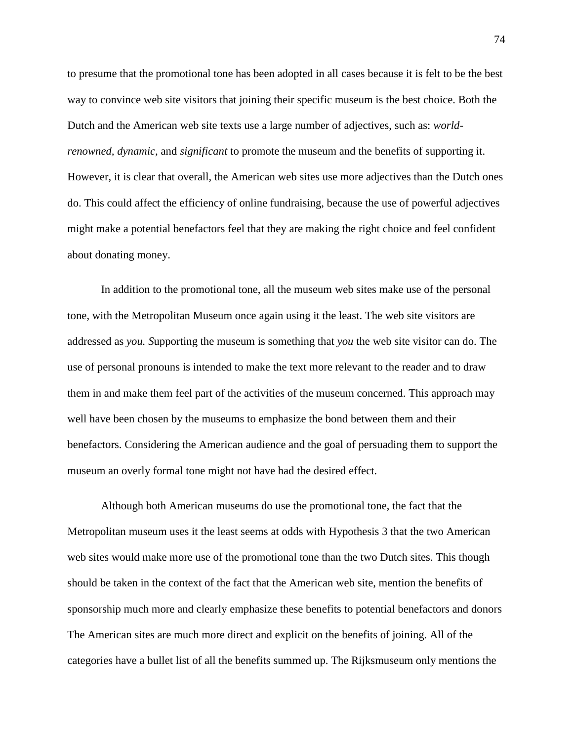to presume that the promotional tone has been adopted in all cases because it is felt to be the best way to convince web site visitors that joining their specific museum is the best choice. Both the Dutch and the American web site texts use a large number of adjectives, such as: *world-renowned, dynamic,* and *significant* to promote the museum and the benefits of supporting it. However, it is clear that overall, the American web sites use more adjectives than the Dutch ones do. This could affect the efficiency of online fundraising, because the use of powerful adjectives might make a potential benefactors feel that they are making the right choice and feel confident about donating money.

In addition to the promotional tone, all the museum web sites make use of the personal tone, with the Metropolitan Museum once again using it the least. The web site visitors are addressed as *you. S*upporting the museum is something that *you* the web site visitor can do. The use of personal pronouns is intended to make the text more relevant to the reader and to draw them in and make them feel part of the activities of the museum concerned. This approach may well have been chosen by the museums to emphasize the bond between them and their benefactors. Considering the American audience and the goal of persuading them to support the museum an overly formal tone might not have had the desired effect.

Although both American museums do use the promotional tone, the fact that the Metropolitan museum uses it the least seems at odds with Hypothesis 3 that the two American web sites would make more use of the promotional tone than the two Dutch sites. This though should be taken in the context of the fact that the American web site, mention the benefits of sponsorship much more and clearly emphasize these benefits to potential benefactors and donors The American sites are much more direct and explicit on the benefits of joining. All of the categories have a bullet list of all the benefits summed up. The Rijksmuseum only mentions the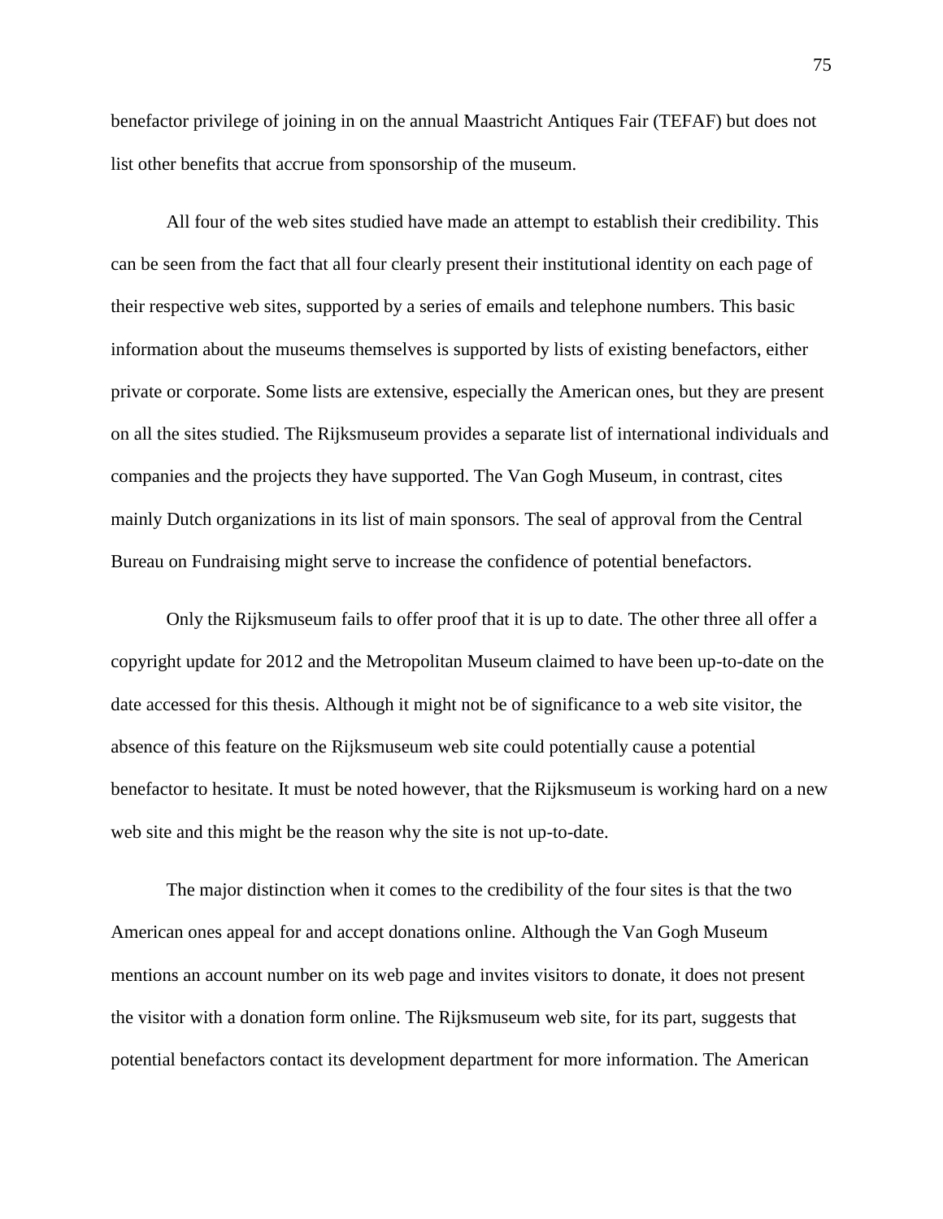benefactor privilege of joining in on the annual Maastricht Antiques Fair (TEFAF) but does not list other benefits that accrue from sponsorship of the museum.

All four of the web sites studied have made an attempt to establish their credibility. This can be seen from the fact that all four clearly present their institutional identity on each page of their respective web sites, supported by a series of emails and telephone numbers. This basic information about the museums themselves is supported by lists of existing benefactors, either private or corporate. Some lists are extensive, especially the American ones, but they are present on all the sites studied. The Rijksmuseum provides a separate list of international individuals and companies and the projects they have supported. The Van Gogh Museum, in contrast, cites mainly Dutch organizations in its list of main sponsors. The seal of approval from the Central Bureau on Fundraising might serve to increase the confidence of potential benefactors.

Only the Rijksmuseum fails to offer proof that it is up to date. The other three all offer a copyright update for 2012 and the Metropolitan Museum claimed to have been up-to-date on the date accessed for this thesis. Although it might not be of significance to a web site visitor, the absence of this feature on the Rijksmuseum web site could potentially cause a potential benefactor to hesitate. It must be noted however, that the Rijksmuseum is working hard on a new web site and this might be the reason why the site is not up-to-date.

The major distinction when it comes to the credibility of the four sites is that the two American ones appeal for and accept donations online. Although the Van Gogh Museum mentions an account number on its web page and invites visitors to donate, it does not present the visitor with a donation form online. The Rijksmuseum web site, for its part, suggests that potential benefactors contact its development department for more information. The American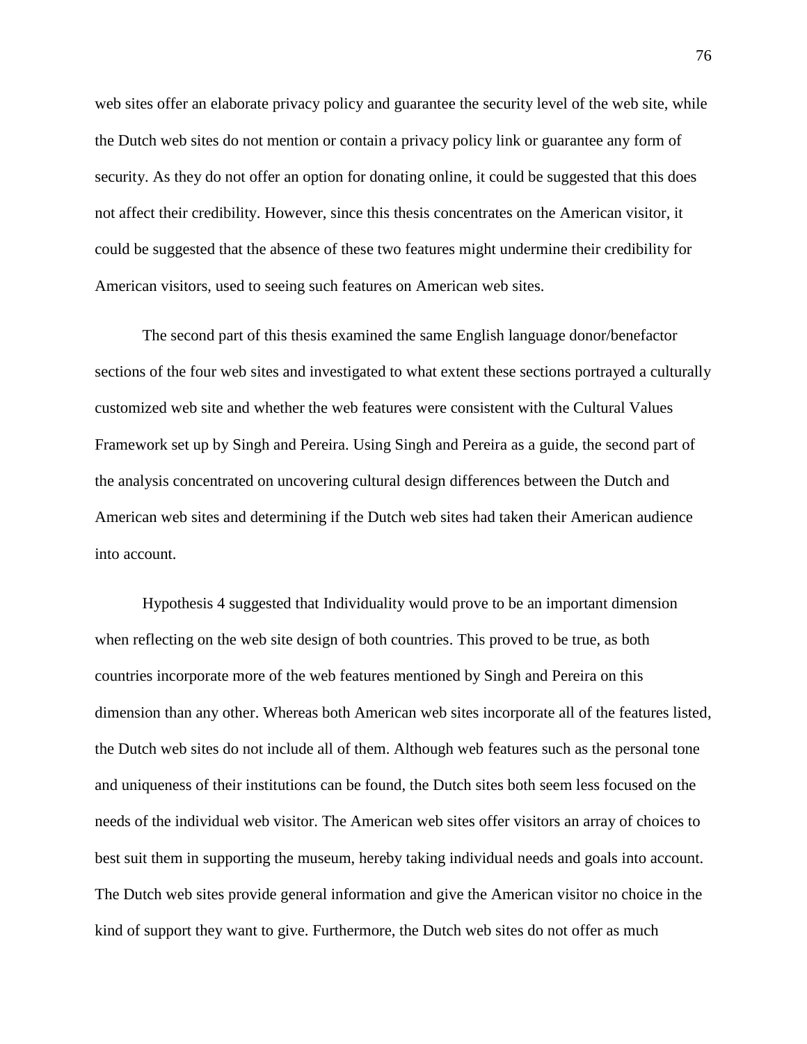web sites offer an elaborate privacy policy and guarantee the security level of the web site, while the Dutch web sites do not mention or contain a privacy policy link or guarantee any form of security. As they do not offer an option for donating online, it could be suggested that this does not affect their credibility. However, since this thesis concentrates on the American visitor, it could be suggested that the absence of these two features might undermine their credibility for American visitors, used to seeing such features on American web sites.

The second part of this thesis examined the same English language donor/benefactor sections of the four web sites and investigated to what extent these sections portrayed a culturally customized web site and whether the web features were consistent with the Cultural Values Framework set up by Singh and Pereira. Using Singh and Pereira as a guide, the second part of the analysis concentrated on uncovering cultural design differences between the Dutch and American web sites and determining if the Dutch web sites had taken their American audience into account.

Hypothesis 4 suggested that Individuality would prove to be an important dimension when reflecting on the web site design of both countries. This proved to be true, as both countries incorporate more of the web features mentioned by Singh and Pereira on this dimension than any other. Whereas both American web sites incorporate all of the features listed, the Dutch web sites do not include all of them. Although web features such as the personal tone and uniqueness of their institutions can be found, the Dutch sites both seem less focused on the needs of the individual web visitor. The American web sites offer visitors an array of choices to best suit them in supporting the museum, hereby taking individual needs and goals into account. The Dutch web sites provide general information and give the American visitor no choice in the kind of support they want to give. Furthermore, the Dutch web sites do not offer as much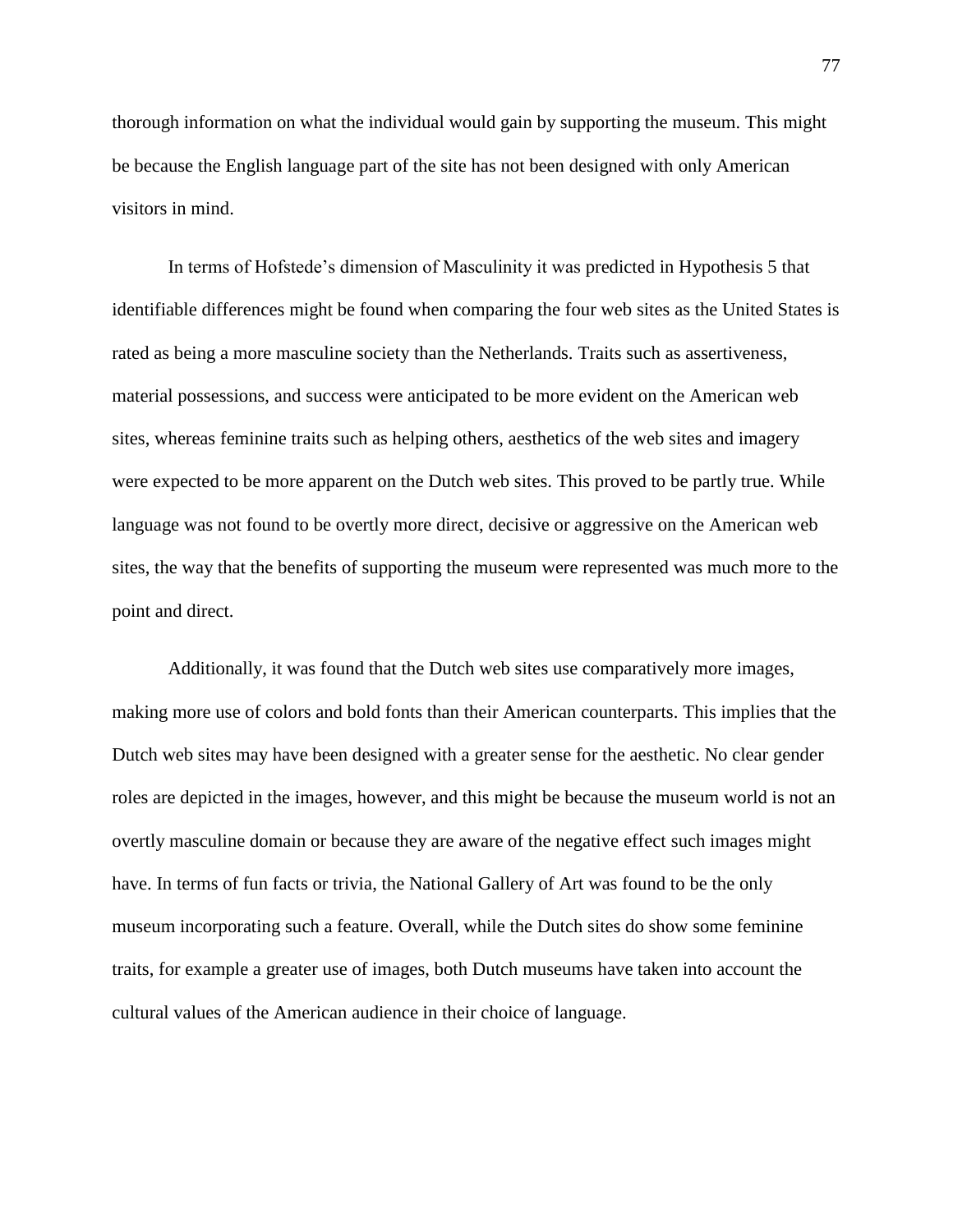thorough information on what the individual would gain by supporting the museum. This might be because the English language part of the site has not been designed with only American visitors in mind.

In terms of Hofstede's dimension of Masculinity it was predicted in Hypothesis 5 that identifiable differences might be found when comparing the four web sites as the United States is rated as being a more masculine society than the Netherlands. Traits such as assertiveness, material possessions, and success were anticipated to be more evident on the American web sites, whereas feminine traits such as helping others, aesthetics of the web sites and imagery were expected to be more apparent on the Dutch web sites. This proved to be partly true. While language was not found to be overtly more direct, decisive or aggressive on the American web sites, the way that the benefits of supporting the museum were represented was much more to the point and direct.

Additionally, it was found that the Dutch web sites use comparatively more images, making more use of colors and bold fonts than their American counterparts. This implies that the Dutch web sites may have been designed with a greater sense for the aesthetic. No clear gender roles are depicted in the images, however, and this might be because the museum world is not an overtly masculine domain or because they are aware of the negative effect such images might have. In terms of fun facts or trivia, the National Gallery of Art was found to be the only museum incorporating such a feature. Overall, while the Dutch sites do show some feminine traits, for example a greater use of images, both Dutch museums have taken into account the cultural values of the American audience in their choice of language.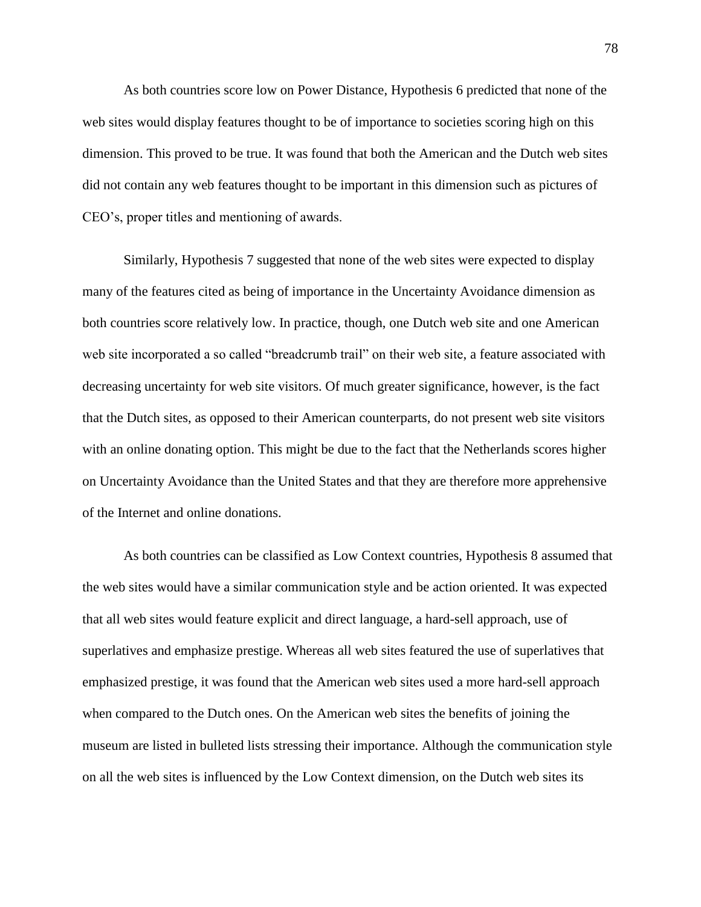As both countries score low on Power Distance, Hypothesis 6 predicted that none of the web sites would display features thought to be of importance to societies scoring high on this dimension. This proved to be true. It was found that both the American and the Dutch web sites did not contain any web features thought to be important in this dimension such as pictures of CEO's, proper titles and mentioning of awards.

Similarly, Hypothesis 7 suggested that none of the web sites were expected to display many of the features cited as being of importance in the Uncertainty Avoidance dimension as both countries score relatively low. In practice, though, one Dutch web site and one American web site incorporated a so called "breadcrumb trail" on their web site, a feature associated with decreasing uncertainty for web site visitors. Of much greater significance, however, is the fact that the Dutch sites, as opposed to their American counterparts, do not present web site visitors with an online donating option. This might be due to the fact that the Netherlands scores higher on Uncertainty Avoidance than the United States and that they are therefore more apprehensive of the Internet and online donations.

As both countries can be classified as Low Context countries, Hypothesis 8 assumed that the web sites would have a similar communication style and be action oriented. It was expected that all web sites would feature explicit and direct language, a hard-sell approach, use of superlatives and emphasize prestige. Whereas all web sites featured the use of superlatives that emphasized prestige, it was found that the American web sites used a more hard-sell approach when compared to the Dutch ones. On the American web sites the benefits of joining the museum are listed in bulleted lists stressing their importance. Although the communication style on all the web sites is influenced by the Low Context dimension, on the Dutch web sites its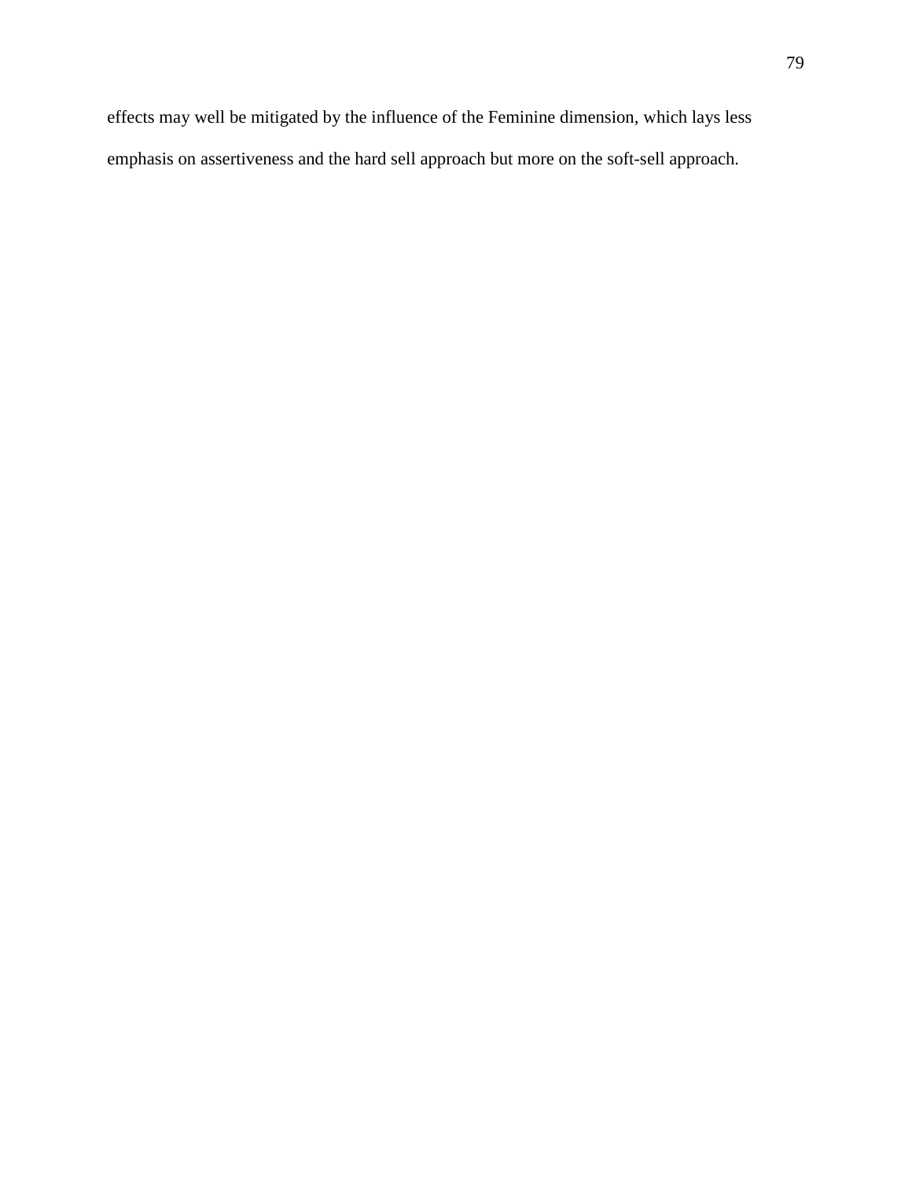effects may well be mitigated by the influence of the Feminine dimension, which lays less emphasis on assertiveness and the hard sell approach but more on the soft-sell approach.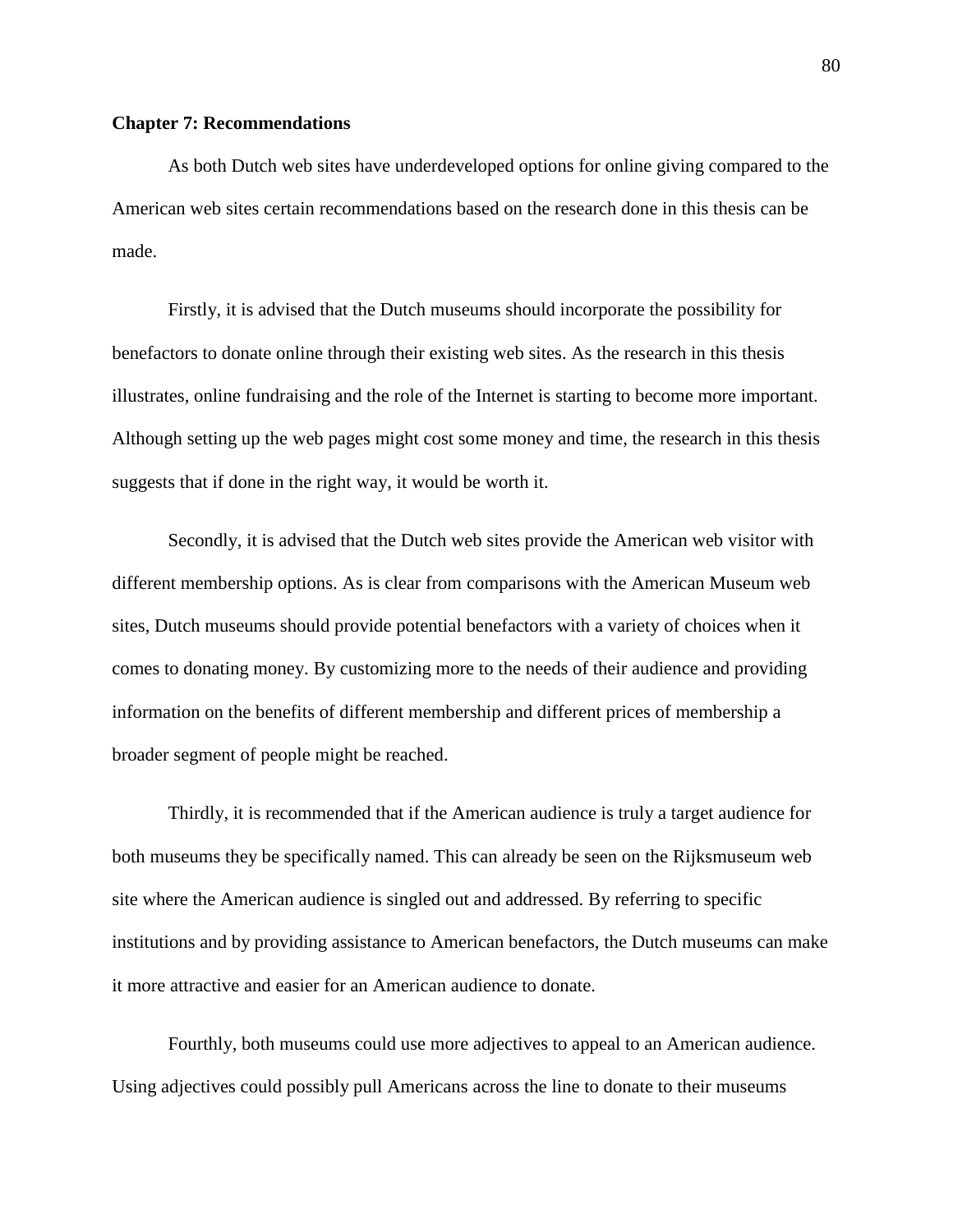**Chapter 7: Recommendations**

As both Dutch web sites have underdeveloped options for online giving compared to the American web sites certain recommendations based on the research done in this thesis can be made.

Firstly, it is advised that the Dutch museums should incorporate the possibility for benefactors to donate online through their existing web sites. As the research in this thesis illustrates, online fundraising and the role of the Internet is starting to become more important. Although setting up the web pages might cost some money and time, the research in this thesis suggests that if done in the right way, it would be worth it.

Secondly, it is advised that the Dutch web sites provide the American web visitor with different membership options. As is clear from comparisons with the American Museum web sites, Dutch museums should provide potential benefactors with a variety of choices when it comes to donating money. By customizing more to the needs of their audience and providing information on the benefits of different membership and different prices of membership a broader segment of people might be reached.

Thirdly, it is recommended that if the American audience is truly a target audience for both museums they be specifically named. This can already be seen on the Rijksmuseum web site where the American audience is singled out and addressed. By referring to specific institutions and by providing assistance to American benefactors, the Dutch museums can make it more attractive and easier for an American audience to donate.

Fourthly, both museums could use more adjectives to appeal to an American audience. Using adjectives could possibly pull Americans across the line to donate to their museums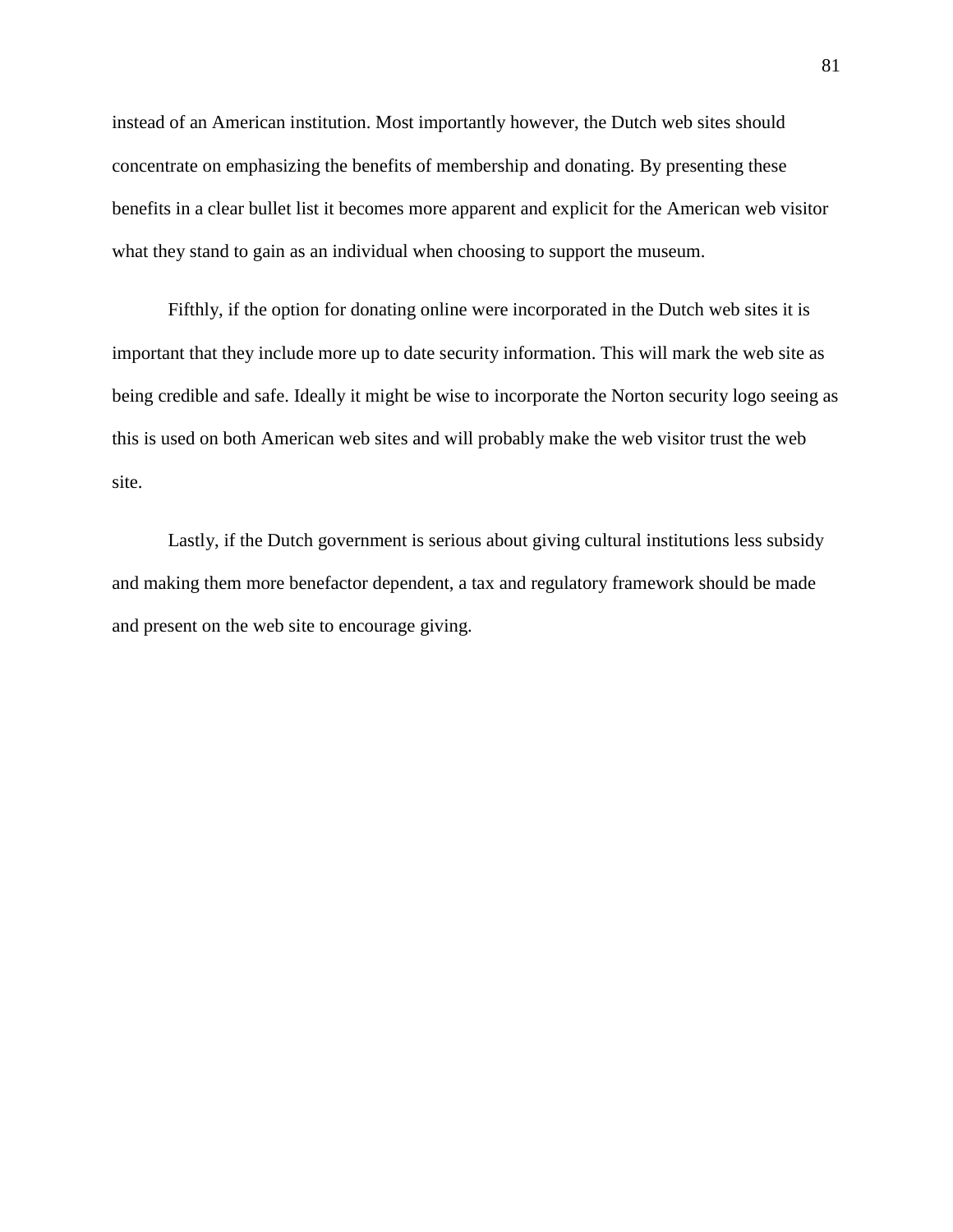instead of an American institution. Most importantly however, the Dutch web sites should concentrate on emphasizing the benefits of membership and donating. By presenting these benefits in a clear bullet list it becomes more apparent and explicit for the American web visitor what they stand to gain as an individual when choosing to support the museum.

Fifthly, if the option for donating online were incorporated in the Dutch web sites it is important that they include more up to date security information. This will mark the web site as being credible and safe. Ideally it might be wise to incorporate the Norton security logo seeing as this is used on both American web sites and will probably make the web visitor trust the web site.

Lastly, if the Dutch government is serious about giving cultural institutions less subsidy and making them more benefactor dependent, a tax and regulatory framework should be made and present on the web site to encourage giving.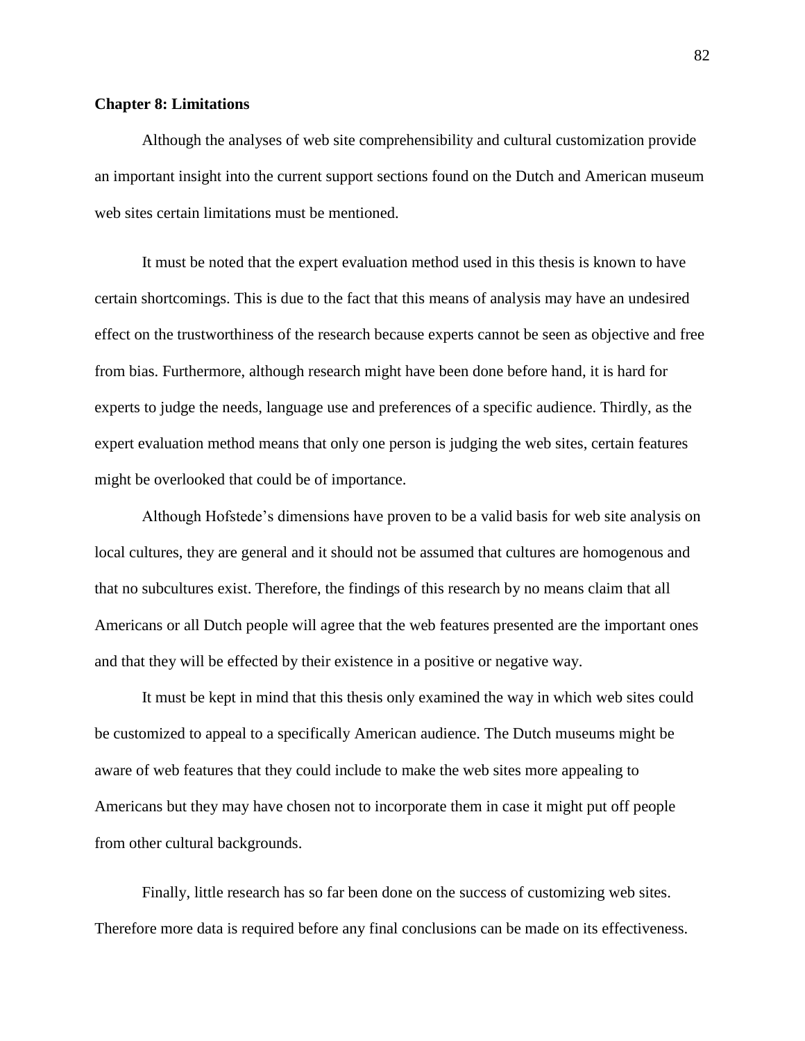**Chapter 8: Limitations**

Although the analyses of web site comprehensibility and cultural customization provide an important insight into the current support sections found on the Dutch and American museum web sites certain limitations must be mentioned.

It must be noted that the expert evaluation method used in this thesis is known to have certain shortcomings. This is due to the fact that this means of analysis may have an undesired effect on the trustworthiness of the research because experts cannot be seen as objective and free from bias. Furthermore, although research might have been done before hand, it is hard for experts to judge the needs, language use and preferences of a specific audience. Thirdly, as the expert evaluation method means that only one person is judging the web sites, certain features might be overlooked that could be of importance.

Although Hofstede's dimensions have proven to be a valid basis for web site analysis on local cultures, they are general and it should not be assumed that cultures are homogenous and that no subcultures exist. Therefore, the findings of this research by no means claim that all Americans or all Dutch people will agree that the web features presented are the important ones and that they will be effected by their existence in a positive or negative way.

It must be kept in mind that this thesis only examined the way in which web sites could be customized to appeal to a specifically American audience. The Dutch museums might be aware of web features that they could include to make the web sites more appealing to Americans but they may have chosen not to incorporate them in case it might put off people from other cultural backgrounds.

Finally, little research has so far been done on the success of customizing web sites. Therefore more data is required before any final conclusions can be made on its effectiveness.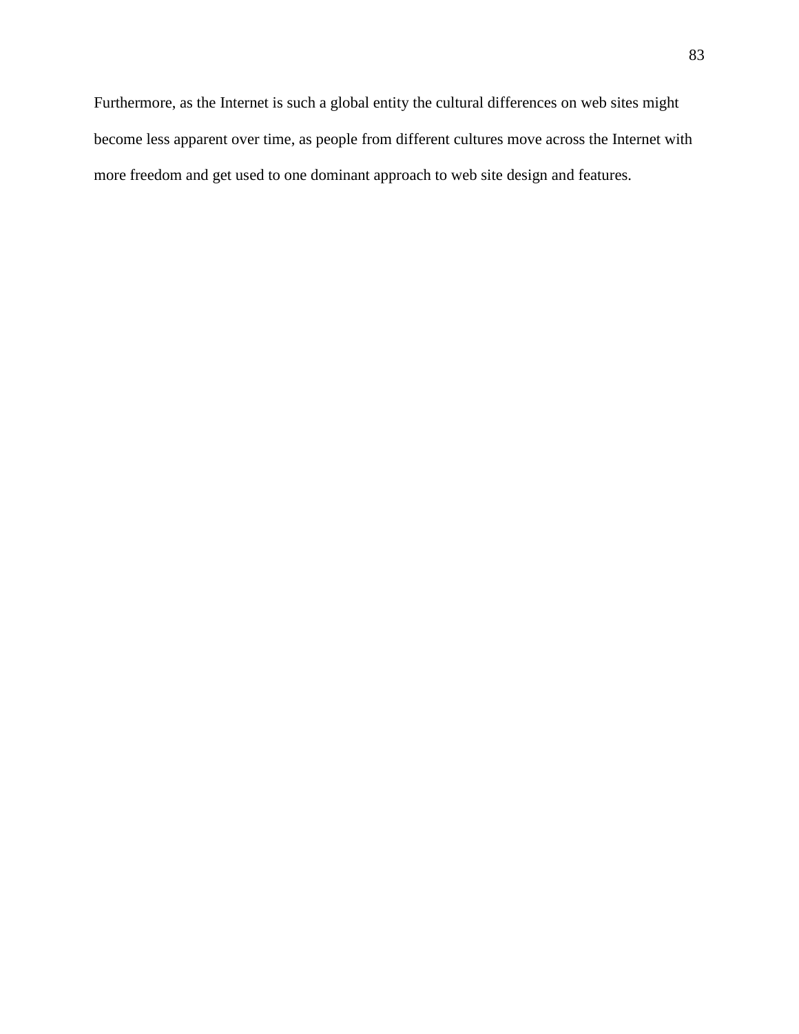Furthermore, as the Internet is such a global entity the cultural differences on web sites might become less apparent over time, as people from different cultures move across the Internet with more freedom and get used to one dominant approach to web site design and features.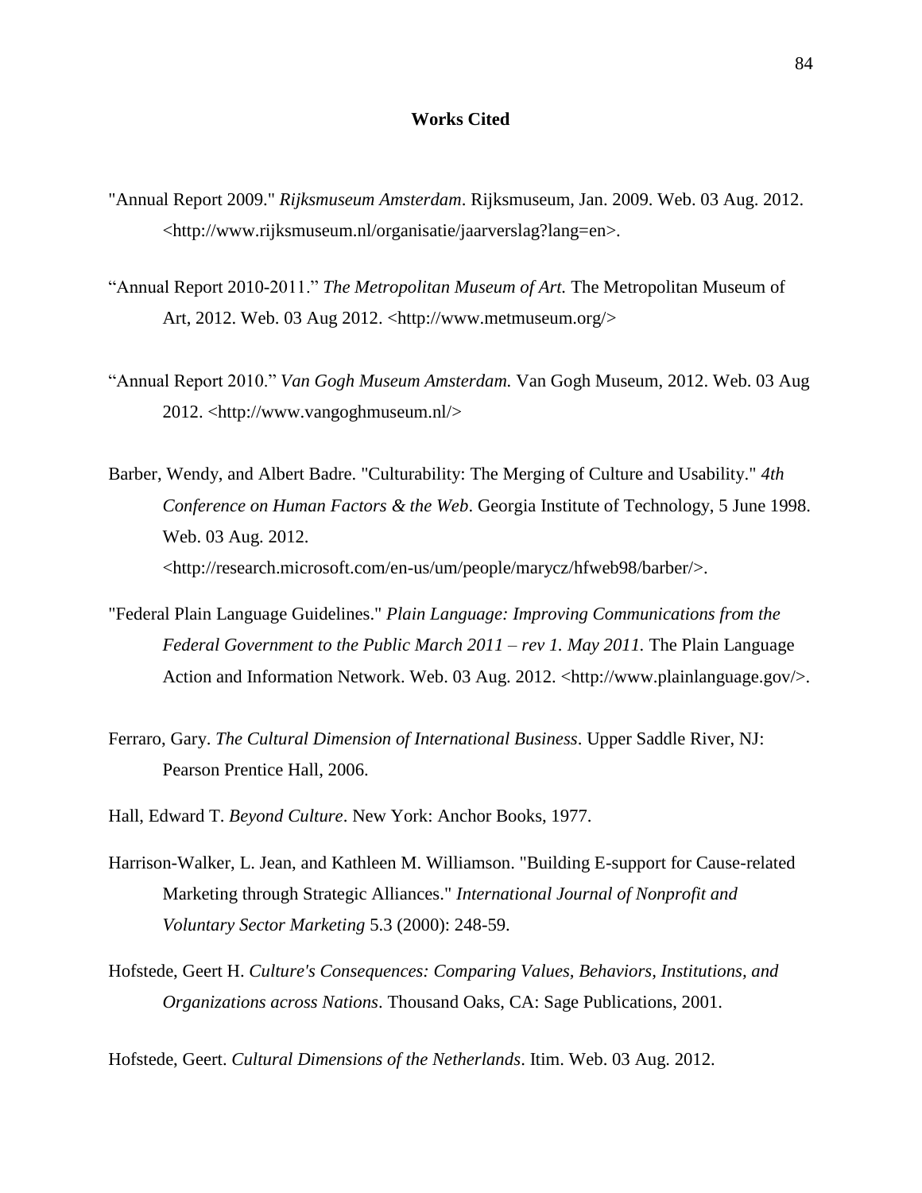# Works Cited

"Annual Report 2009." *Rijksmuseum Amsterdam*. Rijksmuseum, Jan. 2009. Web. 03 Aug. 2012. <http://www.rijksmuseum.nl/organisatie/jaarverslag?lang=en>.

"Annual Report 2010-2011." *The Metropolitan Museum of Art.* The Metropolitan Museum of Art, 2012. Web. 03 Aug 2012. <http://www.metmuseum.org/>

"Annual Report 2010." *Van Gogh Museum Amsterdam.* Van Gogh Museum, 2012. Web. 03 Aug 2012. <http://www.vangoghmuseum.nl/>

Barber, Wendy, and Albert Badre. "Culturability: The Merging of Culture and Usability." *4th Conference on Human Factors & the Web*. Georgia Institute of Technology, 5 June 1998. Web. 03 Aug. 2012. <http://research.microsoft.com/en-us/um/people/marycz/hfweb98/barber/>.

"Federal Plain Language Guidelines." *Plain Language: Improving Communications from the Federal Government to the Public March 2011 – rev 1. May 2011.* The Plain Language Action and Information Network. Web. 03 Aug. 2012. <http://www.plainlanguage.gov/>.

Ferraro, Gary. *The Cultural Dimension of International Business*. Upper Saddle River, NJ: Pearson Prentice Hall, 2006.

Hall, Edward T. *Beyond Culture*. New York: Anchor Books, 1977.

Harrison-Walker, L. Jean, and Kathleen M. Williamson. "Building E-support for Cause-related Marketing through Strategic Alliances." *International Journal of Nonprofit and Voluntary Sector Marketing* 5.3 (2000): 248-59.

Hofstede, Geert H. *Culture's Consequences: Comparing Values, Behaviors, Institutions, and Organizations across Nations*. Thousand Oaks, CA: Sage Publications, 2001.

Hofstede, Geert. *Cultural Dimensions of the Netherlands*. Itim. Web. 03 Aug. 2012.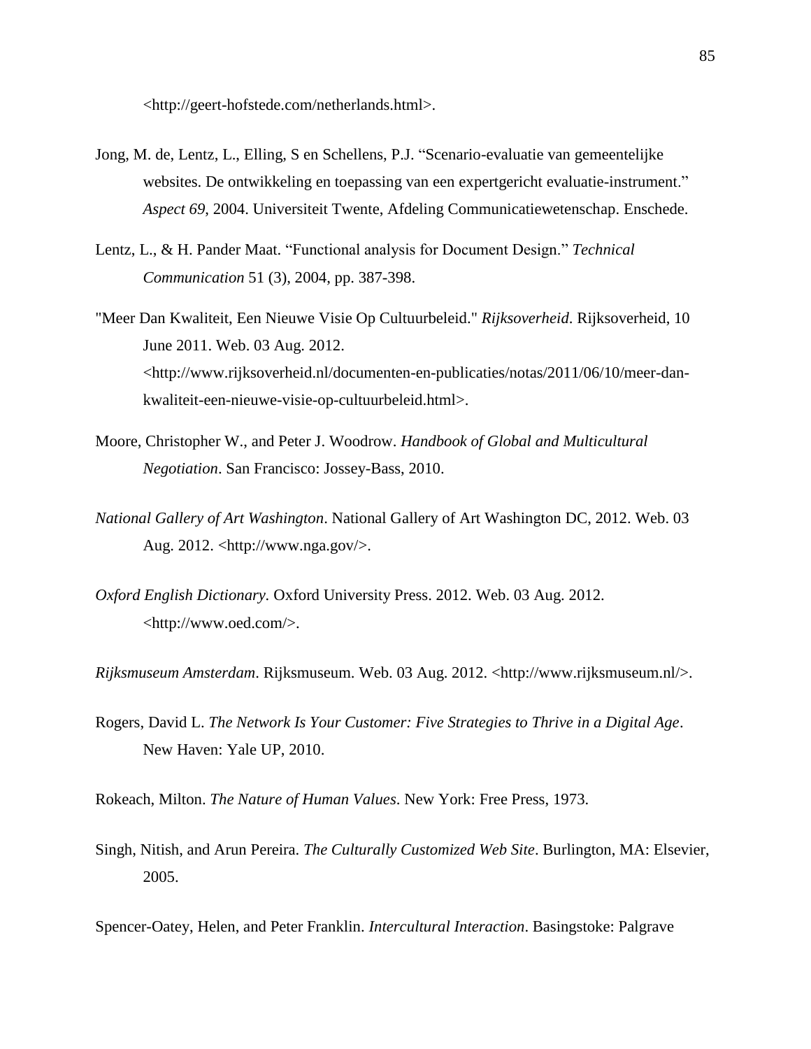<http://geert-hofstede.com/netherlands.html>.

Jong, M. de, Lentz, L., Elling, S en Schellens, P.J. "Scenario-evaluatie van gemeentelijke websites. De ontwikkeling en toepassing van een expertgericht evaluatie-instrument." *Aspect 69*, 2004. Universiteit Twente, Afdeling Communicatiewetenschap. Enschede.

Lentz, L., & H. Pander Maat. "Functional analysis for Document Design." *Technical Communication* 51 (3), 2004, pp. 387-398.

"Meer Dan Kwaliteit, Een Nieuwe Visie Op Cultuurbeleid." *Rijksoverheid*. Rijksoverheid, 10 June 2011. Web. 03 Aug. 2012. <http://www.rijksoverheid.nl/documenten-en-publicaties/notas/2011/06/10/meer-dan-kwaliteit-een-nieuwe-visie-op-cultuurbeleid.html>.

Moore, Christopher W., and Peter J. Woodrow. *Handbook of Global and Multicultural Negotiation*. San Francisco: Jossey-Bass, 2010.

*National Gallery of Art Washington*. National Gallery of Art Washington DC, 2012. Web. 03 Aug. 2012. <http://www.nga.gov/>.

*Oxford English Dictionary.* Oxford University Press. 2012. Web. 03 Aug. 2012. <http://www.oed.com/>.

*Rijksmuseum Amsterdam*. Rijksmuseum. Web. 03 Aug. 2012. <http://www.rijksmuseum.nl/>.

Rogers, David L. *The Network Is Your Customer: Five Strategies to Thrive in a Digital Age*. New Haven: Yale UP, 2010.

Rokeach, Milton. *The Nature of Human Values*. New York: Free Press, 1973.

Singh, Nitish, and Arun Pereira. *The Culturally Customized Web Site*. Burlington, MA: Elsevier, 2005.

Spencer-Oatey, Helen, and Peter Franklin. *Intercultural Interaction*. Basingstoke: Palgrave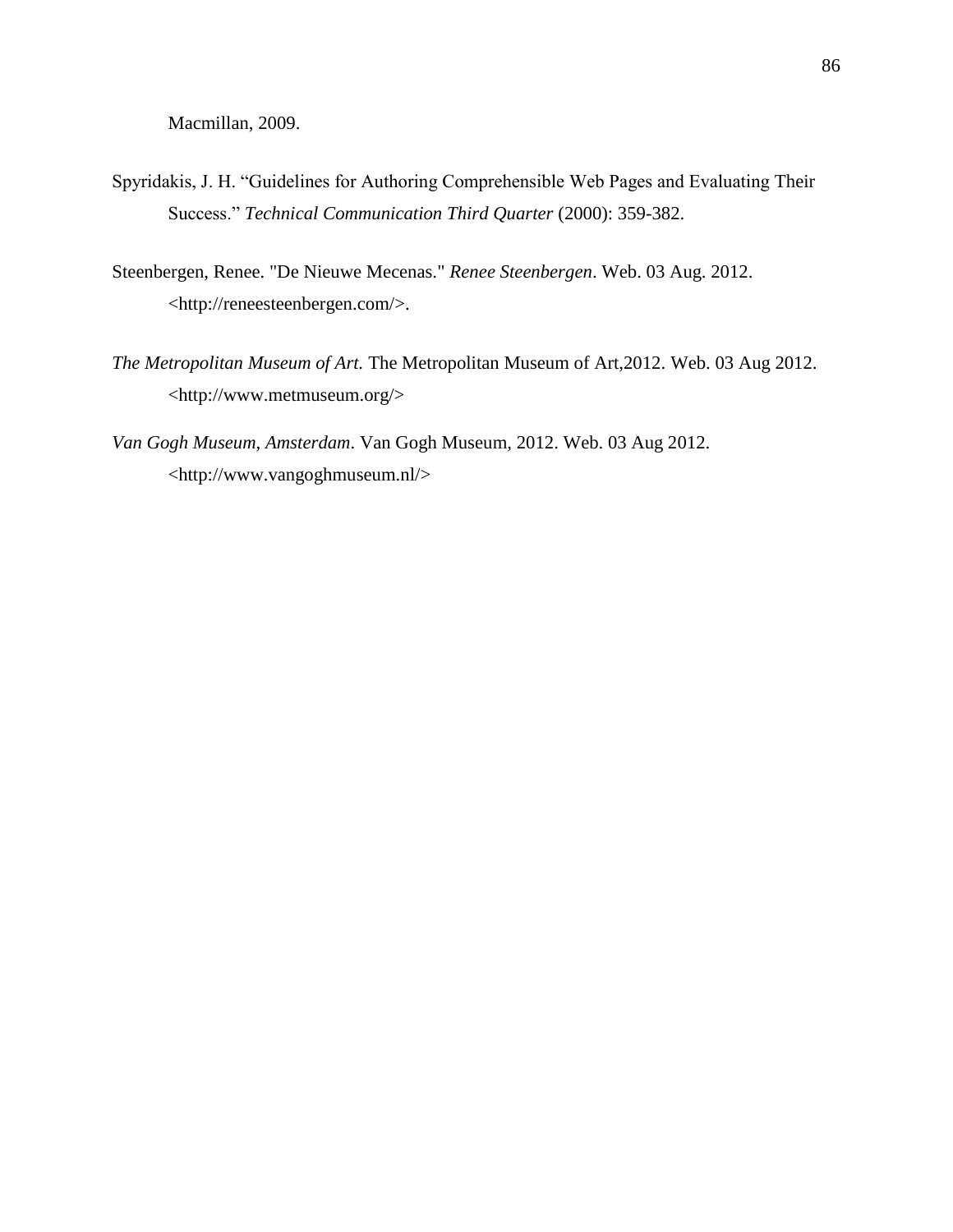Macmillan, 2009.

Spyridakis, J. H. “Guidelines for Authoring Comprehensible Web Pages and Evaluating Their Success.” *Technical Communication Third Quarter* (2000): 359-382.

Steenbergen, Renee. "De Nieuwe Mecenas." *Renee Steenbergen*. Web. 03 Aug. 2012. <http://reneesteenbergen.com/>.

*The Metropolitan Museum of Art.* The Metropolitan Museum of Art,2012. Web. 03 Aug 2012. <http://www.metmuseum.org/>

*Van Gogh Museum, Amsterdam*. Van Gogh Museum, 2012. Web. 03 Aug 2012. <http://www.vangoghmuseum.nl/>